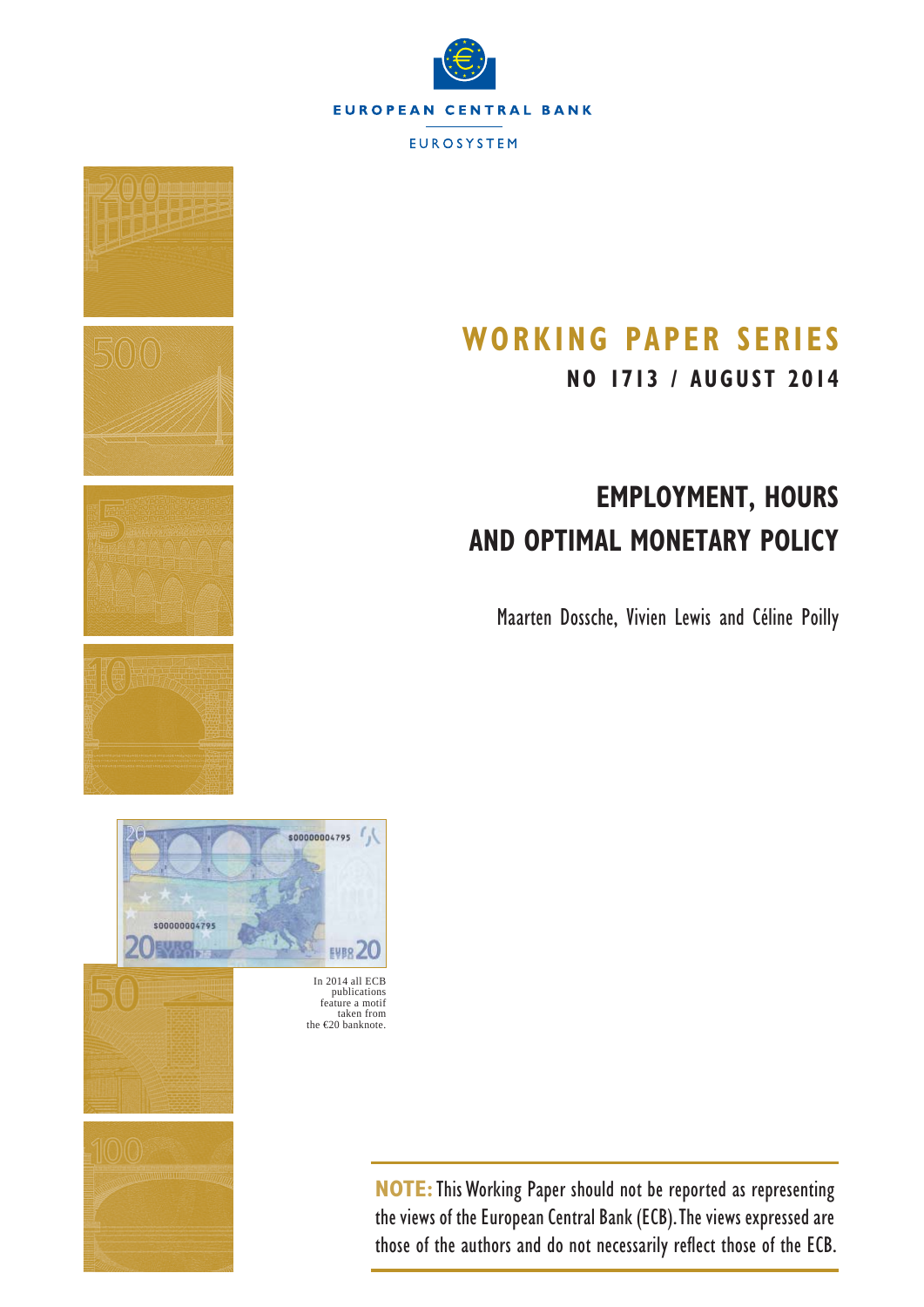EUROPEAN CENTRAL BANK

EUROSYSTEM

# WORKING PAPER SERIES

**NO 1713 / AUGUST 2014**

# EMPLOYMENT, HOURS AND OPTIMAL MONETARY POLICY

Maarten Dossche, Vivien Lewis and Céline Poilly

In 2014 all ECB publications feature a motif taken from the €20 banknote.

**NOTE:** This Working Paper should not be reported as representing the views of the European Central Bank (ECB). The views expressed are those of the authors and do not necessarily reflect those of the ECB.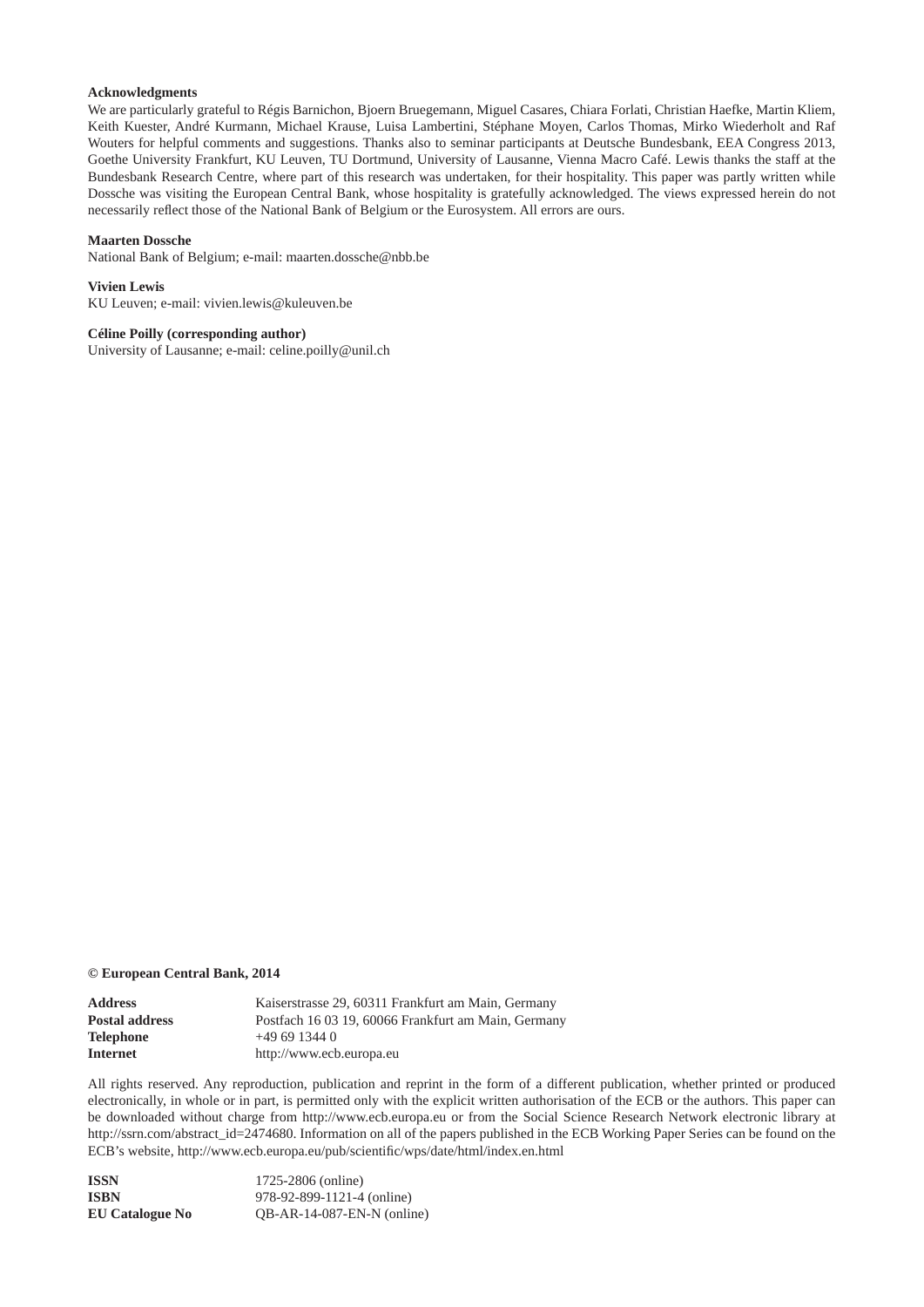**Acknowledgments**

We are particularly grateful to Régis Barnichon, Bjoern Bruegemann, Miguel Casares, Chiara Forlati, Christian Haefke, Martin Kliem, Keith Kuester, André Kurmann, Michael Krause, Luisa Lambertini, Stéphane Moyen, Carlos Thomas, Mirko Wiederholt and Raf Wouters for helpful comments and suggestions. Thanks also to seminar participants at Deutsche Bundesbank, EEA Congress 2013, Goethe University Frankfurt, KU Leuven, TU Dortmund, University of Lausanne, Vienna Macro Café. Lewis thanks the staff at the Bundesbank Research Centre, where part of this research was undertaken, for their hospitality. This paper was partly written while Dossche was visiting the European Central Bank, whose hospitality is gratefully acknowledged. The views expressed herein do not necessarily reflect those of the National Bank of Belgium or the Eurosystem. All errors are ours.

**Maarten Dossche**
National Bank of Belgium; e-mail: maarten.dossche@nbb.be

**Vivien Lewis**
KU Leuven; e-mail: vivien.lewis@kuleuven.be

**Céline Poilly (corresponding author)**
University of Lausanne; e-mail: celine.poilly@unil.ch

**© European Central Bank, 2014**

| | |
|---|---|
| **Address** | Kaiserstrasse 29, 60311 Frankfurt am Main, Germany |
| **Postal address** | Postfach 16 03 19, 60066 Frankfurt am Main, Germany |
| **Telephone** | +49 69 1344 0 |
| **Internet** | http://www.ecb.europa.eu |

All rights reserved. Any reproduction, publication and reprint in the form of a different publication, whether printed or produced electronically, in whole or in part, is permitted only with the explicit written authorisation of the ECB or the authors. This paper can be downloaded without charge from http://www.ecb.europa.eu or from the Social Science Research Network electronic library at http://ssrn.com/abstract_id=2474680. Information on all of the papers published in the ECB Working Paper Series can be found on the ECB's website, http://www.ecb.europa.eu/pub/scientific/wps/date/html/index.en.html

| | |
|---|---|
| **ISSN** | 1725-2806 (online) |
| **ISBN** | 978-92-899-1121-4 (online) |
| **EU Catalogue No** | QB-AR-14-087-EN-N (online) |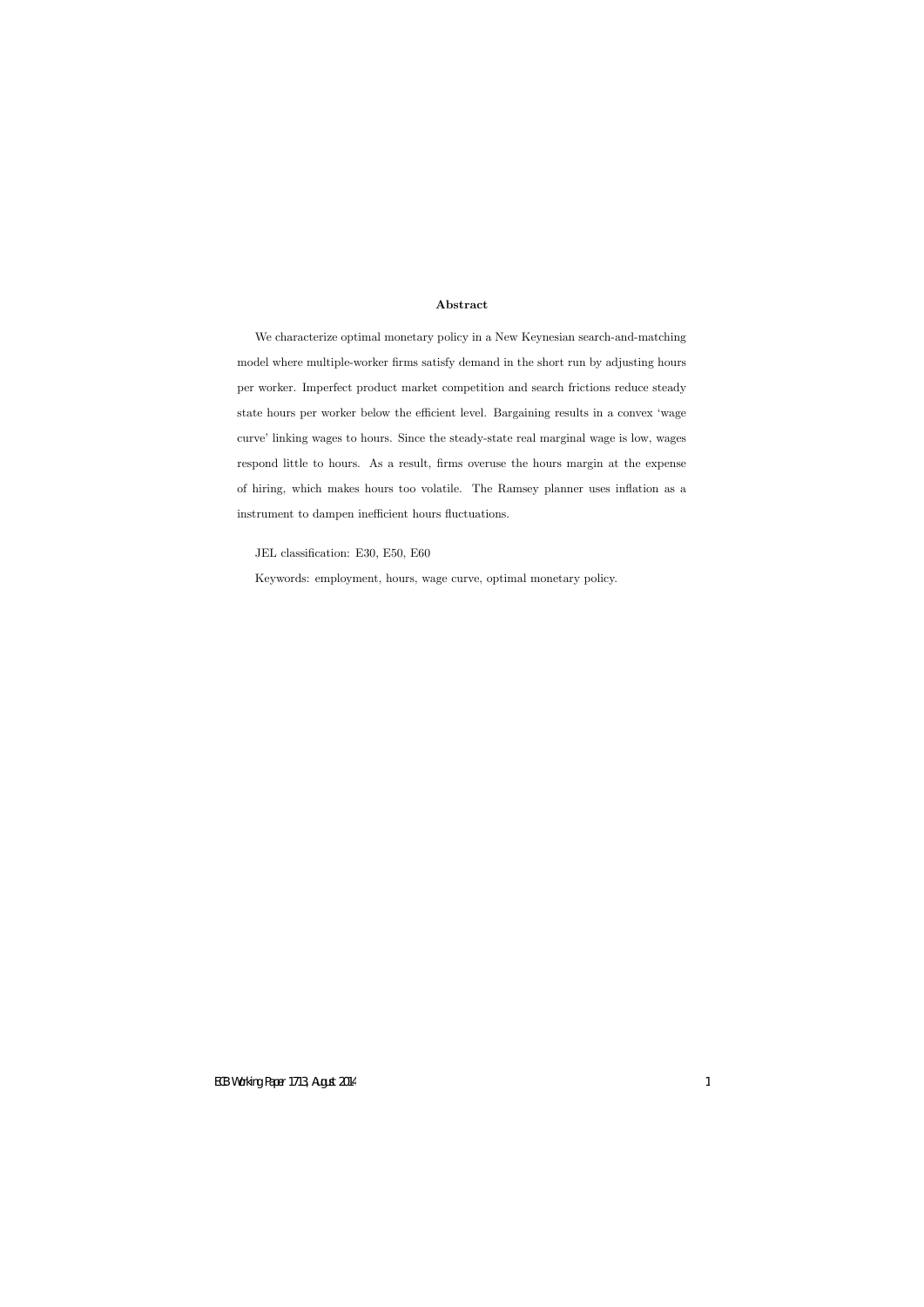**Abstract**

We characterize optimal monetary policy in a New Keynesian search-and-matching model where multiple-worker firms satisfy demand in the short run by adjusting hours per worker. Imperfect product market competition and search frictions reduce steady state hours per worker below the efficient level. Bargaining results in a convex 'wage curve' linking wages to hours. Since the steady-state real marginal wage is low, wages respond little to hours. As a result, firms overuse the hours margin at the expense of hiring, which makes hours too volatile. The Ramsey planner uses inflation as a instrument to dampen inefficient hours fluctuations.

JEL classification: E30, E50, E60

Keywords: employment, hours, wage curve, optimal monetary policy.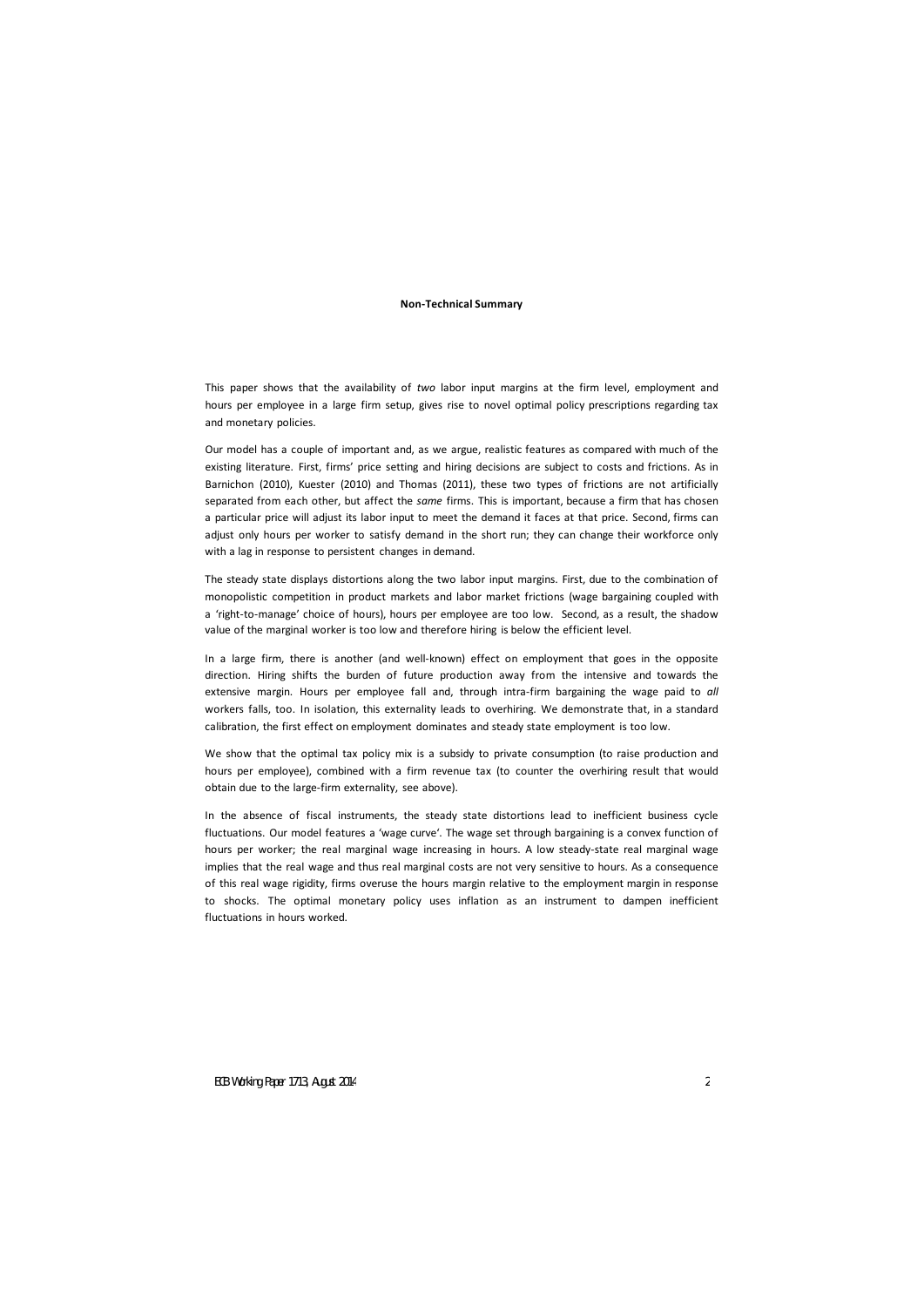## Non-Technical Summary

This paper shows that the availability of *two* labor input margins at the firm level, employment and hours per employee in a large firm setup, gives rise to novel optimal policy prescriptions regarding tax and monetary policies.

Our model has a couple of important and, as we argue, realistic features as compared with much of the existing literature. First, firms' price setting and hiring decisions are subject to costs and frictions. As in Barnichon (2010), Kuester (2010) and Thomas (2011), these two types of frictions are not artificially separated from each other, but affect the *same* firms. This is important, because a firm that has chosen a particular price will adjust its labor input to meet the demand it faces at that price. Second, firms can adjust only hours per worker to satisfy demand in the short run; they can change their workforce only with a lag in response to persistent changes in demand.

The steady state displays distortions along the two labor input margins. First, due to the combination of monopolistic competition in product markets and labor market frictions (wage bargaining coupled with a 'right-to-manage' choice of hours), hours per employee are too low. Second, as a result, the shadow value of the marginal worker is too low and therefore hiring is below the efficient level.

In a large firm, there is another (and well-known) effect on employment that goes in the opposite direction. Hiring shifts the burden of future production away from the intensive and towards the extensive margin. Hours per employee fall and, through intra-firm bargaining the wage paid to *all* workers falls, too. In isolation, this externality leads to overhiring. We demonstrate that, in a standard calibration, the first effect on employment dominates and steady state employment is too low.

We show that the optimal tax policy mix is a subsidy to private consumption (to raise production and hours per employee), combined with a firm revenue tax (to counter the overhiring result that would obtain due to the large-firm externality, see above).

In the absence of fiscal instruments, the steady state distortions lead to inefficient business cycle fluctuations. Our model features a 'wage curve'. The wage set through bargaining is a convex function of hours per worker; the real marginal wage increasing in hours. A low steady-state real marginal wage implies that the real wage and thus real marginal costs are not very sensitive to hours. As a consequence of this real wage rigidity, firms overuse the hours margin relative to the employment margin in response to shocks. The optimal monetary policy uses inflation as an instrument to dampen inefficient fluctuations in hours worked.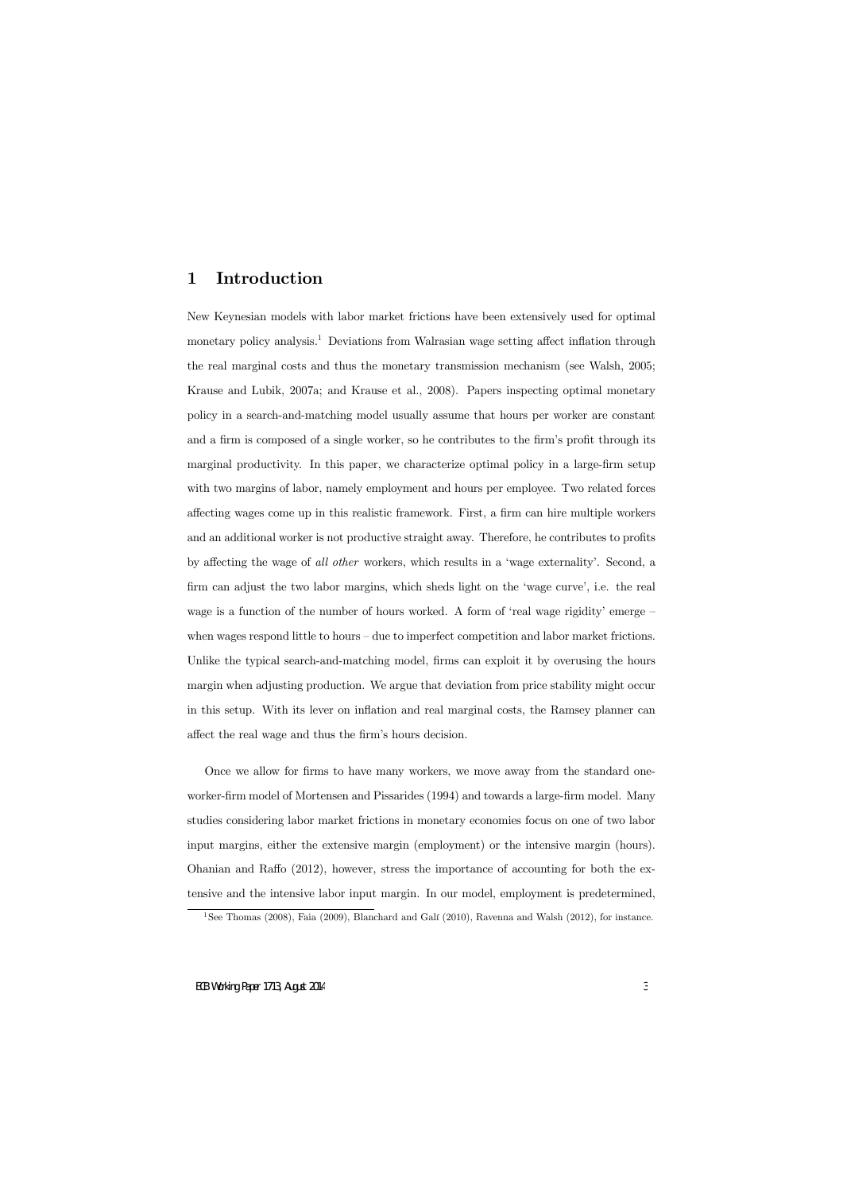# 1 Introduction

New Keynesian models with labor market frictions have been extensively used for optimal monetary policy analysis.[1] Deviations from Walrasian wage setting affect inflation through the real marginal costs and thus the monetary transmission mechanism (see Walsh, 2005; Krause and Lubik, 2007a; and Krause et al., 2008). Papers inspecting optimal monetary policy in a search-and-matching model usually assume that hours per worker are constant and a firm is composed of a single worker, so he contributes to the firm's profit through its marginal productivity. In this paper, we characterize optimal policy in a large-firm setup with two margins of labor, namely employment and hours per employee. Two related forces affecting wages come up in this realistic framework. First, a firm can hire multiple workers and an additional worker is not productive straight away. Therefore, he contributes to profits by affecting the wage of *all other* workers, which results in a 'wage externality'. Second, a firm can adjust the two labor margins, which sheds light on the 'wage curve', i.e. the real wage is a function of the number of hours worked. A form of 'real wage rigidity' emerge – when wages respond little to hours – due to imperfect competition and labor market frictions. Unlike the typical search-and-matching model, firms can exploit it by overusing the hours margin when adjusting production. We argue that deviation from price stability might occur in this setup. With its lever on inflation and real marginal costs, the Ramsey planner can affect the real wage and thus the firm's hours decision.

Once we allow for firms to have many workers, we move away from the standard one-worker-firm model of Mortensen and Pissarides (1994) and towards a large-firm model. Many studies considering labor market frictions in monetary economies focus on one of two labor input margins, either the extensive margin (employment) or the intensive margin (hours). Ohanian and Raffo (2012), however, stress the importance of accounting for both the extensive and the intensive labor input margin. In our model, employment is predetermined,

[1] See Thomas (2008), Faia (2009), Blanchard and Galí (2010), Ravenna and Walsh (2012), for instance.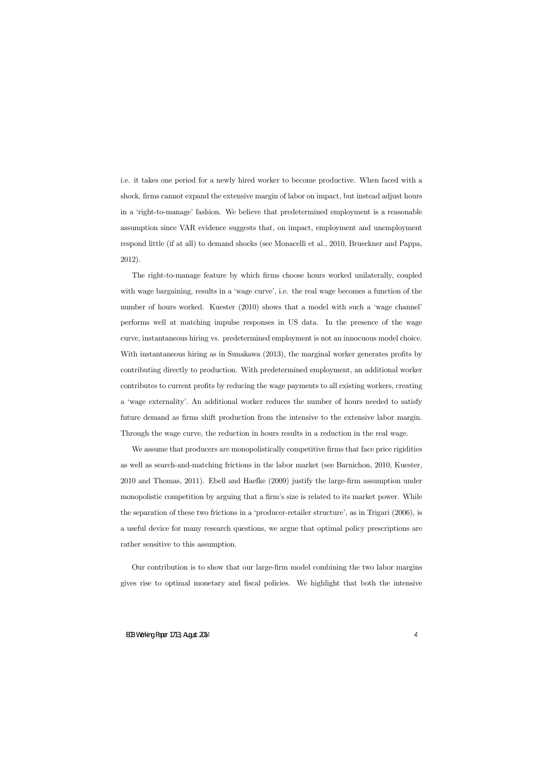i.e. it takes one period for a newly hired worker to become productive. When faced with a shock, firms cannot expand the extensive margin of labor on impact, but instead adjust hours in a 'right-to-manage' fashion. We believe that predetermined employment is a reasonable assumption since VAR evidence suggests that, on impact, employment and unemployment respond little (if at all) to demand shocks (see Monacelli et al., 2010, Brueckner and Pappa, 2012).

The right-to-manage feature by which firms choose hours worked unilaterally, coupled with wage bargaining, results in a 'wage curve', i.e. the real wage becomes a function of the number of hours worked. Kuester (2010) shows that a model with such a 'wage channel' performs well at matching impulse responses in US data. In the presence of the wage curve, instantaneous hiring vs. predetermined employment is not an innocuous model choice. With instantaneous hiring as in Sunakawa (2013), the marginal worker generates profits by contributing directly to production. With predetermined employment, an additional worker contributes to current profits by reducing the wage payments to all existing workers, creating a 'wage externality'. An additional worker reduces the number of hours needed to satisfy future demand as firms shift production from the intensive to the extensive labor margin. Through the wage curve, the reduction in hours results in a reduction in the real wage.

We assume that producers are monopolistically competitive firms that face price rigidities as well as search-and-matching frictions in the labor market (see Barnichon, 2010, Kuester, 2010 and Thomas, 2011). Ebell and Haefke (2009) justify the large-firm assumption under monopolistic competition by arguing that a firm's size is related to its market power. While the separation of these two frictions in a 'producer-retailer structure', as in Trigari (2006), is a useful device for many research questions, we argue that optimal policy prescriptions are rather sensitive to this assumption.

Our contribution is to show that our large-firm model combining the two labor margins gives rise to optimal monetary and fiscal policies. We highlight that both the intensive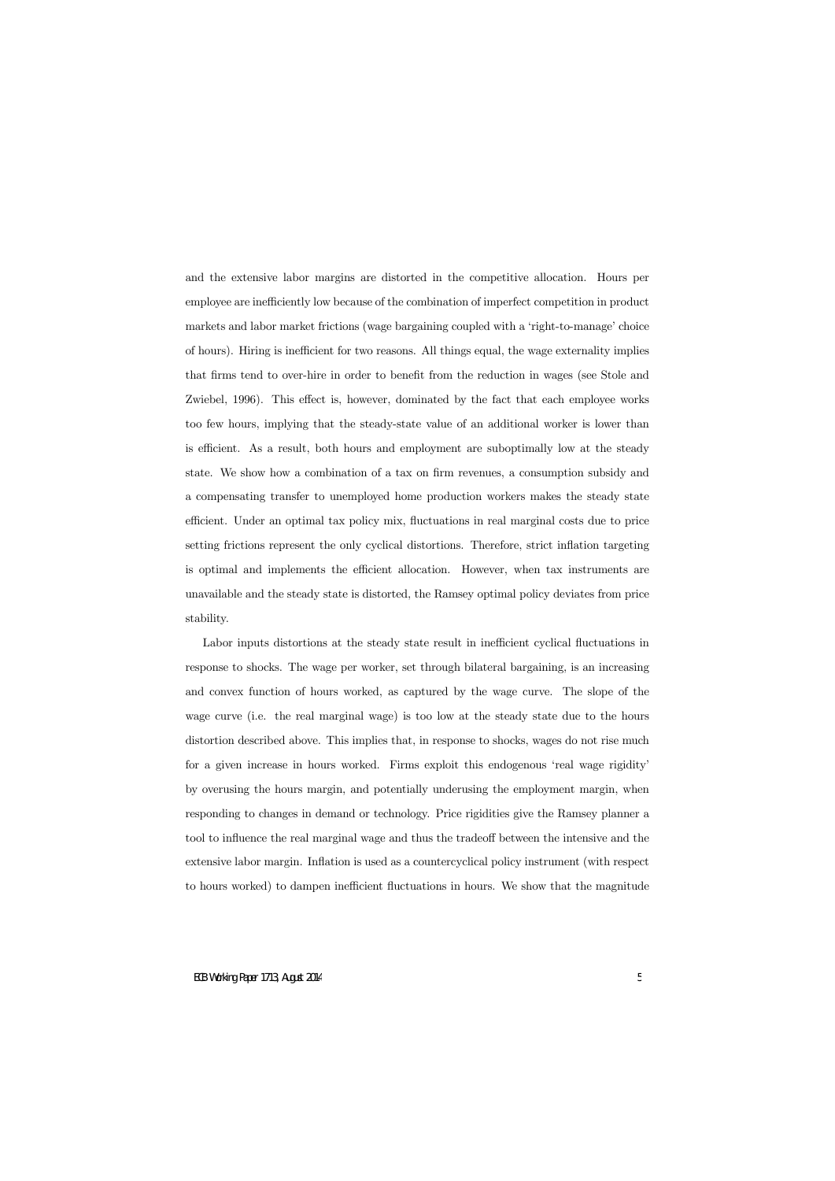and the extensive labor margins are distorted in the competitive allocation. Hours per employee are inefficiently low because of the combination of imperfect competition in product markets and labor market frictions (wage bargaining coupled with a 'right-to-manage' choice of hours). Hiring is inefficient for two reasons. All things equal, the wage externality implies that firms tend to over-hire in order to benefit from the reduction in wages (see Stole and Zwiebel, 1996). This effect is, however, dominated by the fact that each employee works too few hours, implying that the steady-state value of an additional worker is lower than is efficient. As a result, both hours and employment are suboptimally low at the steady state. We show how a combination of a tax on firm revenues, a consumption subsidy and a compensating transfer to unemployed home production workers makes the steady state efficient. Under an optimal tax policy mix, fluctuations in real marginal costs due to price setting frictions represent the only cyclical distortions. Therefore, strict inflation targeting is optimal and implements the efficient allocation. However, when tax instruments are unavailable and the steady state is distorted, the Ramsey optimal policy deviates from price stability.

Labor inputs distortions at the steady state result in inefficient cyclical fluctuations in response to shocks. The wage per worker, set through bilateral bargaining, is an increasing and convex function of hours worked, as captured by the wage curve. The slope of the wage curve (i.e. the real marginal wage) is too low at the steady state due to the hours distortion described above. This implies that, in response to shocks, wages do not rise much for a given increase in hours worked. Firms exploit this endogenous 'real wage rigidity' by overusing the hours margin, and potentially underusing the employment margin, when responding to changes in demand or technology. Price rigidities give the Ramsey planner a tool to influence the real marginal wage and thus the tradeoff between the intensive and the extensive labor margin. Inflation is used as a countercyclical policy instrument (with respect to hours worked) to dampen inefficient fluctuations in hours. We show that the magnitude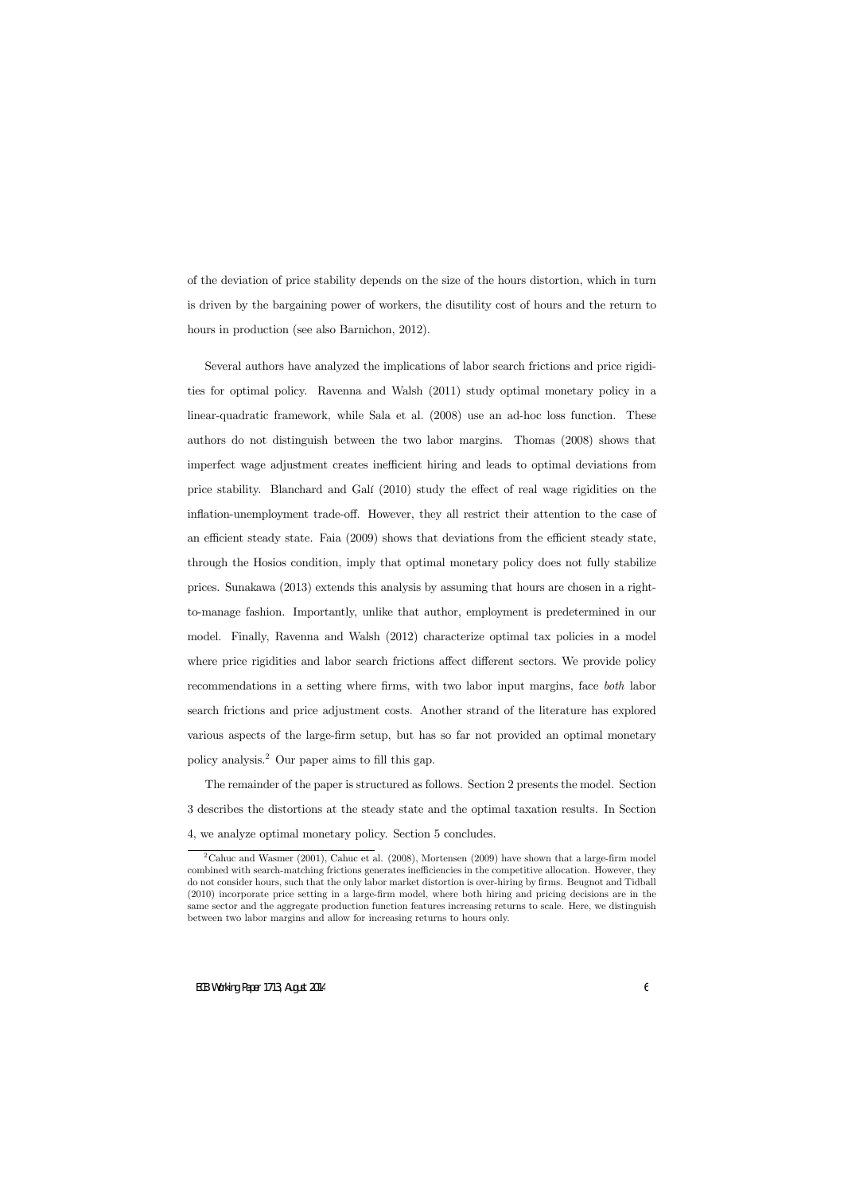of the deviation of price stability depends on the size of the hours distortion, which in turn is driven by the bargaining power of workers, the disutility cost of hours and the return to hours in production (see also Barnichon, 2012).

Several authors have analyzed the implications of labor search frictions and price rigidities for optimal policy. Ravenna and Walsh (2011) study optimal monetary policy in a linear-quadratic framework, while Sala et al. (2008) use an ad-hoc loss function. These authors do not distinguish between the two labor margins. Thomas (2008) shows that imperfect wage adjustment creates inefficient hiring and leads to optimal deviations from price stability. Blanchard and Galí (2010) study the effect of real wage rigidities on the inflation-unemployment trade-off. However, they all restrict their attention to the case of an efficient steady state. Faia (2009) shows that deviations from the efficient steady state, through the Hosios condition, imply that optimal monetary policy does not fully stabilize prices. Sunakawa (2013) extends this analysis by assuming that hours are chosen in a right-to-manage fashion. Importantly, unlike that author, employment is predetermined in our model. Finally, Ravenna and Walsh (2012) characterize optimal tax policies in a model where price rigidities and labor search frictions affect different sectors. We provide policy recommendations in a setting where firms, with two labor input margins, face *both* labor search frictions and price adjustment costs. Another strand of the literature has explored various aspects of the large-firm setup, but has so far not provided an optimal monetary policy analysis.[2] Our paper aims to fill this gap.

The remainder of the paper is structured as follows. Section 2 presents the model. Section 3 describes the distortions at the steady state and the optimal taxation results. In Section 4, we analyze optimal monetary policy. Section 5 concludes.

[2] Cahuc and Wasmer (2001), Cahuc et al. (2008), Mortensen (2009) have shown that a large-firm model combined with search-matching frictions generates inefficiencies in the competitive allocation. However, they do not consider hours, such that the only labor market distortion is over-hiring by firms. Beugnot and Tidball (2010) incorporate price setting in a large-firm model, where both hiring and pricing decisions are in the same sector and the aggregate production function features increasing returns to scale. Here, we distinguish between two labor margins and allow for increasing returns to hours only.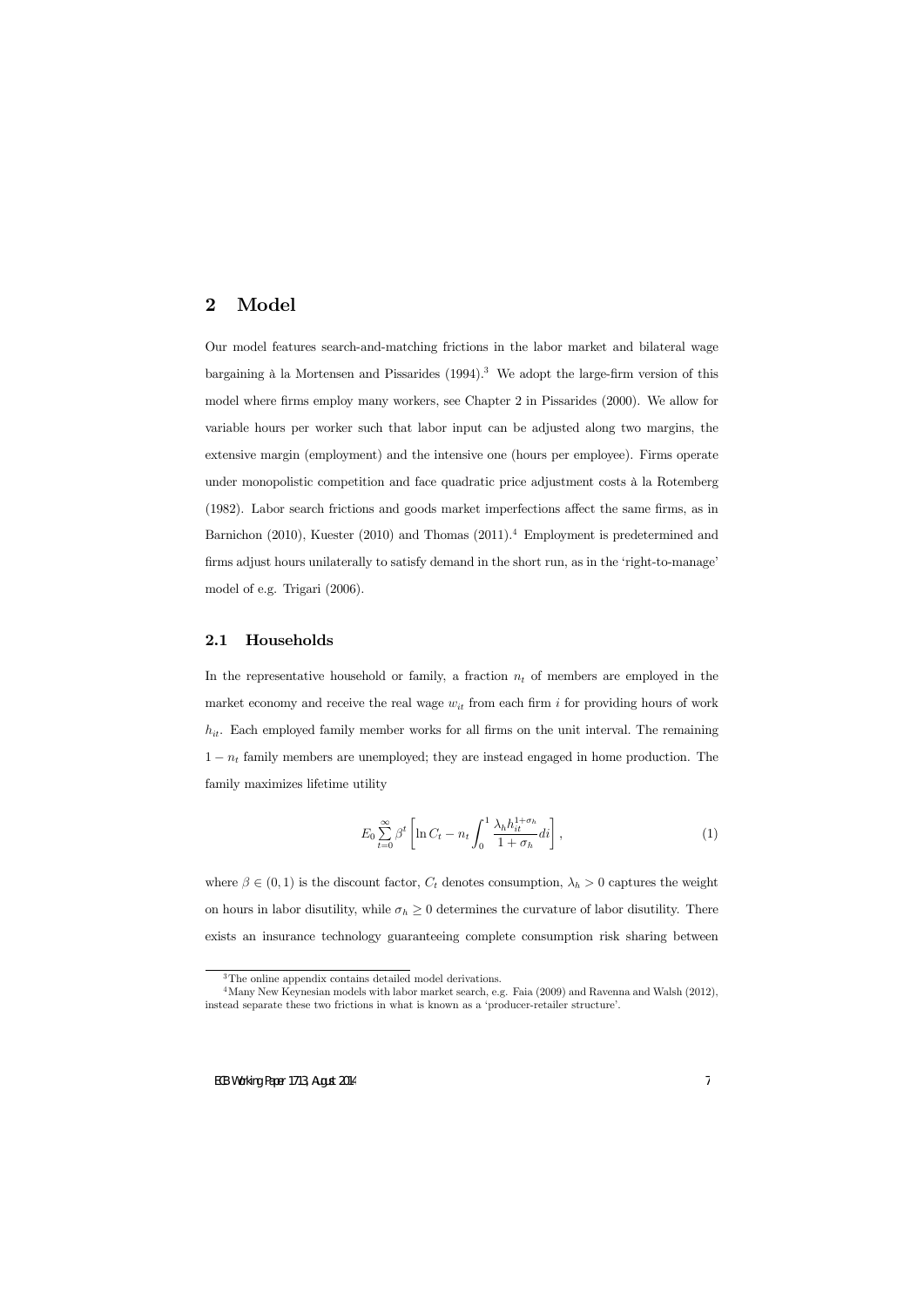# 2 Model

Our model features search-and-matching frictions in the labor market and bilateral wage bargaining à la Mortensen and Pissarides (1994).[3] We adopt the large-firm version of this model where firms employ many workers, see Chapter 2 in Pissarides (2000). We allow for variable hours per worker such that labor input can be adjusted along two margins, the extensive margin (employment) and the intensive one (hours per employee). Firms operate under monopolistic competition and face quadratic price adjustment costs à la Rotemberg (1982). Labor search frictions and goods market imperfections affect the same firms, as in Barnichon (2010), Kuester (2010) and Thomas (2011).[4] Employment is predetermined and firms adjust hours unilaterally to satisfy demand in the short run, as in the 'right-to-manage' model of e.g. Trigari (2006).

## 2.1 Households

In the representative household or family, a fraction $n_t$ of members are employed in the market economy and receive the real wage $w_{it}$ from each firm $i$ for providing hours of work $h_{it}$. Each employed family member works for all firms on the unit interval. The remaining $1 - n_t$ family members are unemployed; they are instead engaged in home production. The family maximizes lifetime utility

$$E_0 \sum_{t=0}^{\infty} \beta^t \left[ \ln C_t - n_t \int_0^1 \frac{\lambda_h h_{it}^{1+\sigma_h}}{1+\sigma_h} di \right], \tag{1}$$

where $\beta \in (0,1)$ is the discount factor, $C_t$ denotes consumption, $\lambda_h > 0$ captures the weight on hours in labor disutility, while $\sigma_h \geq 0$ determines the curvature of labor disutility. There exists an insurance technology guaranteeing complete consumption risk sharing between

[3] The online appendix contains detailed model derivations.

[4] Many New Keynesian models with labor market search, e.g. Faia (2009) and Ravenna and Walsh (2012), instead separate these two frictions in what is known as a 'producer-retailer structure'.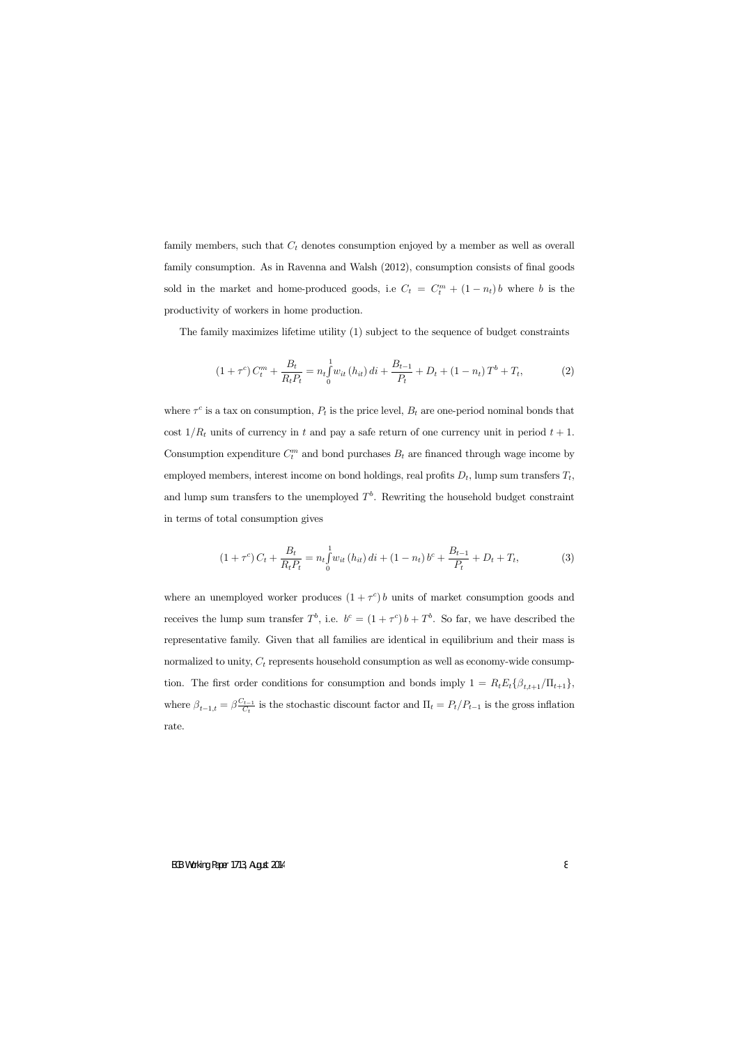family members, such that $C_t$ denotes consumption enjoyed by a member as well as overall family consumption. As in Ravenna and Walsh (2012), consumption consists of final goods sold in the market and home-produced goods, i.e $C_t = C_t^m + (1 - n_t) b$ where $b$ is the productivity of workers in home production.

The family maximizes lifetime utility (1) subject to the sequence of budget constraints

$$(1 + \tau^c) C_t^m + \frac{B_t}{R_t P_t} = n_t \int_0^1 w_{it} (h_{it}) \, di + \frac{B_{t-1}}{P_t} + D_t + (1 - n_t) T^b + T_t, \tag{2}$$

where $\tau^c$ is a tax on consumption, $P_t$ is the price level, $B_t$ are one-period nominal bonds that cost $1/R_t$ units of currency in $t$ and pay a safe return of one currency unit in period $t+1$. Consumption expenditure $C_t^m$ and bond purchases $B_t$ are financed through wage income by employed members, interest income on bond holdings, real profits $D_t$, lump sum transfers $T_t$, and lump sum transfers to the unemployed $T^b$. Rewriting the household budget constraint in terms of total consumption gives

$$(1 + \tau^c) C_t + \frac{B_t}{R_t P_t} = n_t \int_0^1 w_{it} (h_{it}) \, di + (1 - n_t) b^c + \frac{B_{t-1}}{P_t} + D_t + T_t, \tag{3}$$

where an unemployed worker produces $(1 + \tau^c) b$ units of market consumption goods and receives the lump sum transfer $T^b$, i.e. $b^c = (1 + \tau^c) b + T^b$. So far, we have described the representative family. Given that all families are identical in equilibrium and their mass is normalized to unity, $C_t$ represents household consumption as well as economy-wide consumption. The first order conditions for consumption and bonds imply $1 = R_t E_t \{\beta_{t,t+1}/\Pi_{t+1}\}$, where $\beta_{t-1,t} = \beta \frac{C_{t-1}}{C_t}$ is the stochastic discount factor and $\Pi_t = P_t/P_{t-1}$ is the gross inflation rate.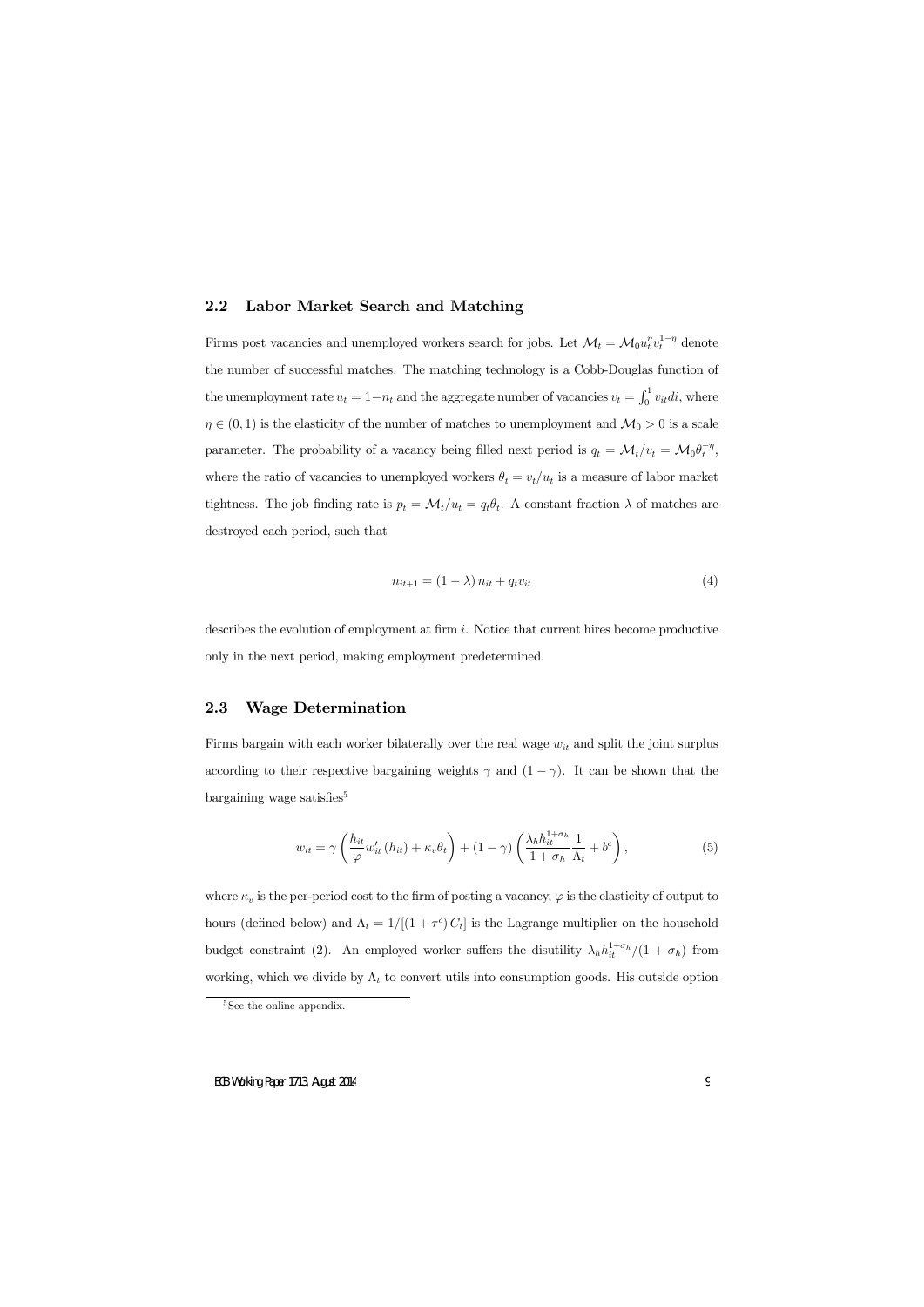## 2.2 Labor Market Search and Matching

Firms post vacancies and unemployed workers search for jobs. Let $\mathcal{M}_t = \mathcal{M}_0 u_t^{\eta} v_t^{1-\eta}$ denote the number of successful matches. The matching technology is a Cobb-Douglas function of the unemployment rate $u_t = 1 - n_t$ and the aggregate number of vacancies $v_t = \int_0^1 v_{it} di$, where $\eta \in (0, 1)$ is the elasticity of the number of matches to unemployment and $\mathcal{M}_0 > 0$ is a scale parameter. The probability of a vacancy being filled next period is $q_t = \mathcal{M}_t / v_t = \mathcal{M}_0 \theta_t^{-\eta}$, where the ratio of vacancies to unemployed workers $\theta_t = v_t / u_t$ is a measure of labor market tightness. The job finding rate is $p_t = \mathcal{M}_t / u_t = q_t \theta_t$. A constant fraction $\lambda$ of matches are destroyed each period, such that

$$n_{it+1} = (1 - \lambda) n_{it} + q_t v_{it} \tag{4}$$

describes the evolution of employment at firm $i$. Notice that current hires become productive only in the next period, making employment predetermined.

## 2.3 Wage Determination

Firms bargain with each worker bilaterally over the real wage $w_{it}$ and split the joint surplus according to their respective bargaining weights $\gamma$ and $(1 - \gamma)$. It can be shown that the bargaining wage satisfies[5]

$$w_{it} = \gamma \left( \frac{h_{it}}{\varphi} w'_{it} (h_{it}) + \kappa_v \theta_t \right) + (1 - \gamma) \left( \frac{\lambda_h h_{it}^{1+\sigma_h}}{1 + \sigma_h} \frac{1}{\Lambda_t} + b^c \right), \tag{5}$$

where $\kappa_v$ is the per-period cost to the firm of posting a vacancy, $\varphi$ is the elasticity of output to hours (defined below) and $\Lambda_t = 1/[(1 + \tau^c) C_t]$ is the Lagrange multiplier on the household budget constraint (2). An employed worker suffers the disutility $\lambda_h h_{it}^{1+\sigma_h}/(1 + \sigma_h)$ from working, which we divide by $\Lambda_t$ to convert utils into consumption goods. His outside option

[5] See the online appendix.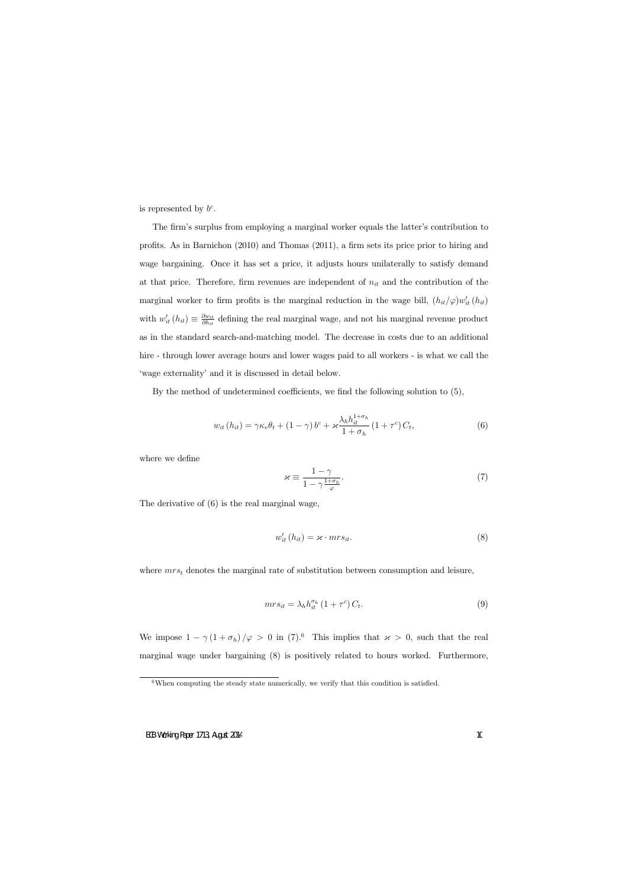is represented by $b^c$.

The firm's surplus from employing a marginal worker equals the latter's contribution to profits. As in Barnichon (2010) and Thomas (2011), a firm sets its price prior to hiring and wage bargaining. Once it has set a price, it adjusts hours unilaterally to satisfy demand at that price. Therefore, firm revenues are independent of $n_{it}$ and the contribution of the marginal worker to firm profits is the marginal reduction in the wage bill, $(h_{it}/\varphi)w'_{it}(h_{it})$ with $w'_{it}(h_{it}) \equiv \frac{\partial w_{it}}{\partial h_{it}}$ defining the real marginal wage, and not his marginal revenue product as in the standard search-and-matching model. The decrease in costs due to an additional hire - through lower average hours and lower wages paid to all workers - is what we call the 'wage externality' and it is discussed in detail below.

By the method of undetermined coefficients, we find the following solution to (5),

$$w_{it}(h_{it}) = \gamma \kappa_v \theta_t + (1-\gamma) b^c + \varkappa \frac{\lambda_h h_{it}^{1+\sigma_h}}{1+\sigma_h} (1+\tau^c) C_t, \tag{6}$$

where we define

$$\varkappa \equiv \frac{1-\gamma}{1-\gamma \frac{1+\sigma_h}{\varphi}}. \tag{7}$$

The derivative of (6) is the real marginal wage,

$$w'_{it}(h_{it}) = \varkappa \cdot mrs_{it}. \tag{8}$$

where $mrs_t$ denotes the marginal rate of substitution between consumption and leisure,

$$mrs_{it} = \lambda_h h_{it}^{\sigma_h} (1+\tau^c) C_t. \tag{9}$$

We impose $1 - \gamma(1+\sigma_h)/\varphi > 0$ in (7).[6] This implies that $\varkappa > 0$, such that the real marginal wage under bargaining (8) is positively related to hours worked. Furthermore,

[6] When computing the steady state numerically, we verify that this condition is satisfied.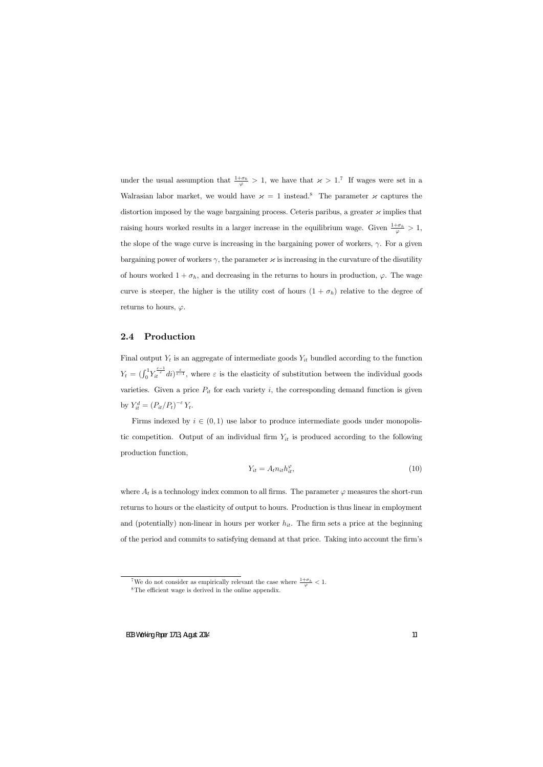under the usual assumption that $\frac{1+\sigma_h}{\varphi} > 1$, we have that $\varkappa > 1$.[7] If wages were set in a Walrasian labor market, we would have $\varkappa = 1$ instead.[8] The parameter $\varkappa$ captures the distortion imposed by the wage bargaining process. Ceteris paribus, a greater $\varkappa$ implies that raising hours worked results in a larger increase in the equilibrium wage. Given $\frac{1+\sigma_h}{\varphi} > 1$, the slope of the wage curve is increasing in the bargaining power of workers, $\gamma$. For a given bargaining power of workers $\gamma$, the parameter $\varkappa$ is increasing in the curvature of the disutility of hours worked $1+\sigma_h$, and decreasing in the returns to hours in production, $\varphi$. The wage curve is steeper, the higher is the utility cost of hours $(1+\sigma_h)$ relative to the degree of returns to hours, $\varphi$.

## 2.4 Production

Final output $Y_t$ is an aggregate of intermediate goods $Y_{it}$ bundled according to the function $Y_t = (\int_0^1 Y_{it}^{\frac{\varepsilon-1}{\varepsilon}} di)^{\frac{\varepsilon}{\varepsilon-1}}$, where $\varepsilon$ is the elasticity of substitution between the individual goods varieties. Given a price $P_{it}$ for each variety $i$, the corresponding demand function is given by $Y_{it}^d = (P_{it}/P_t)^{-\varepsilon} Y_t$.

Firms indexed by $i \in (0,1)$ use labor to produce intermediate goods under monopolistic competition. Output of an individual firm $Y_{it}$ is produced according to the following production function,

$$Y_{it} = A_t n_{it} h_{it}^{\varphi}, \tag{10}$$

where $A_t$ is a technology index common to all firms. The parameter $\varphi$ measures the short-run returns to hours or the elasticity of output to hours. Production is thus linear in employment and (potentially) non-linear in hours per worker $h_{it}$. The firm sets a price at the beginning of the period and commits to satisfying demand at that price. Taking into account the firm's

[7] We do not consider as empirically relevant the case where $\frac{1+\sigma_h}{\varphi} < 1$.

[8] The efficient wage is derived in the online appendix.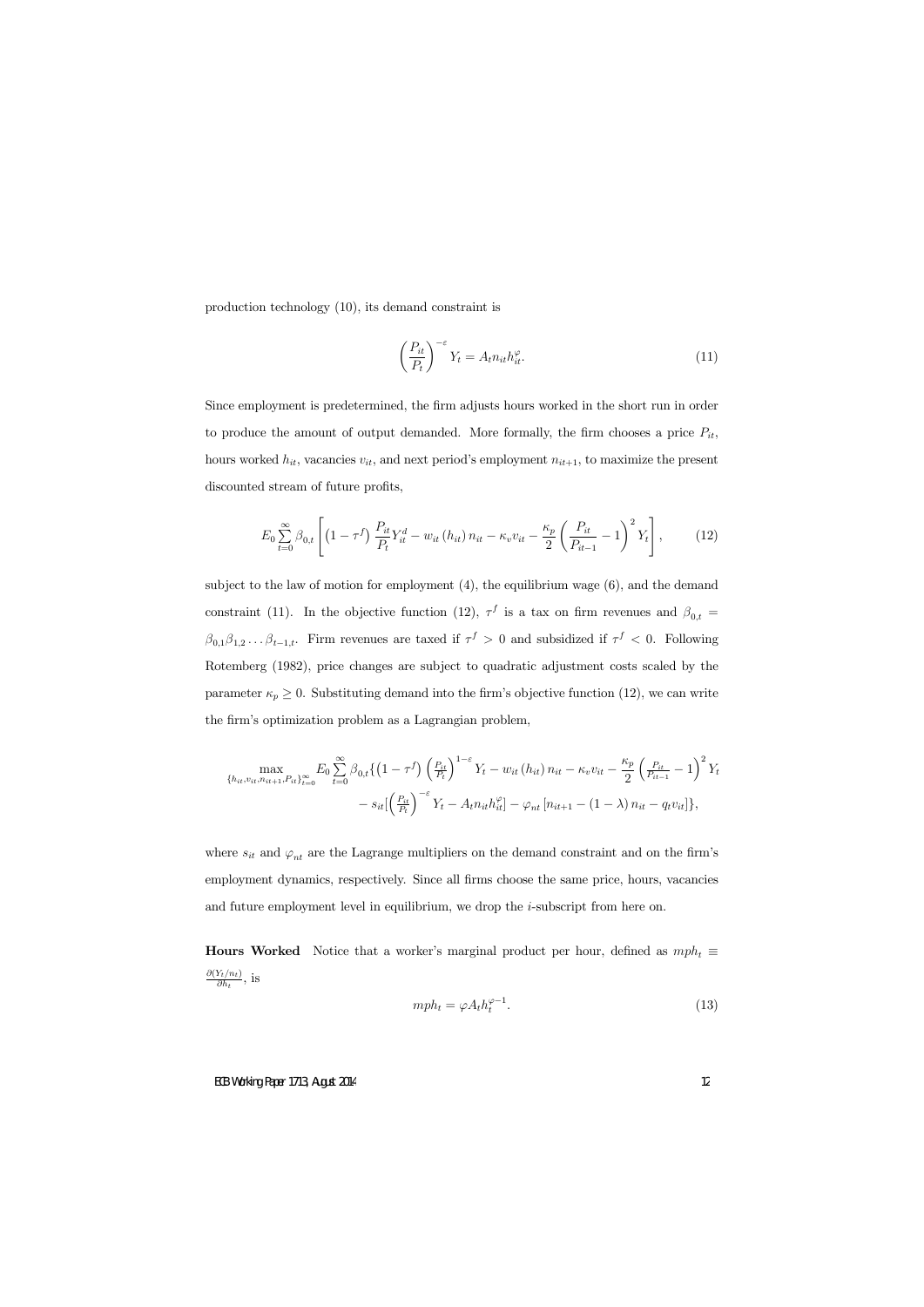production technology (10), its demand constraint is

$$\left(\frac{P_{it}}{P_t}\right)^{-\varepsilon} Y_t = A_t n_{it} h_{it}^{\varphi}. \tag{11}$$

Since employment is predetermined, the firm adjusts hours worked in the short run in order to produce the amount of output demanded. More formally, the firm chooses a price $P_{it}$, hours worked $h_{it}$, vacancies $v_{it}$, and next period's employment $n_{it+1}$, to maximize the present discounted stream of future profits,

$$E_0 \sum_{t=0}^{\infty} \beta_{0,t} \left[ \left(1-\tau^f\right) \frac{P_{it}}{P_t} Y_{it}^d - w_{it}\left(h_{it}\right) n_{it} - \kappa_v v_{it} - \frac{\kappa_p}{2}\left(\frac{P_{it}}{P_{it-1}} - 1\right)^2 Y_t \right], \tag{12}$$

subject to the law of motion for employment (4), the equilibrium wage (6), and the demand constraint (11). In the objective function (12), $\tau^f$ is a tax on firm revenues and $\beta_{0,t} = \beta_{0,1}\beta_{1,2}\ldots\beta_{t-1,t}$. Firm revenues are taxed if $\tau^f > 0$ and subsidized if $\tau^f < 0$. Following Rotemberg (1982), price changes are subject to quadratic adjustment costs scaled by the parameter $\kappa_p \geq 0$. Substituting demand into the firm's objective function (12), we can write the firm's optimization problem as a Lagrangian problem,

$$\begin{aligned} \max_{\{h_{it}, v_{it}, n_{it+1}, P_{it}\}_{t=0}^{\infty}} E_0 \sum_{t=0}^{\infty} \beta_{0,t} \{ & \left(1-\tau^f\right) \left(\tfrac{P_{it}}{P_t}\right)^{1-\varepsilon} Y_t - w_{it}\left(h_{it}\right) n_{it} - \kappa_v v_{it} - \frac{\kappa_p}{2}\left(\tfrac{P_{it}}{P_{it-1}} - 1\right)^2 Y_t \\ & - s_{it}[\left(\tfrac{P_{it}}{P_t}\right)^{-\varepsilon} Y_t - A_t n_{it} h_{it}^{\varphi}] - \varphi_{nt}\left[n_{it+1} - (1-\lambda) n_{it} - q_t v_{it}\right]\}, \end{aligned}$$

where $s_{it}$ and $\varphi_{nt}$ are the Lagrange multipliers on the demand constraint and on the firm's employment dynamics, respectively. Since all firms choose the same price, hours, vacancies and future employment level in equilibrium, we drop the $i$-subscript from here on.

**Hours Worked** Notice that a worker's marginal product per hour, defined as $mph_t \equiv \frac{\partial(Y_t/n_t)}{\partial h_t}$, is

$$mph_t = \varphi A_t h_t^{\varphi-1}. \tag{13}$$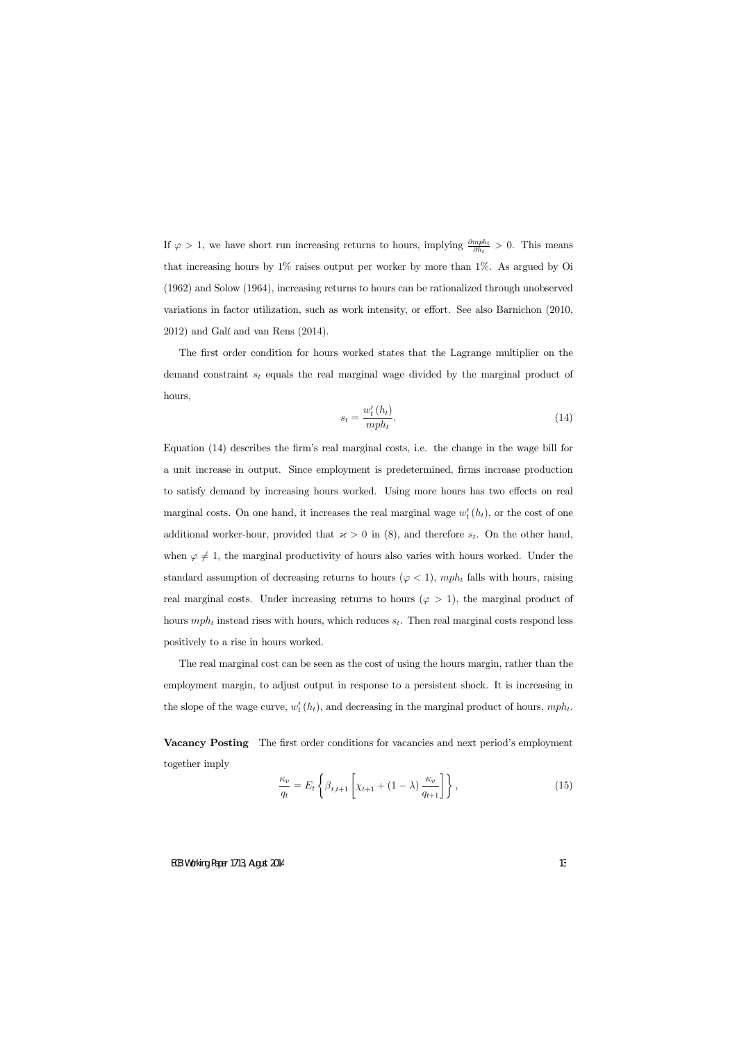If $\varphi > 1$, we have short run increasing returns to hours, implying $\frac{\partial mph_t}{\partial h_t} > 0$. This means that increasing hours by 1% raises output per worker by more than 1%. As argued by Oi (1962) and Solow (1964), increasing returns to hours can be rationalized through unobserved variations in factor utilization, such as work intensity, or effort. See also Barnichon (2010, 2012) and Galí and van Rens (2014).

The first order condition for hours worked states that the Lagrange multiplier on the demand constraint $s_t$ equals the real marginal wage divided by the marginal product of hours,

$$s_t = \frac{w_t'(h_t)}{mph_t}. \tag{14}$$

Equation (14) describes the firm's real marginal costs, i.e. the change in the wage bill for a unit increase in output. Since employment is predetermined, firms increase production to satisfy demand by increasing hours worked. Using more hours has two effects on real marginal costs. On one hand, it increases the real marginal wage $w_t'(h_t)$, or the cost of one additional worker-hour, provided that $\varkappa > 0$ in (8), and therefore $s_t$. On the other hand, when $\varphi \neq 1$, the marginal productivity of hours also varies with hours worked. Under the standard assumption of decreasing returns to hours ($\varphi < 1$), $mph_t$ falls with hours, raising real marginal costs. Under increasing returns to hours ($\varphi > 1$), the marginal product of hours $mph_t$ instead rises with hours, which reduces $s_t$. Then real marginal costs respond less positively to a rise in hours worked.

The real marginal cost can be seen as the cost of using the hours margin, rather than the employment margin, to adjust output in response to a persistent shock. It is increasing in the slope of the wage curve, $w_t'(h_t)$, and decreasing in the marginal product of hours, $mph_t$.

**Vacancy Posting** The first order conditions for vacancies and next period's employment together imply

$$\frac{\kappa_v}{q_t} = E_t\left\{\beta_{t,t+1}\left[\chi_{t+1} + (1-\lambda)\frac{\kappa_v}{q_{t+1}}\right]\right\}, \tag{15}$$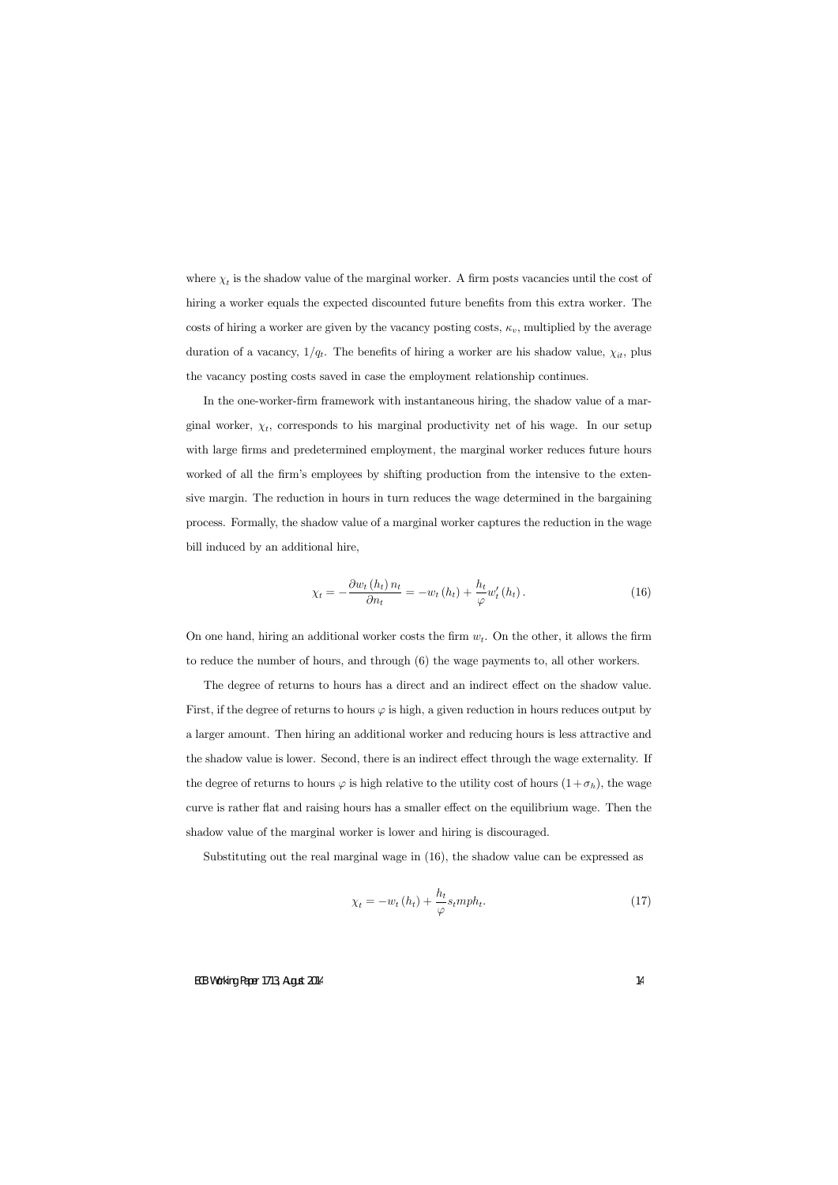where $\chi_t$ is the shadow value of the marginal worker. A firm posts vacancies until the cost of hiring a worker equals the expected discounted future benefits from this extra worker. The costs of hiring a worker are given by the vacancy posting costs, $\kappa_v$, multiplied by the average duration of a vacancy, $1/q_t$. The benefits of hiring a worker are his shadow value, $\chi_{it}$, plus the vacancy posting costs saved in case the employment relationship continues.

In the one-worker-firm framework with instantaneous hiring, the shadow value of a marginal worker, $\chi_t$, corresponds to his marginal productivity net of his wage. In our setup with large firms and predetermined employment, the marginal worker reduces future hours worked of all the firm's employees by shifting production from the intensive to the extensive margin. The reduction in hours in turn reduces the wage determined in the bargaining process. Formally, the shadow value of a marginal worker captures the reduction in the wage bill induced by an additional hire,

$$\chi_t = -\frac{\partial w_t\left(h_t\right) n_t}{\partial n_t} = -w_t\left(h_t\right) + \frac{h_t}{\varphi} w_t'\left(h_t\right). \tag{16}$$

On one hand, hiring an additional worker costs the firm $w_t$. On the other, it allows the firm to reduce the number of hours, and through (6) the wage payments to, all other workers.

The degree of returns to hours has a direct and an indirect effect on the shadow value. First, if the degree of returns to hours $\varphi$ is high, a given reduction in hours reduces output by a larger amount. Then hiring an additional worker and reducing hours is less attractive and the shadow value is lower. Second, there is an indirect effect through the wage externality. If the degree of returns to hours $\varphi$ is high relative to the utility cost of hours $(1+\sigma_h)$, the wage curve is rather flat and raising hours has a smaller effect on the equilibrium wage. Then the shadow value of the marginal worker is lower and hiring is discouraged.

Substituting out the real marginal wage in (16), the shadow value can be expressed as

$$\chi_t = -w_t\left(h_t\right) + \frac{h_t}{\varphi} s_t mph_t. \tag{17}$$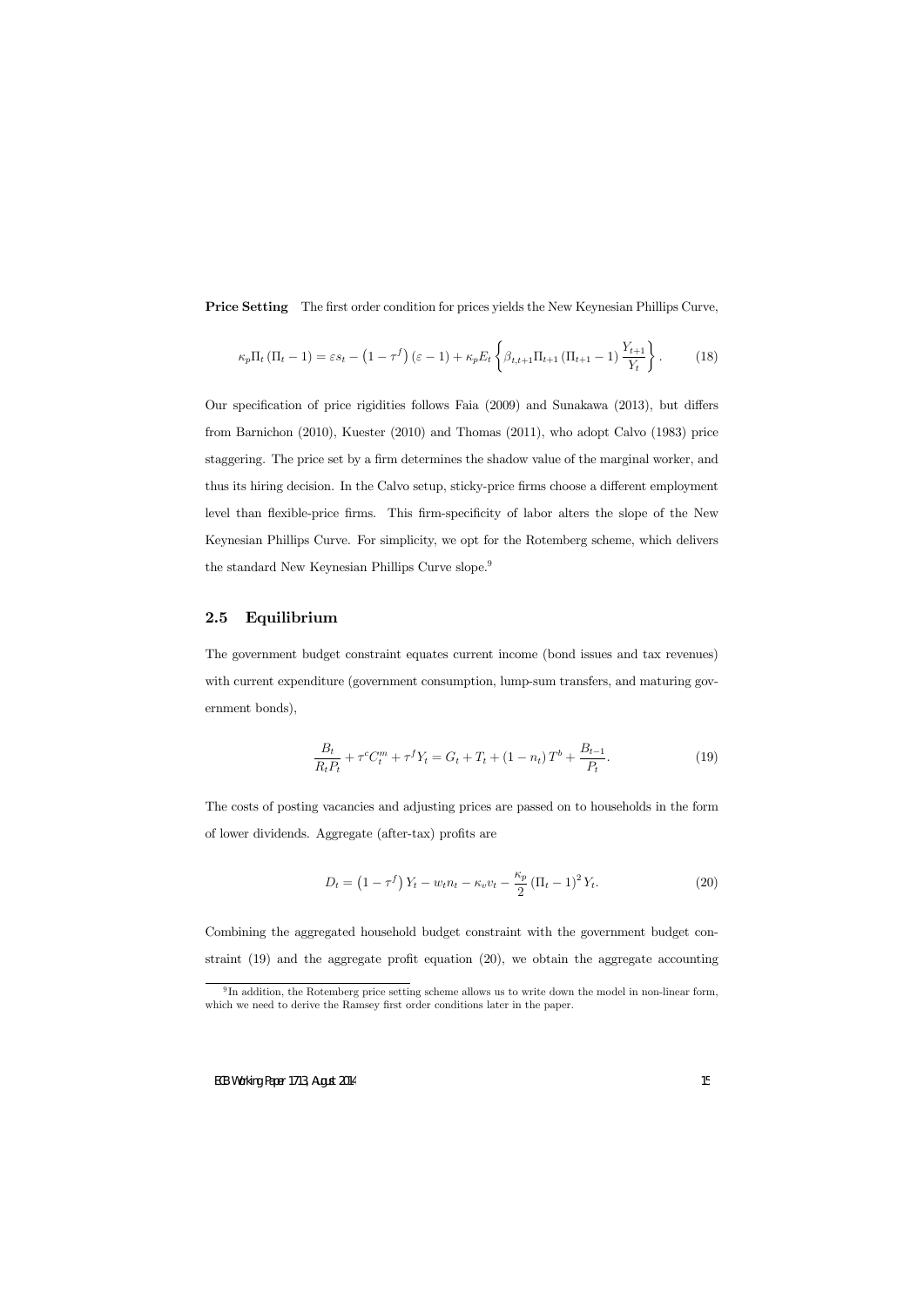**Price Setting** The first order condition for prices yields the New Keynesian Phillips Curve,

$$\kappa_p \Pi_t (\Pi_t - 1) = \varepsilon s_t - (1 - \tau^f)(\varepsilon - 1) + \kappa_p E_t \left\{ \beta_{t,t+1} \Pi_{t+1} (\Pi_{t+1} - 1) \frac{Y_{t+1}}{Y_t} \right\}. \tag{18}$$

Our specification of price rigidities follows Faia (2009) and Sunakawa (2013), but differs from Barnichon (2010), Kuester (2010) and Thomas (2011), who adopt Calvo (1983) price staggering. The price set by a firm determines the shadow value of the marginal worker, and thus its hiring decision. In the Calvo setup, sticky-price firms choose a different employment level than flexible-price firms. This firm-specificity of labor alters the slope of the New Keynesian Phillips Curve. For simplicity, we opt for the Rotemberg scheme, which delivers the standard New Keynesian Phillips Curve slope.[9]

## 2.5 Equilibrium

The government budget constraint equates current income (bond issues and tax revenues) with current expenditure (government consumption, lump-sum transfers, and maturing government bonds),

$$\frac{B_t}{R_t P_t} + \tau^c C_t^m + \tau^f Y_t = G_t + T_t + (1 - n_t) T^b + \frac{B_{t-1}}{P_t}. \tag{19}$$

The costs of posting vacancies and adjusting prices are passed on to households in the form of lower dividends. Aggregate (after-tax) profits are

$$D_t = (1 - \tau^f) Y_t - w_t n_t - \kappa_v v_t - \frac{\kappa_p}{2} (\Pi_t - 1)^2 Y_t. \tag{20}$$

Combining the aggregated household budget constraint with the government budget constraint (19) and the aggregate profit equation (20), we obtain the aggregate accounting

[9] In addition, the Rotemberg price setting scheme allows us to write down the model in non-linear form, which we need to derive the Ramsey first order conditions later in the paper.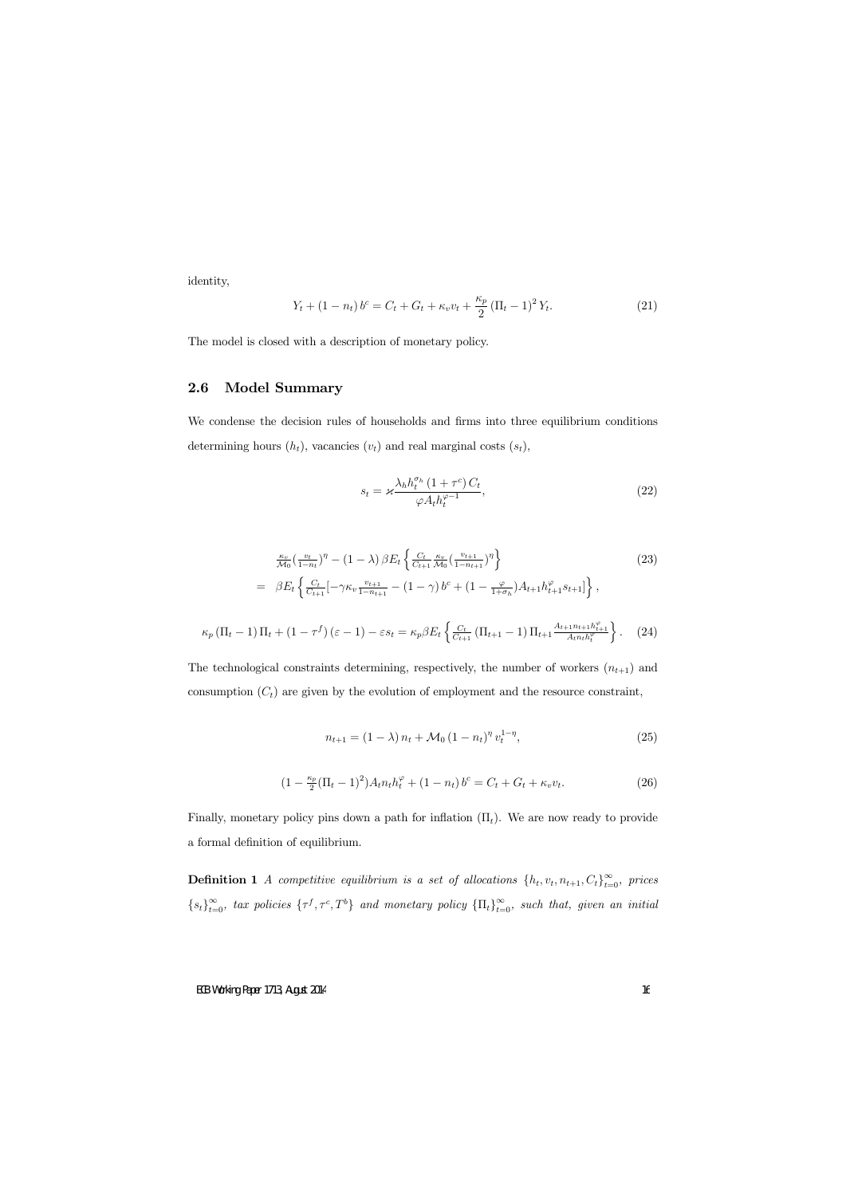identity,

$$Y_t + (1 - n_t) b^c = C_t + G_t + \kappa_v v_t + \frac{\kappa_p}{2} (\Pi_t - 1)^2 Y_t. \tag{21}$$

The model is closed with a description of monetary policy.

## 2.6 Model Summary

We condense the decision rules of households and firms into three equilibrium conditions determining hours ($h_t$), vacancies ($v_t$) and real marginal costs ($s_t$),

$$s_t = \varkappa \frac{\lambda_h h_t^{\sigma_h} (1 + \tau^c) C_t}{\varphi A_t h_t^{\varphi - 1}}, \tag{22}$$

$$\begin{aligned} & \tfrac{\kappa_v}{\mathcal{M}_0} (\tfrac{v_t}{1-n_t})^{\eta} - (1 - \lambda) \beta E_t \left\{ \tfrac{C_t}{C_{t+1}} \tfrac{\kappa_v}{\mathcal{M}_0} (\tfrac{v_{t+1}}{1-n_{t+1}})^{\eta} \right\} \\ = \; & \beta E_t \left\{ \tfrac{C_t}{C_{t+1}} [-\gamma \kappa_v \tfrac{v_{t+1}}{1-n_{t+1}} - (1 - \gamma) b^c + (1 - \tfrac{\varphi}{1+\sigma_h}) A_{t+1} h_{t+1}^{\varphi} s_{t+1}] \right\}, \end{aligned} \tag{23}$$

$$\kappa_p (\Pi_t - 1) \Pi_t + (1 - \tau^f)(\varepsilon - 1) - \varepsilon s_t = \kappa_p \beta E_t \left\{ \tfrac{C_t}{C_{t+1}} (\Pi_{t+1} - 1) \Pi_{t+1} \tfrac{A_{t+1} n_{t+1} h_{t+1}^{\varphi}}{A_t n_t h_t^{\varphi}} \right\}. \tag{24}$$

The technological constraints determining, respectively, the number of workers ($n_{t+1}$) and consumption ($C_t$) are given by the evolution of employment and the resource constraint,

$$n_{t+1} = (1 - \lambda) n_t + \mathcal{M}_0 (1 - n_t)^{\eta} v_t^{1-\eta}, \tag{25}$$

$$(1 - \tfrac{\kappa_p}{2} (\Pi_t - 1)^2) A_t n_t h_t^{\varphi} + (1 - n_t) b^c = C_t + G_t + \kappa_v v_t. \tag{26}$$

Finally, monetary policy pins down a path for inflation ($\Pi_t$). We are now ready to provide a formal definition of equilibrium.

**Definition 1** *A competitive equilibrium is a set of allocations* $\{h_t, v_t, n_{t+1}, C_t\}_{t=0}^{\infty}$*, prices* $\{s_t\}_{t=0}^{\infty}$*, tax policies* $\{\tau^f, \tau^c, T^b\}$ *and monetary policy* $\{\Pi_t\}_{t=0}^{\infty}$*, such that, given an initial*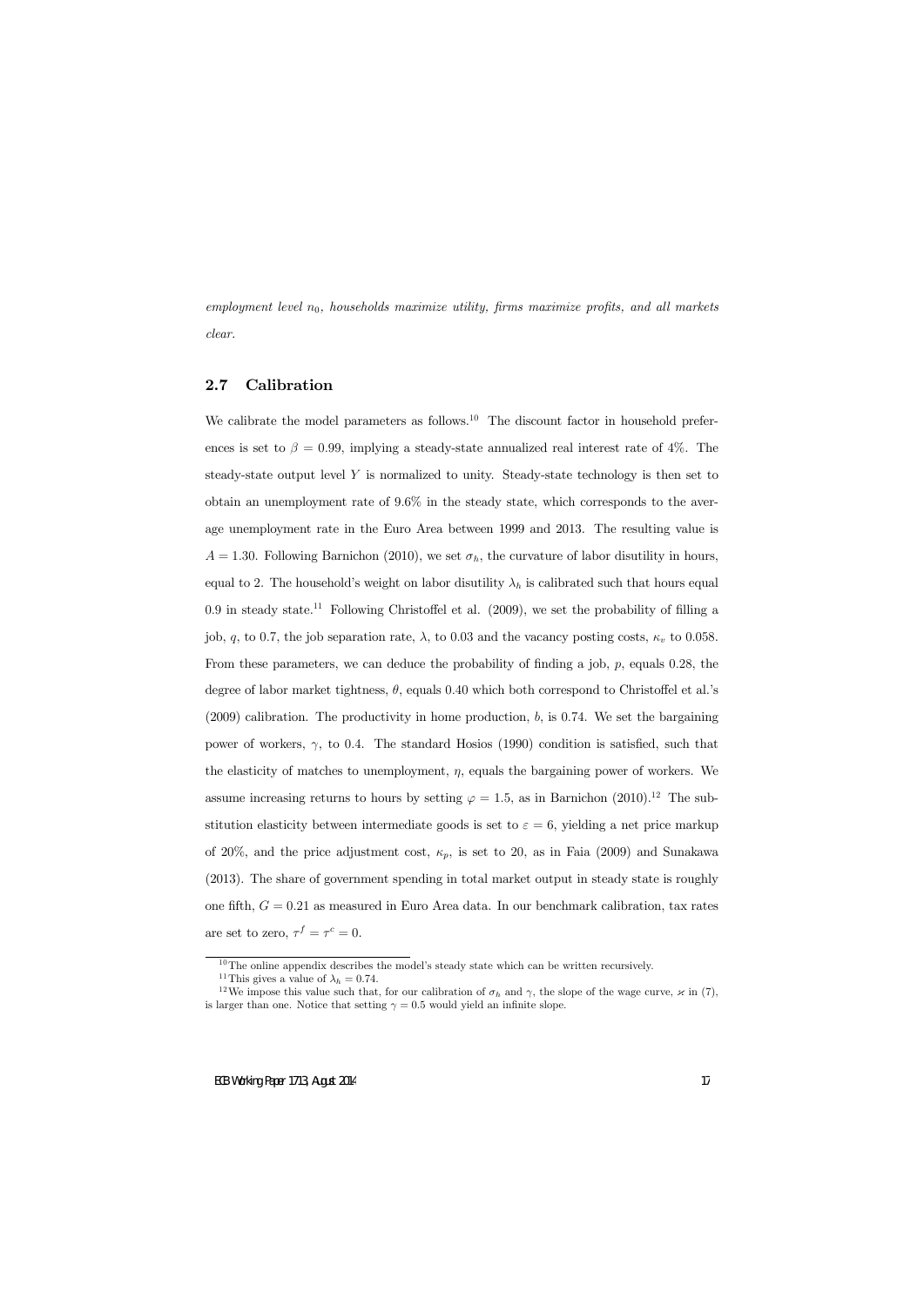*employment level $n_0$, households maximize utility, firms maximize profits, and all markets clear.*

### 2.7 Calibration

We calibrate the model parameters as follows.[10] The discount factor in household preferences is set to $\beta = 0.99$, implying a steady-state annualized real interest rate of 4%. The steady-state output level $Y$ is normalized to unity. Steady-state technology is then set to obtain an unemployment rate of 9.6% in the steady state, which corresponds to the average unemployment rate in the Euro Area between 1999 and 2013. The resulting value is $A = 1.30$. Following Barnichon (2010), we set $\sigma_h$, the curvature of labor disutility in hours, equal to 2. The household's weight on labor disutility $\lambda_h$ is calibrated such that hours equal 0.9 in steady state.[11] Following Christoffel et al. (2009), we set the probability of filling a job, $q$, to 0.7, the job separation rate, $\lambda$, to 0.03 and the vacancy posting costs, $\kappa_v$ to 0.058. From these parameters, we can deduce the probability of finding a job, $p$, equals 0.28, the degree of labor market tightness, $\theta$, equals 0.40 which both correspond to Christoffel et al.'s (2009) calibration. The productivity in home production, $b$, is 0.74. We set the bargaining power of workers, $\gamma$, to 0.4. The standard Hosios (1990) condition is satisfied, such that the elasticity of matches to unemployment, $\eta$, equals the bargaining power of workers. We assume increasing returns to hours by setting $\varphi = 1.5$, as in Barnichon (2010).[12] The substitution elasticity between intermediate goods is set to $\varepsilon = 6$, yielding a net price markup of 20%, and the price adjustment cost, $\kappa_p$, is set to 20, as in Faia (2009) and Sunakawa (2013). The share of government spending in total market output in steady state is roughly one fifth, $G = 0.21$ as measured in Euro Area data. In our benchmark calibration, tax rates are set to zero, $\tau^f = \tau^c = 0$.

[10] The online appendix describes the model's steady state which can be written recursively.

[11] This gives a value of $\lambda_h = 0.74$.

[12] We impose this value such that, for our calibration of $\sigma_h$ and $\gamma$, the slope of the wage curve, $\varkappa$ in (7), is larger than one. Notice that setting $\gamma = 0.5$ would yield an infinite slope.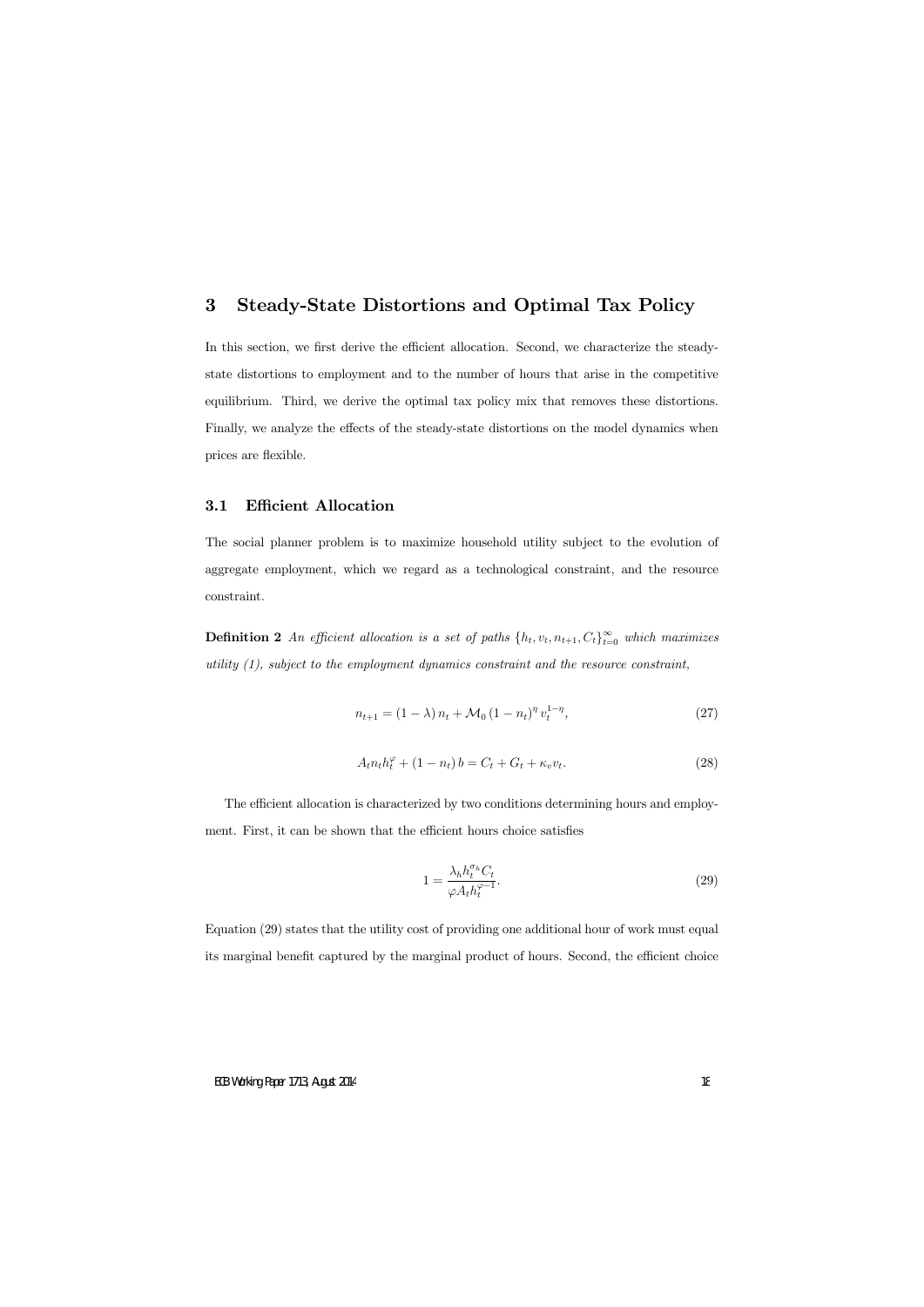# 3 Steady-State Distortions and Optimal Tax Policy

In this section, we first derive the efficient allocation. Second, we characterize the steady-state distortions to employment and to the number of hours that arise in the competitive equilibrium. Third, we derive the optimal tax policy mix that removes these distortions. Finally, we analyze the effects of the steady-state distortions on the model dynamics when prices are flexible.

## 3.1 Efficient Allocation

The social planner problem is to maximize household utility subject to the evolution of aggregate employment, which we regard as a technological constraint, and the resource constraint.

**Definition 2** *An efficient allocation is a set of paths $\{h_t, v_t, n_{t+1}, C_t\}_{t=0}^{\infty}$ which maximizes utility (1), subject to the employment dynamics constraint and the resource constraint,*

$$n_{t+1} = (1 - \lambda) n_t + \mathcal{M}_0 (1 - n_t)^{\eta} v_t^{1-\eta}, \tag{27}$$

$$A_t n_t h_t^{\varphi} + (1 - n_t) b = C_t + G_t + \kappa_v v_t. \tag{28}$$

The efficient allocation is characterized by two conditions determining hours and employment. First, it can be shown that the efficient hours choice satisfies

$$1 = \frac{\lambda_h h_t^{\sigma_h} C_t}{\varphi A_t h_t^{\varphi - 1}}. \tag{29}$$

Equation (29) states that the utility cost of providing one additional hour of work must equal its marginal benefit captured by the marginal product of hours. Second, the efficient choice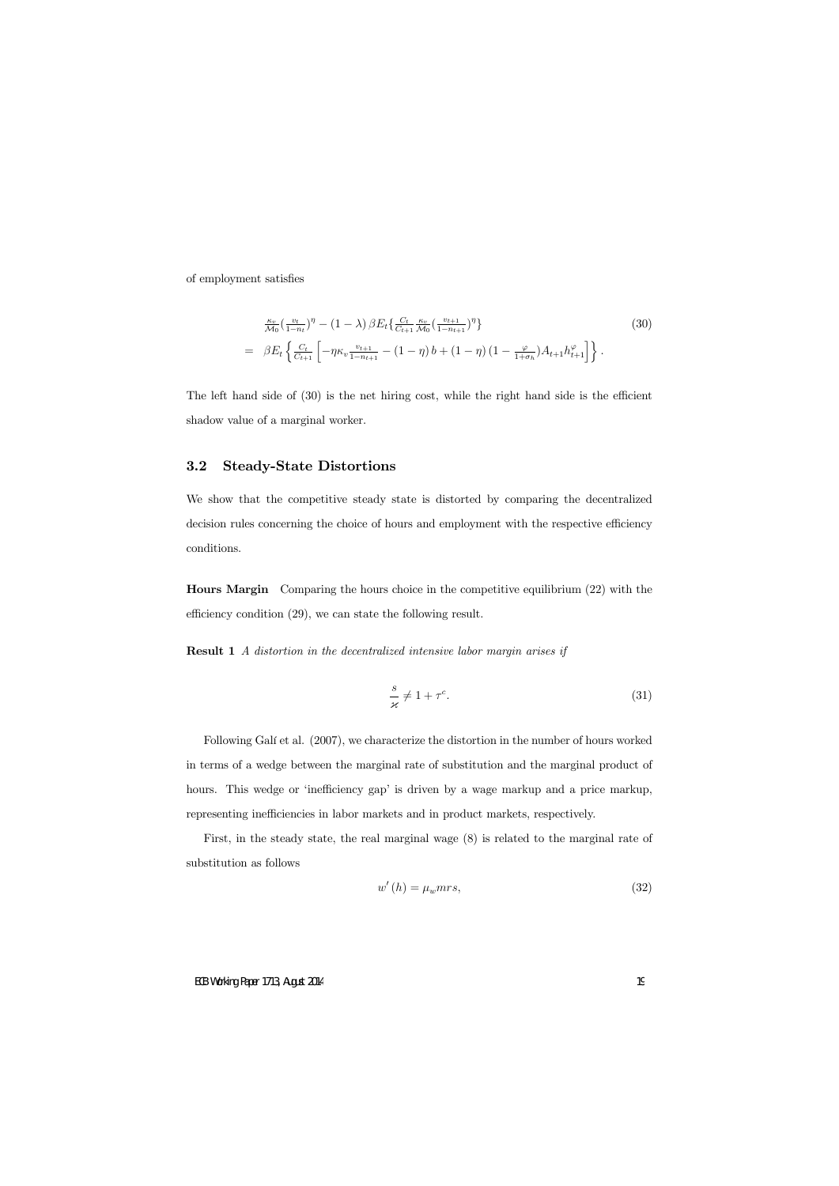of employment satisfies

$$
\begin{aligned}
& \tfrac{\kappa_v}{\mathcal{M}_0}\left(\tfrac{v_t}{1-n_t}\right)^{\eta} - (1-\lambda)\,\beta E_t\left\{\tfrac{C_t}{C_{t+1}}\tfrac{\kappa_v}{\mathcal{M}_0}\left(\tfrac{v_{t+1}}{1-n_{t+1}}\right)^{\eta}\right\} \\
= \;& \beta E_t\left\{\tfrac{C_t}{C_{t+1}}\left[-\eta\kappa_v\tfrac{v_{t+1}}{1-n_{t+1}} - (1-\eta)\,b + (1-\eta)\,(1-\tfrac{\varphi}{1+\sigma_h})A_{t+1}h_{t+1}^{\varphi}\right]\right\}.
\end{aligned} \tag{30}
$$

The left hand side of (30) is the net hiring cost, while the right hand side is the efficient shadow value of a marginal worker.

## 3.2 Steady-State Distortions

We show that the competitive steady state is distorted by comparing the decentralized decision rules concerning the choice of hours and employment with the respective efficiency conditions.

**Hours Margin** Comparing the hours choice in the competitive equilibrium (22) with the efficiency condition (29), we can state the following result.

**Result 1** *A distortion in the decentralized intensive labor margin arises if*

$$
\frac{s}{\varkappa} \neq 1 + \tau^{c}. \tag{31}
$$

Following Galí et al. (2007), we characterize the distortion in the number of hours worked in terms of a wedge between the marginal rate of substitution and the marginal product of hours. This wedge or 'inefficiency gap' is driven by a wage markup and a price markup, representing inefficiencies in labor markets and in product markets, respectively.

First, in the steady state, the real marginal wage (8) is related to the marginal rate of substitution as follows

$$
w'(h) = \mu_w mrs, \tag{32}
$$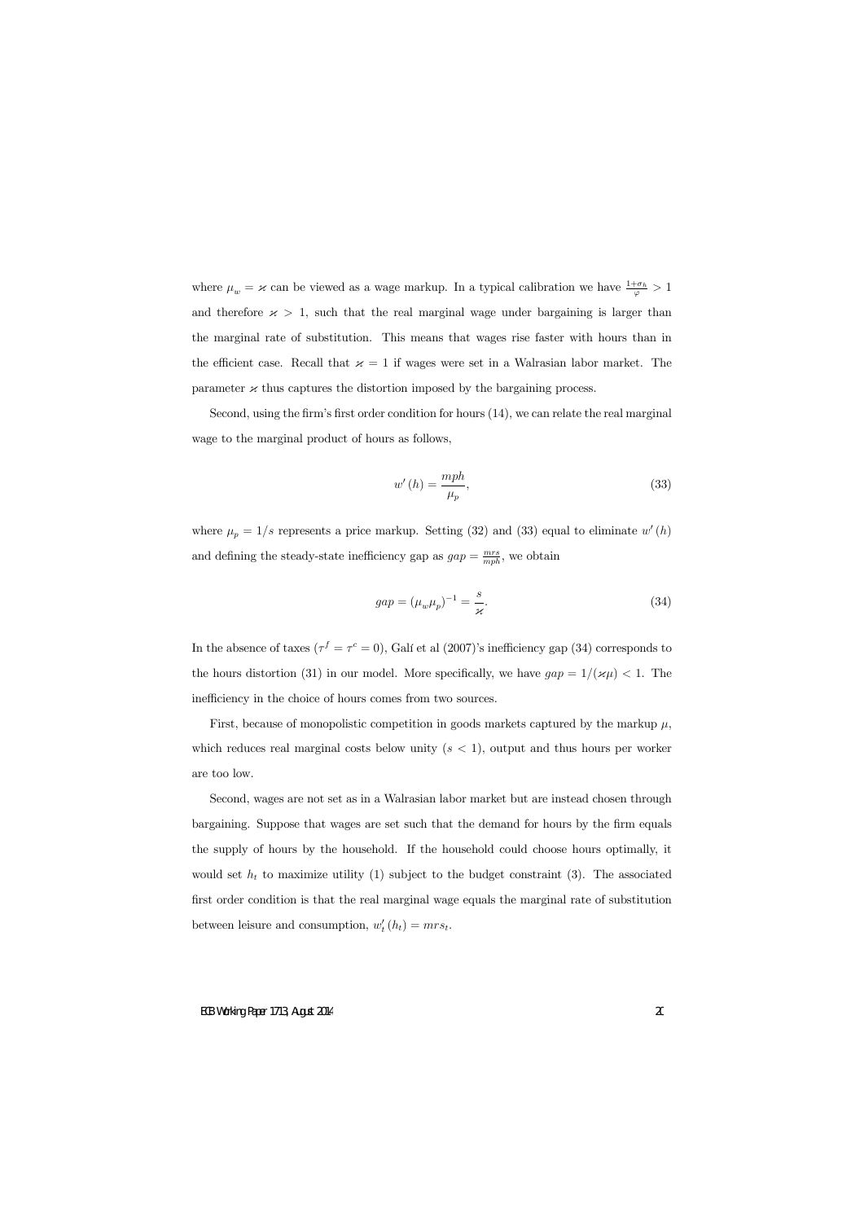where $\mu_w = \varkappa$ can be viewed as a wage markup. In a typical calibration we have $\frac{1+\sigma_h}{\varphi} > 1$ and therefore $\varkappa > 1$, such that the real marginal wage under bargaining is larger than the marginal rate of substitution. This means that wages rise faster with hours than in the efficient case. Recall that $\varkappa = 1$ if wages were set in a Walrasian labor market. The parameter $\varkappa$ thus captures the distortion imposed by the bargaining process.

Second, using the firm's first order condition for hours (14), we can relate the real marginal wage to the marginal product of hours as follows,

$$w'(h) = \frac{mph}{\mu_p}, \tag{33}$$

where $\mu_p = 1/s$ represents a price markup. Setting (32) and (33) equal to eliminate $w'(h)$ and defining the steady-state inefficiency gap as $gap = \frac{mrs}{mph}$, we obtain

$$gap = (\mu_w \mu_p)^{-1} = \frac{s}{\varkappa}. \tag{34}$$

In the absence of taxes ($\tau^f = \tau^c = 0$), Galí et al (2007)'s inefficiency gap (34) corresponds to the hours distortion (31) in our model. More specifically, we have $gap = 1/(\varkappa\mu) < 1$. The inefficiency in the choice of hours comes from two sources.

First, because of monopolistic competition in goods markets captured by the markup $\mu$, which reduces real marginal costs below unity ($s < 1$), output and thus hours per worker are too low.

Second, wages are not set as in a Walrasian labor market but are instead chosen through bargaining. Suppose that wages are set such that the demand for hours by the firm equals the supply of hours by the household. If the household could choose hours optimally, it would set $h_t$ to maximize utility (1) subject to the budget constraint (3). The associated first order condition is that the real marginal wage equals the marginal rate of substitution between leisure and consumption, $w'_t(h_t) = mrs_t$.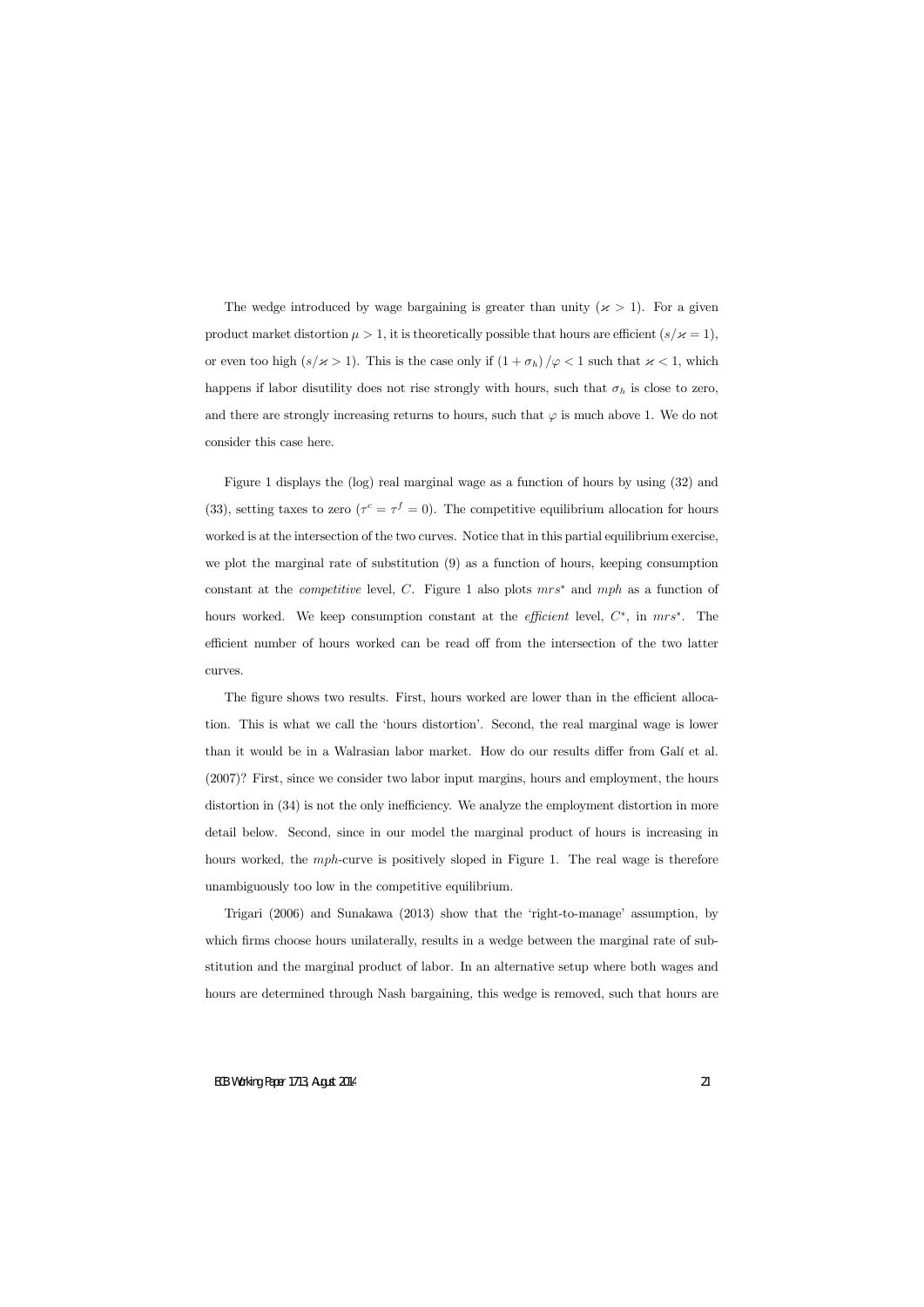The wedge introduced by wage bargaining is greater than unity ($\varkappa > 1$). For a given product market distortion $\mu > 1$, it is theoretically possible that hours are efficient ($s/\varkappa = 1$), or even too high ($s/\varkappa > 1$). This is the case only if $(1 + \sigma_h)/\varphi < 1$ such that $\varkappa < 1$, which happens if labor disutility does not rise strongly with hours, such that $\sigma_h$ is close to zero, and there are strongly increasing returns to hours, such that $\varphi$ is much above 1. We do not consider this case here.

Figure 1 displays the (log) real marginal wage as a function of hours by using (32) and (33), setting taxes to zero ($\tau^c = \tau^f = 0$). The competitive equilibrium allocation for hours worked is at the intersection of the two curves. Notice that in this partial equilibrium exercise, we plot the marginal rate of substitution (9) as a function of hours, keeping consumption constant at the *competitive* level, $C$. Figure 1 also plots $mrs^*$ and $mph$ as a function of hours worked. We keep consumption constant at the *efficient* level, $C^*$, in $mrs^*$. The efficient number of hours worked can be read off from the intersection of the two latter curves.

The figure shows two results. First, hours worked are lower than in the efficient allocation. This is what we call the 'hours distortion'. Second, the real marginal wage is lower than it would be in a Walrasian labor market. How do our results differ from Galí et al. (2007)? First, since we consider two labor input margins, hours and employment, the hours distortion in (34) is not the only inefficiency. We analyze the employment distortion in more detail below. Second, since in our model the marginal product of hours is increasing in hours worked, the $mph$-curve is positively sloped in Figure 1. The real wage is therefore unambiguously too low in the competitive equilibrium.

Trigari (2006) and Sunakawa (2013) show that the 'right-to-manage' assumption, by which firms choose hours unilaterally, results in a wedge between the marginal rate of substitution and the marginal product of labor. In an alternative setup where both wages and hours are determined through Nash bargaining, this wedge is removed, such that hours are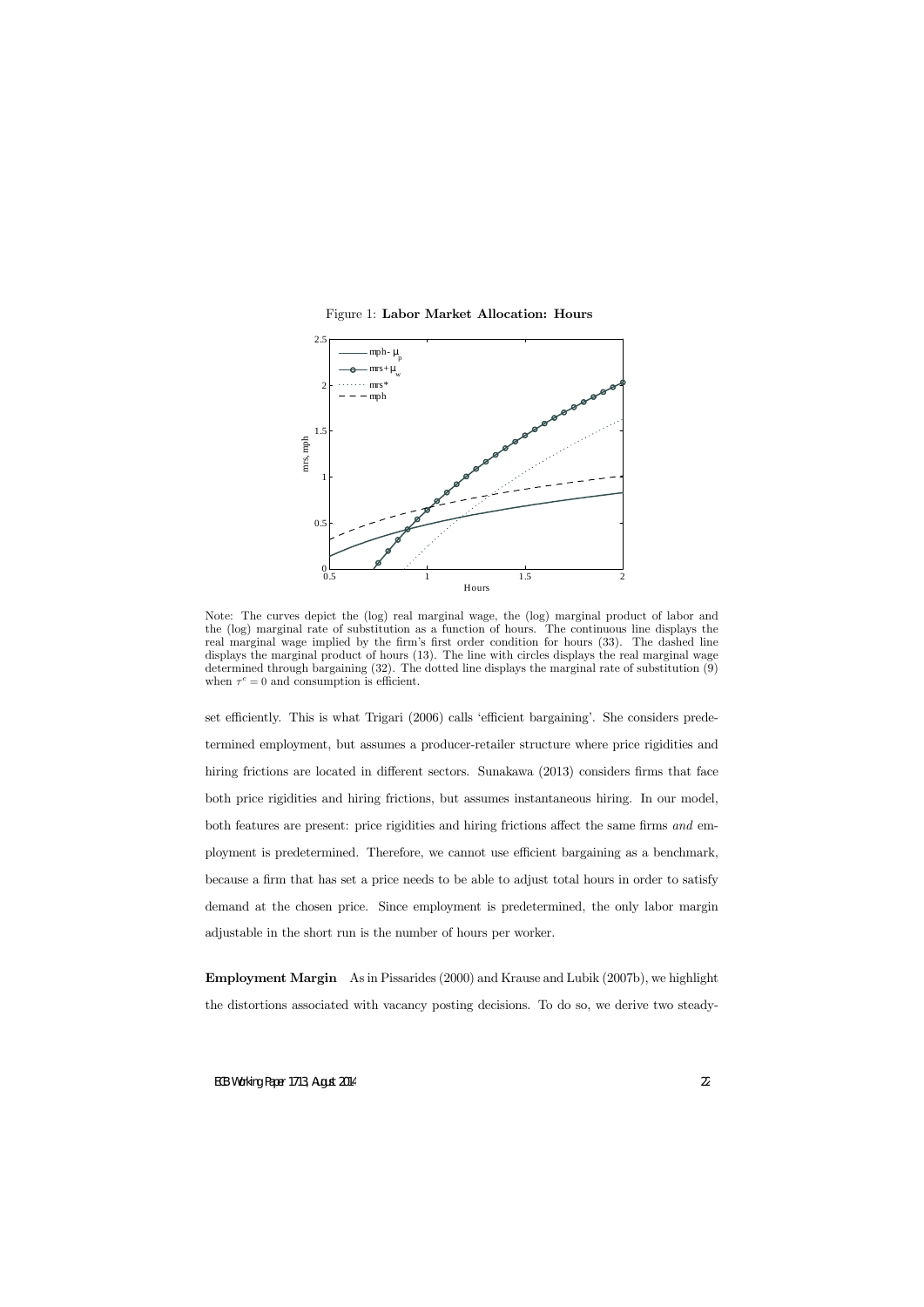Figure 1: **Labor Market Allocation: Hours**

Note: The curves depict the (log) real marginal wage, the (log) marginal product of labor and the (log) marginal rate of substitution as a function of hours. The continuous line displays the real marginal wage implied by the firm's first order condition for hours (33). The dashed line displays the marginal product of hours (13). The line with circles displays the real marginal wage determined through bargaining (32). The dotted line displays the marginal rate of substitution (9) when $\tau^c = 0$ and consumption is efficient.

set efficiently. This is what Trigari (2006) calls 'efficient bargaining'. She considers predetermined employment, but assumes a producer-retailer structure where price rigidities and hiring frictions are located in different sectors. Sunakawa (2013) considers firms that face both price rigidities and hiring frictions, but assumes instantaneous hiring. In our model, both features are present: price rigidities and hiring frictions affect the same firms *and* employment is predetermined. Therefore, we cannot use efficient bargaining as a benchmark, because a firm that has set a price needs to be able to adjust total hours in order to satisfy demand at the chosen price. Since employment is predetermined, the only labor margin adjustable in the short run is the number of hours per worker.

**Employment Margin** As in Pissarides (2000) and Krause and Lubik (2007b), we highlight the distortions associated with vacancy posting decisions. To do so, we derive two steady-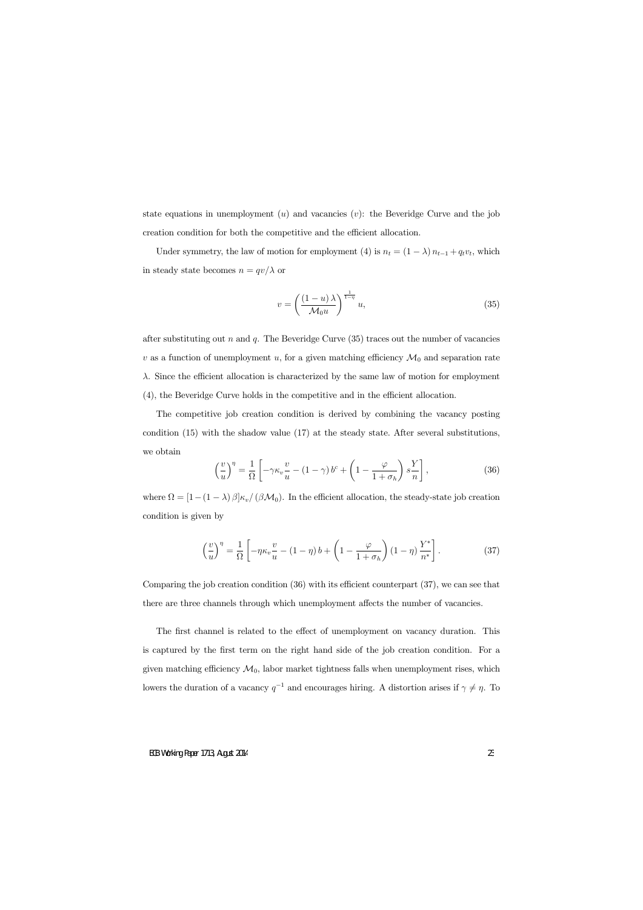state equations in unemployment ($u$) and vacancies ($v$): the Beveridge Curve and the job creation condition for both the competitive and the efficient allocation.

Under symmetry, the law of motion for employment (4) is $n_t = (1-\lambda)\, n_{t-1} + q_t v_t$, which in steady state becomes $n = qv/\lambda$ or

$$v = \left( \frac{(1-u)\,\lambda}{\mathcal{M}_0 u} \right)^{\frac{1}{1-\eta}} u, \tag{35}$$

after substituting out $n$ and $q$. The Beveridge Curve (35) traces out the number of vacancies $v$ as a function of unemployment $u$, for a given matching efficiency $\mathcal{M}_0$ and separation rate $\lambda$. Since the efficient allocation is characterized by the same law of motion for employment (4), the Beveridge Curve holds in the competitive and in the efficient allocation.

The competitive job creation condition is derived by combining the vacancy posting condition (15) with the shadow value (17) at the steady state. After several substitutions, we obtain

$$\left(\frac{v}{u}\right)^{\eta} = \frac{1}{\Omega}\left[ -\gamma \kappa_v \frac{v}{u} - (1-\gamma)\, b^c + \left(1 - \frac{\varphi}{1+\sigma_h}\right) s \frac{Y}{n} \right], \tag{36}$$

where $\Omega = [1-(1-\lambda)\,\beta]\kappa_v / (\beta \mathcal{M}_0)$. In the efficient allocation, the steady-state job creation condition is given by

$$\left(\frac{v}{u}\right)^{\eta} = \frac{1}{\Omega}\left[ -\eta \kappa_v \frac{v}{u} - (1-\eta)\, b + \left(1 - \frac{\varphi}{1+\sigma_h}\right) (1-\eta) \frac{Y^*}{n^*} \right]. \tag{37}$$

Comparing the job creation condition (36) with its efficient counterpart (37), we can see that there are three channels through which unemployment affects the number of vacancies.

The first channel is related to the effect of unemployment on vacancy duration. This is captured by the first term on the right hand side of the job creation condition. For a given matching efficiency $\mathcal{M}_0$, labor market tightness falls when unemployment rises, which lowers the duration of a vacancy $q^{-1}$ and encourages hiring. A distortion arises if $\gamma \neq \eta$. To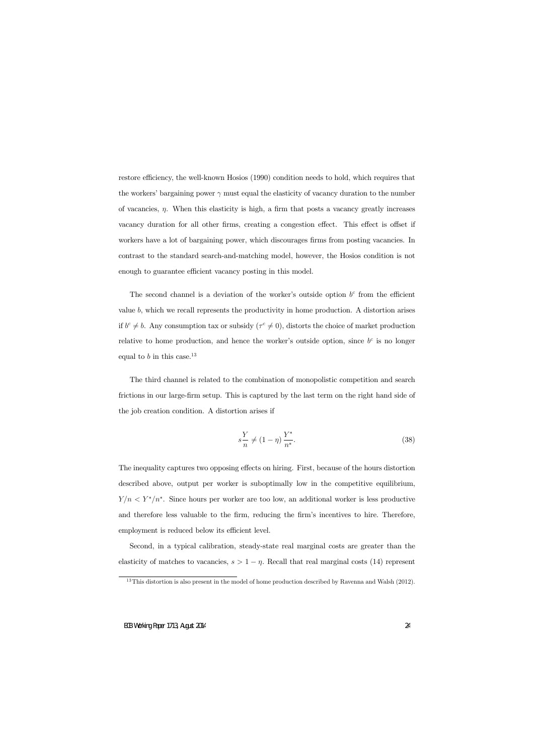restore efficiency, the well-known Hosios (1990) condition needs to hold, which requires that the workers' bargaining power $\gamma$ must equal the elasticity of vacancy duration to the number of vacancies, $\eta$. When this elasticity is high, a firm that posts a vacancy greatly increases vacancy duration for all other firms, creating a congestion effect. This effect is offset if workers have a lot of bargaining power, which discourages firms from posting vacancies. In contrast to the standard search-and-matching model, however, the Hosios condition is not enough to guarantee efficient vacancy posting in this model.

The second channel is a deviation of the worker's outside option $b^c$ from the efficient value $b$, which we recall represents the productivity in home production. A distortion arises if $b^c \neq b$. Any consumption tax or subsidy ($\tau^c \neq 0$), distorts the choice of market production relative to home production, and hence the worker's outside option, since $b^c$ is no longer equal to $b$ in this case.[13]

The third channel is related to the combination of monopolistic competition and search frictions in our large-firm setup. This is captured by the last term on the right hand side of the job creation condition. A distortion arises if

$$s\frac{Y}{n} \neq (1-\eta)\frac{Y^*}{n^*}. \tag{38}$$

The inequality captures two opposing effects on hiring. First, because of the hours distortion described above, output per worker is suboptimally low in the competitive equilibrium, $Y/n < Y^*/n^*$. Since hours per worker are too low, an additional worker is less productive and therefore less valuable to the firm, reducing the firm's incentives to hire. Therefore, employment is reduced below its efficient level.

Second, in a typical calibration, steady-state real marginal costs are greater than the elasticity of matches to vacancies, $s > 1 - \eta$. Recall that real marginal costs (14) represent

[13] This distortion is also present in the model of home production described by Ravenna and Walsh (2012).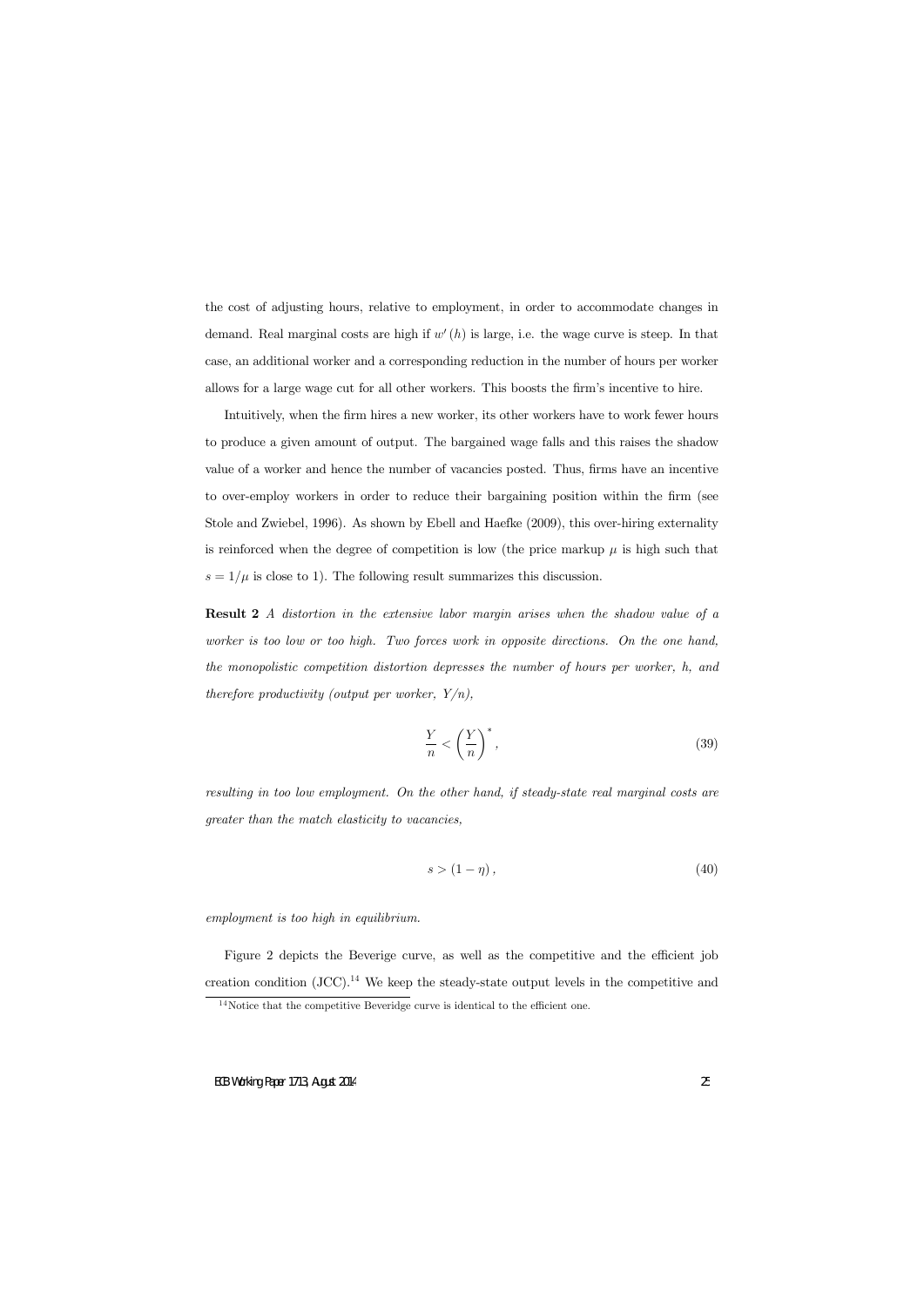the cost of adjusting hours, relative to employment, in order to accommodate changes in demand. Real marginal costs are high if $w'(h)$ is large, i.e. the wage curve is steep. In that case, an additional worker and a corresponding reduction in the number of hours per worker allows for a large wage cut for all other workers. This boosts the firm's incentive to hire.

Intuitively, when the firm hires a new worker, its other workers have to work fewer hours to produce a given amount of output. The bargained wage falls and this raises the shadow value of a worker and hence the number of vacancies posted. Thus, firms have an incentive to over-employ workers in order to reduce their bargaining position within the firm (see Stole and Zwiebel, 1996). As shown by Ebell and Haefke (2009), this over-hiring externality is reinforced when the degree of competition is low (the price markup $\mu$ is high such that $s = 1/\mu$ is close to 1). The following result summarizes this discussion.

**Result 2** *A distortion in the extensive labor margin arises when the shadow value of a worker is too low or too high. Two forces work in opposite directions. On the one hand, the monopolistic competition distortion depresses the number of hours per worker, $h$, and therefore productivity (output per worker, $Y/n$),*

$$\frac{Y}{n} < \left(\frac{Y}{n}\right)^*, \tag{39}$$

*resulting in too low employment. On the other hand, if steady-state real marginal costs are greater than the match elasticity to vacancies,*

$$s > (1 - \eta), \tag{40}$$

*employment is too high in equilibrium.*

Figure 2 depicts the Beverige curve, as well as the competitive and the efficient job creation condition (JCC).[14] We keep the steady-state output levels in the competitive and

[14] Notice that the competitive Beveridge curve is identical to the efficient one.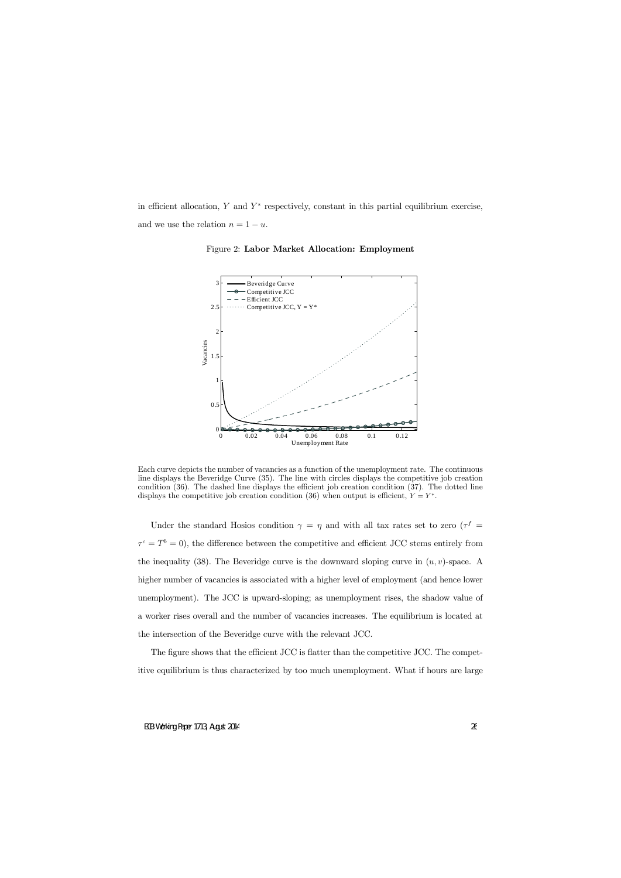in efficient allocation, $Y$ and $Y^*$ respectively, constant in this partial equilibrium exercise, and we use the relation $n = 1 - u$.

Figure 2: **Labor Market Allocation: Employment**

Each curve depicts the number of vacancies as a function of the unemployment rate. The continuous line displays the Beveridge Curve (35). The line with circles displays the competitive job creation condition (36). The dashed line displays the efficient job creation condition (37). The dotted line displays the competitive job creation condition (36) when output is efficient, $Y = Y^*$.

Under the standard Hosios condition $\gamma = \eta$ and with all tax rates set to zero ($\tau^f = \tau^c = T^b = 0$), the difference between the competitive and efficient JCC stems entirely from the inequality (38). The Beveridge curve is the downward sloping curve in $(u, v)$-space. A higher number of vacancies is associated with a higher level of employment (and hence lower unemployment). The JCC is upward-sloping; as unemployment rises, the shadow value of a worker rises overall and the number of vacancies increases. The equilibrium is located at the intersection of the Beveridge curve with the relevant JCC.

The figure shows that the efficient JCC is flatter than the competitive JCC. The competitive equilibrium is thus characterized by too much unemployment. What if hours are large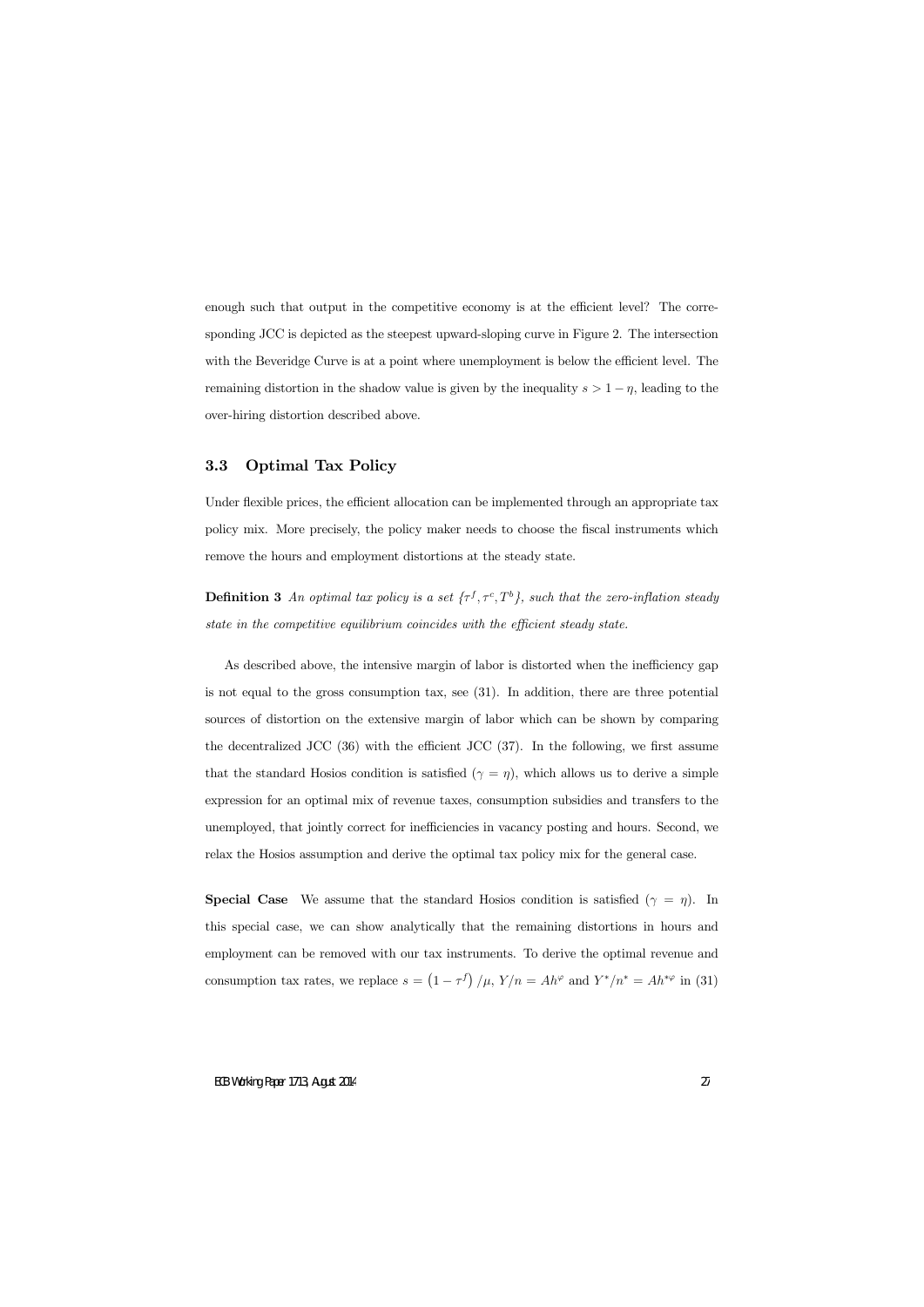enough such that output in the competitive economy is at the efficient level? The corresponding JCC is depicted as the steepest upward-sloping curve in Figure 2. The intersection with the Beveridge Curve is at a point where unemployment is below the efficient level. The remaining distortion in the shadow value is given by the inequality $s > 1 - \eta$, leading to the over-hiring distortion described above.

### 3.3 Optimal Tax Policy

Under flexible prices, the efficient allocation can be implemented through an appropriate tax policy mix. More precisely, the policy maker needs to choose the fiscal instruments which remove the hours and employment distortions at the steady state.

**Definition 3** *An optimal tax policy is a set $\{\tau^f, \tau^c, T^b\}$, such that the zero-inflation steady state in the competitive equilibrium coincides with the efficient steady state.*

As described above, the intensive margin of labor is distorted when the inefficiency gap is not equal to the gross consumption tax, see (31). In addition, there are three potential sources of distortion on the extensive margin of labor which can be shown by comparing the decentralized JCC (36) with the efficient JCC (37). In the following, we first assume that the standard Hosios condition is satisfied ($\gamma = \eta$), which allows us to derive a simple expression for an optimal mix of revenue taxes, consumption subsidies and transfers to the unemployed, that jointly correct for inefficiencies in vacancy posting and hours. Second, we relax the Hosios assumption and derive the optimal tax policy mix for the general case.

**Special Case** We assume that the standard Hosios condition is satisfied ($\gamma = \eta$). In this special case, we can show analytically that the remaining distortions in hours and employment can be removed with our tax instruments. To derive the optimal revenue and consumption tax rates, we replace $s = \left(1 - \tau^f\right)/\mu$, $Y/n = Ah^{\varphi}$ and $Y^*/n^* = Ah^{*\varphi}$ in (31)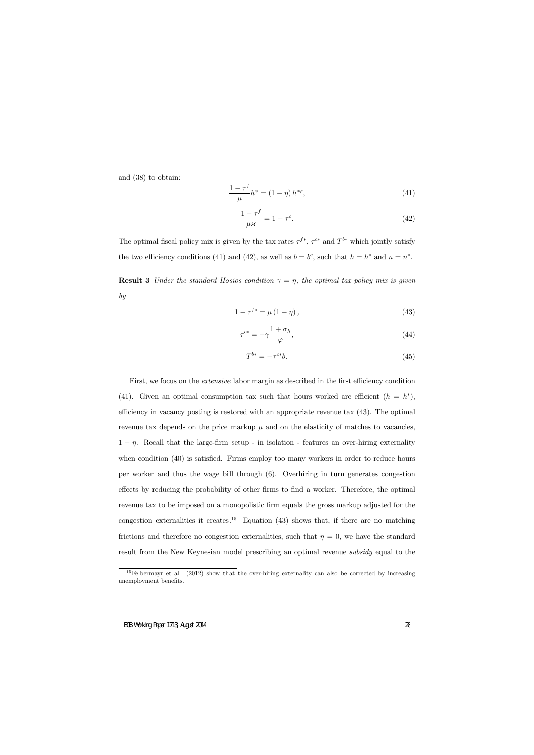and (38) to obtain:

$$\frac{1-\tau^{f}}{\mu}h^{\varphi}=(1-\eta)\,h^{*\varphi}, \tag{41}$$

$$\frac{1-\tau^{f}}{\mu\varkappa}=1+\tau^{c}. \tag{42}$$

The optimal fiscal policy mix is given by the tax rates $\tau^{f*}$, $\tau^{c*}$ and $T^{b*}$ which jointly satisfy the two efficiency conditions (41) and (42), as well as $b=b^{c}$, such that $h=h^{*}$ and $n=n^{*}$.

**Result 3** *Under the standard Hosios condition $\gamma=\eta$, the optimal tax policy mix is given by*

$$1-\tau^{f*}=\mu\,(1-\eta)\,, \tag{43}$$

$$\tau^{c*}=-\gamma\frac{1+\sigma_{h}}{\varphi}, \tag{44}$$

$$T^{b*}=-\tau^{c*}b. \tag{45}$$

First, we focus on the *extensive* labor margin as described in the first efficiency condition (41). Given an optimal consumption tax such that hours worked are efficient ($h=h^{*}$), efficiency in vacancy posting is restored with an appropriate revenue tax (43). The optimal revenue tax depends on the price markup $\mu$ and on the elasticity of matches to vacancies, $1-\eta$. Recall that the large-firm setup - in isolation - features an over-hiring externality when condition (40) is satisfied. Firms employ too many workers in order to reduce hours per worker and thus the wage bill through (6). Overhiring in turn generates congestion effects by reducing the probability of other firms to find a worker. Therefore, the optimal revenue tax to be imposed on a monopolistic firm equals the gross markup adjusted for the congestion externalities it creates.[15] Equation (43) shows that, if there are no matching frictions and therefore no congestion externalities, such that $\eta=0$, we have the standard result from the New Keynesian model prescribing an optimal revenue *subsidy* equal to the

[15] Felbermayr et al. (2012) show that the over-hiring externality can also be corrected by increasing unemployment benefits.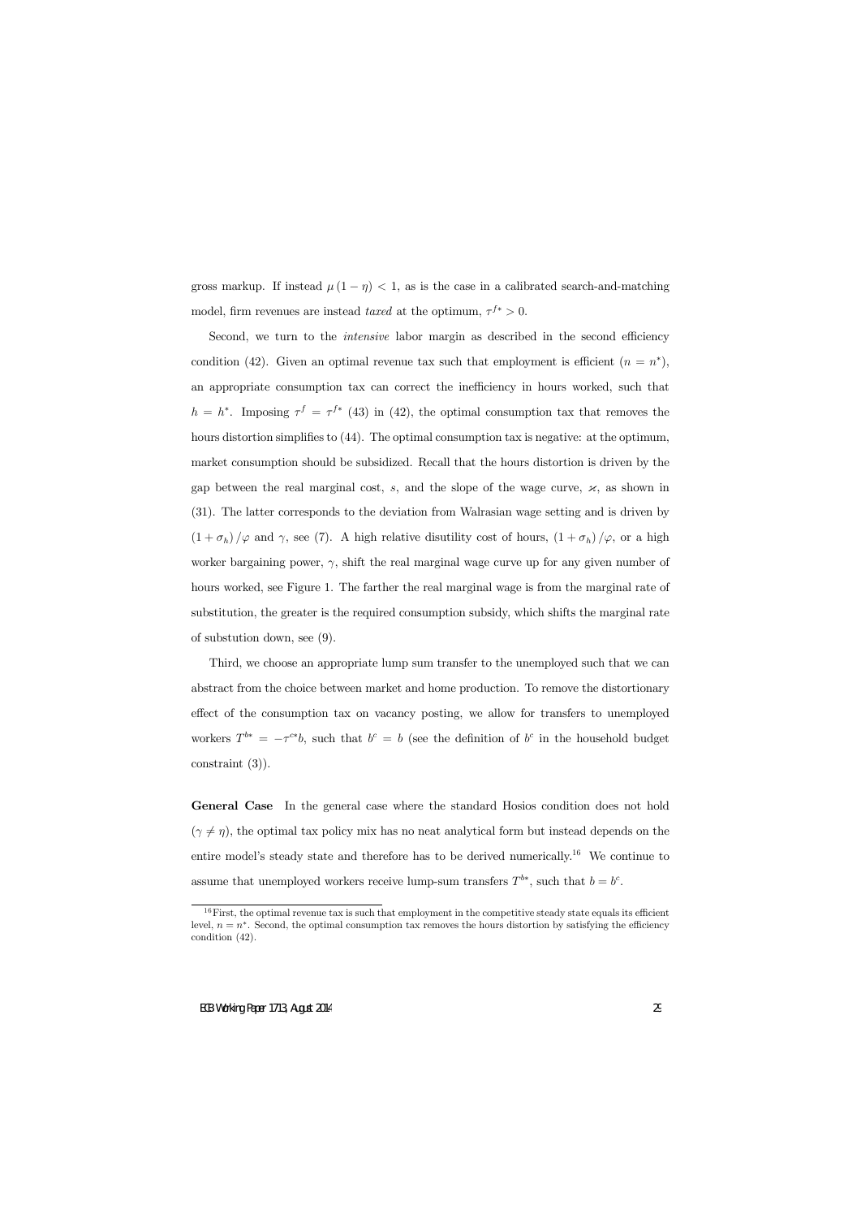gross markup. If instead $\mu(1-\eta) < 1$, as is the case in a calibrated search-and-matching model, firm revenues are instead *taxed* at the optimum, $\tau^{f*} > 0$.

Second, we turn to the *intensive* labor margin as described in the second efficiency condition (42). Given an optimal revenue tax such that employment is efficient ($n = n^*$), an appropriate consumption tax can correct the inefficiency in hours worked, such that $h = h^*$. Imposing $\tau^f = \tau^{f*}$ (43) in (42), the optimal consumption tax that removes the hours distortion simplifies to (44). The optimal consumption tax is negative: at the optimum, market consumption should be subsidized. Recall that the hours distortion is driven by the gap between the real marginal cost, $s$, and the slope of the wage curve, $\varkappa$, as shown in (31). The latter corresponds to the deviation from Walrasian wage setting and is driven by $(1+\sigma_h)/\varphi$ and $\gamma$, see (7). A high relative disutility cost of hours, $(1+\sigma_h)/\varphi$, or a high worker bargaining power, $\gamma$, shift the real marginal wage curve up for any given number of hours worked, see Figure 1. The farther the real marginal wage is from the marginal rate of substitution, the greater is the required consumption subsidy, which shifts the marginal rate of substution down, see (9).

Third, we choose an appropriate lump sum transfer to the unemployed such that we can abstract from the choice between market and home production. To remove the distortionary effect of the consumption tax on vacancy posting, we allow for transfers to unemployed workers $T^{b*} = -\tau^{c*}b$, such that $b^c = b$ (see the definition of $b^c$ in the household budget constraint (3)).

**General Case** In the general case where the standard Hosios condition does not hold ($\gamma \neq \eta$), the optimal tax policy mix has no neat analytical form but instead depends on the entire model's steady state and therefore has to be derived numerically.[16] We continue to assume that unemployed workers receive lump-sum transfers $T^{b*}$, such that $b = b^c$.

[16] First, the optimal revenue tax is such that employment in the competitive steady state equals its efficient level, $n = n^*$. Second, the optimal consumption tax removes the hours distortion by satisfying the efficiency condition (42).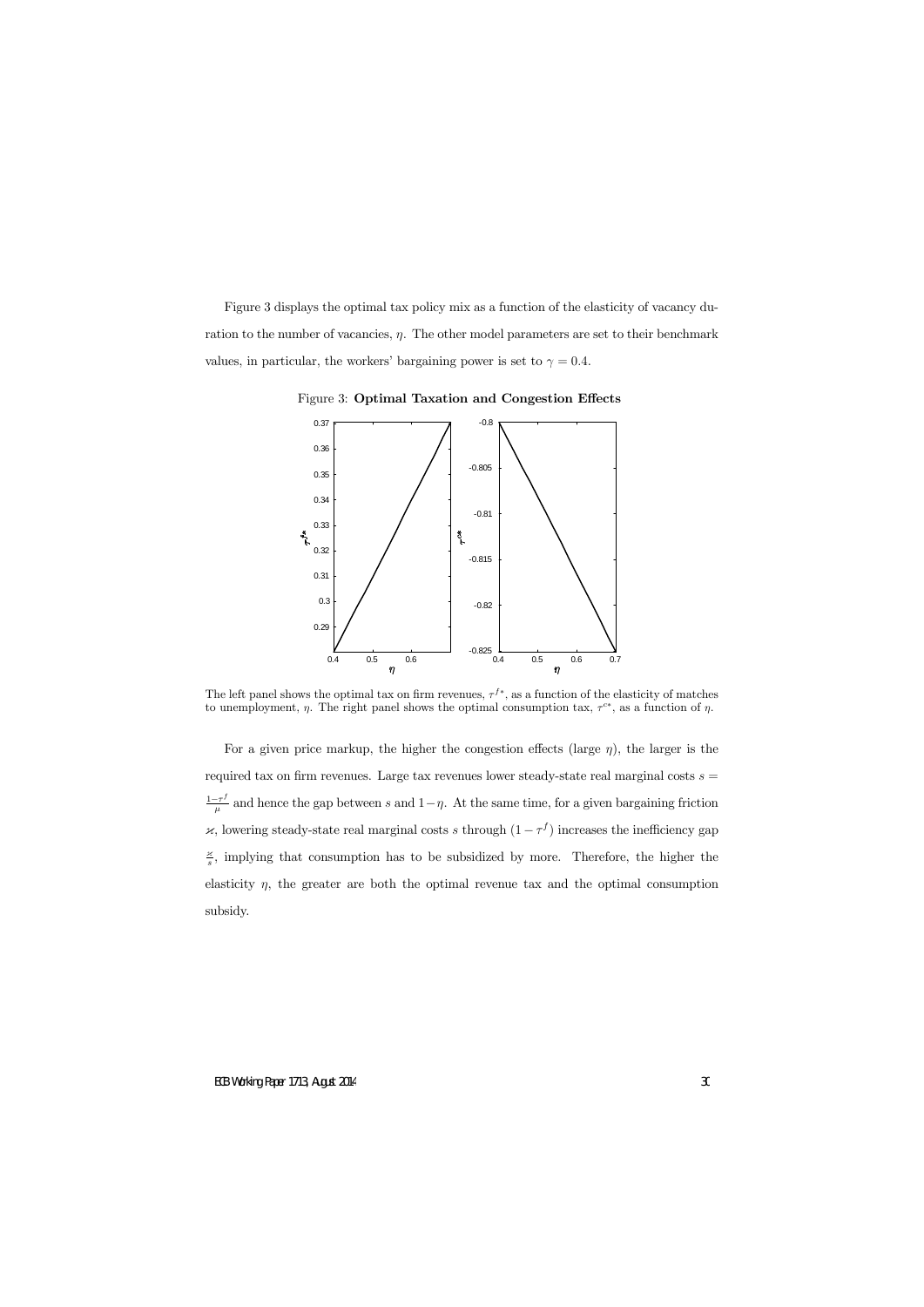Figure 3 displays the optimal tax policy mix as a function of the elasticity of vacancy duration to the number of vacancies, $\eta$. The other model parameters are set to their benchmark values, in particular, the workers' bargaining power is set to $\gamma = 0.4$.

Figure 3: **Optimal Taxation and Congestion Effects**

The left panel shows the optimal tax on firm revenues, $\tau^{f*}$, as a function of the elasticity of matches to unemployment, $\eta$. The right panel shows the optimal consumption tax, $\tau^{c*}$, as a function of $\eta$.

For a given price markup, the higher the congestion effects (large $\eta$), the larger is the required tax on firm revenues. Large tax revenues lower steady-state real marginal costs $s = \frac{1-\tau^f}{\mu}$ and hence the gap between $s$ and $1-\eta$. At the same time, for a given bargaining friction $\varkappa$, lowering steady-state real marginal costs $s$ through $(1-\tau^f)$ increases the inefficiency gap $\frac{\varkappa}{s}$, implying that consumption has to be subsidized by more. Therefore, the higher the elasticity $\eta$, the greater are both the optimal revenue tax and the optimal consumption subsidy.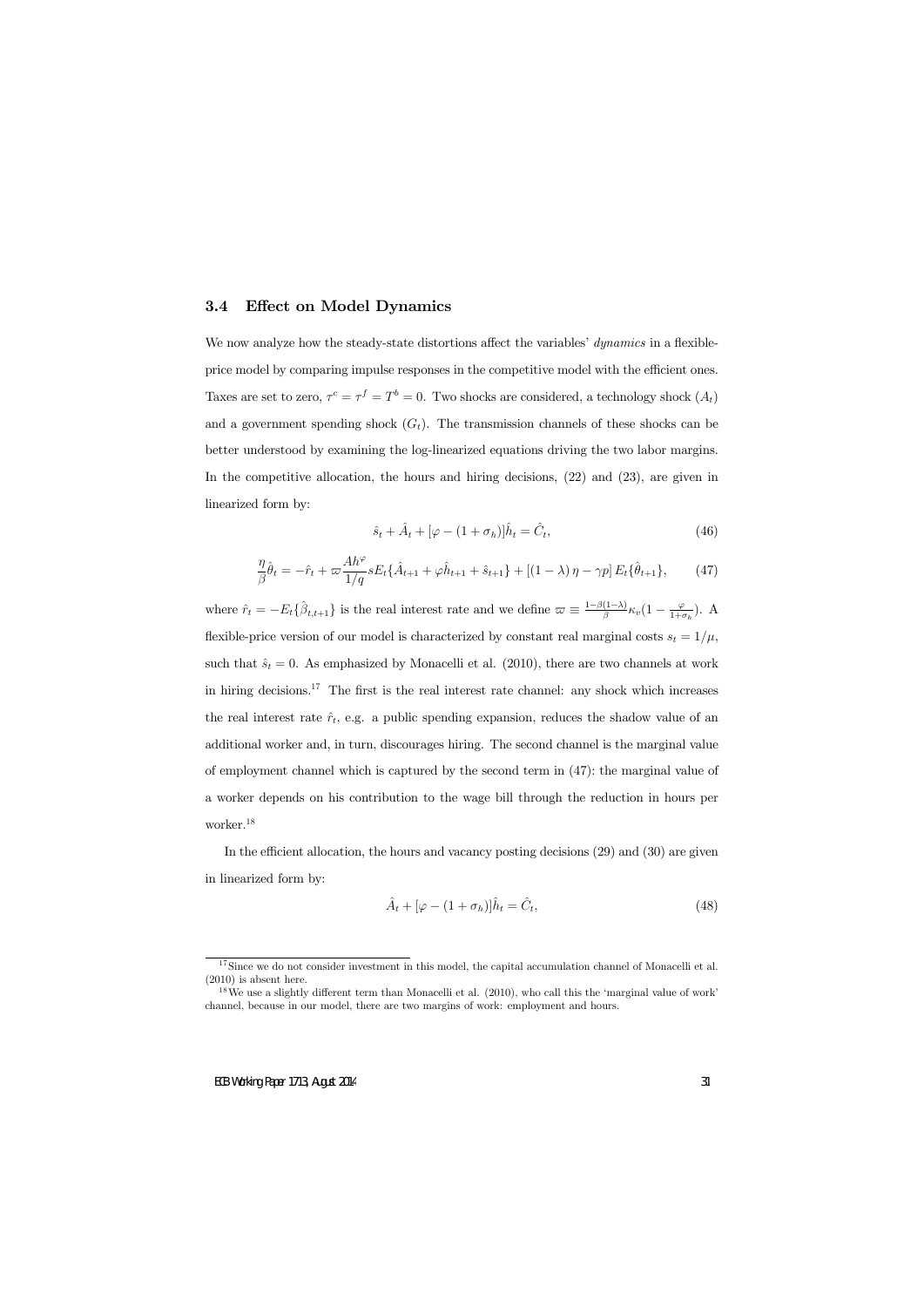### 3.4 Effect on Model Dynamics

We now analyze how the steady-state distortions affect the variables' *dynamics* in a flexible-price model by comparing impulse responses in the competitive model with the efficient ones. Taxes are set to zero, $\tau^c = \tau^f = T^b = 0$. Two shocks are considered, a technology shock $(A_t)$ and a government spending shock $(G_t)$. The transmission channels of these shocks can be better understood by examining the log-linearized equations driving the two labor margins. In the competitive allocation, the hours and hiring decisions, (22) and (23), are given in linearized form by:

$$\hat{s}_t + \hat{A}_t + [\varphi - (1+\sigma_h)]\hat{h}_t = \hat{C}_t, \tag{46}$$

$$\frac{\eta}{\beta}\hat{\theta}_t = -\hat{r}_t + \varpi\frac{Ah^{\varphi}}{1/q}sE_t\{\hat{A}_{t+1} + \varphi\hat{h}_{t+1} + \hat{s}_{t+1}\} + [(1-\lambda)\eta - \gamma p]\,E_t\{\hat{\theta}_{t+1}\}, \tag{47}$$

where $\hat{r}_t = -E_t\{\hat{\beta}_{t,t+1}\}$ is the real interest rate and we define $\varpi \equiv \frac{1-\beta(1-\lambda)}{\beta}\kappa_v(1-\frac{\varphi}{1+\sigma_h})$. A flexible-price version of our model is characterized by constant real marginal costs $s_t = 1/\mu$, such that $\hat{s}_t = 0$. As emphasized by Monacelli et al. (2010), there are two channels at work in hiring decisions.[17] The first is the real interest rate channel: any shock which increases the real interest rate $\hat{r}_t$, e.g. a public spending expansion, reduces the shadow value of an additional worker and, in turn, discourages hiring. The second channel is the marginal value of employment channel which is captured by the second term in (47): the marginal value of a worker depends on his contribution to the wage bill through the reduction in hours per worker.[18]

In the efficient allocation, the hours and vacancy posting decisions (29) and (30) are given in linearized form by:

$$\hat{A}_t + [\varphi - (1+\sigma_h)]\hat{h}_t = \hat{C}_t, \tag{48}$$

[17] Since we do not consider investment in this model, the capital accumulation channel of Monacelli et al. (2010) is absent here.

[18] We use a slightly different term than Monacelli et al. (2010), who call this the 'marginal value of work' channel, because in our model, there are two margins of work: employment and hours.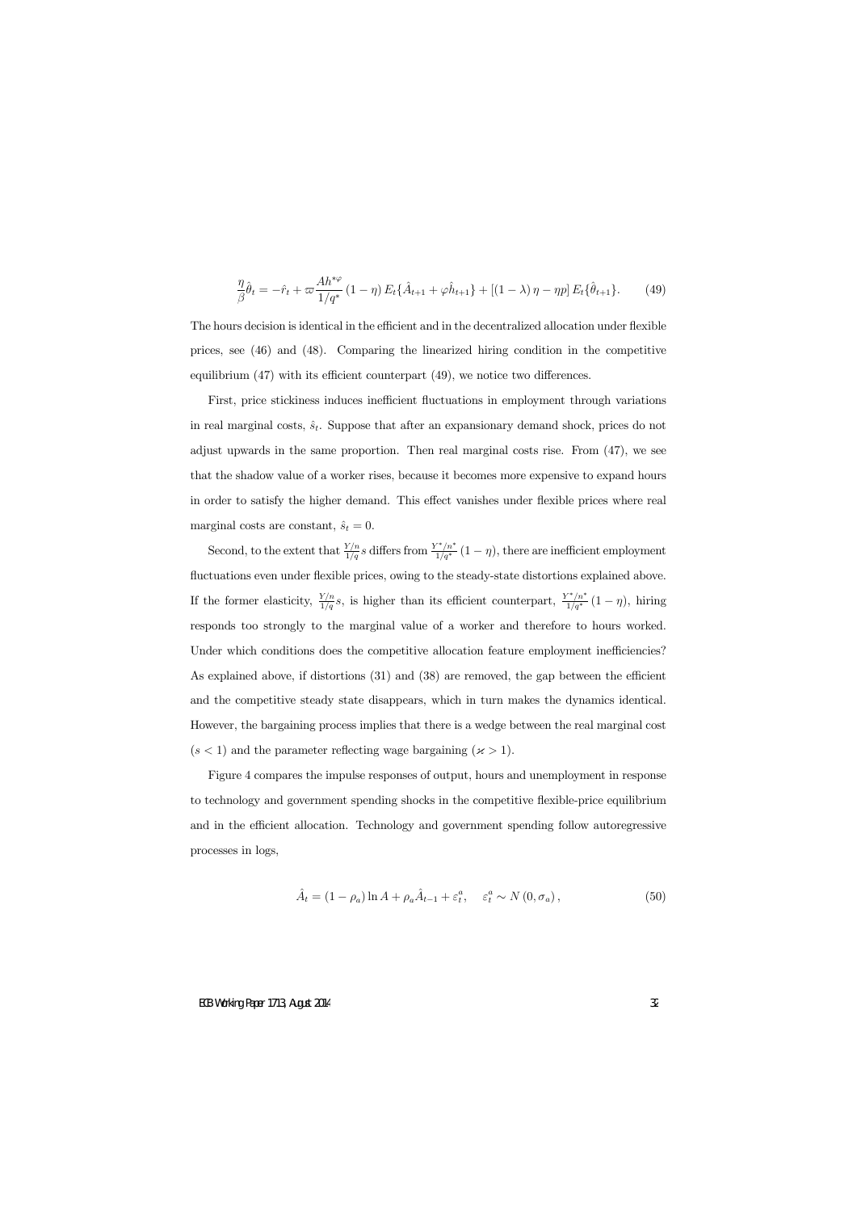$$\frac{\eta}{\beta}\hat{\theta}_t = -\hat{r}_t + \varpi \frac{Ah^{*\varphi}}{1/q^*}(1-\eta) E_t\{\hat{A}_{t+1} + \varphi \hat{h}_{t+1}\} + [(1-\lambda)\eta - \eta p] E_t\{\hat{\theta}_{t+1}\}. \tag{49}$$

The hours decision is identical in the efficient and in the decentralized allocation under flexible prices, see (46) and (48). Comparing the linearized hiring condition in the competitive equilibrium (47) with its efficient counterpart (49), we notice two differences.

First, price stickiness induces inefficient fluctuations in employment through variations in real marginal costs, $\hat{s}_t$. Suppose that after an expansionary demand shock, prices do not adjust upwards in the same proportion. Then real marginal costs rise. From (47), we see that the shadow value of a worker rises, because it becomes more expensive to expand hours in order to satisfy the higher demand. This effect vanishes under flexible prices where real marginal costs are constant, $\hat{s}_t = 0$.

Second, to the extent that $\frac{Y/n}{1/q}s$ differs from $\frac{Y^*/n^*}{1/q^*}(1-\eta)$, there are inefficient employment fluctuations even under flexible prices, owing to the steady-state distortions explained above. If the former elasticity, $\frac{Y/n}{1/q}s$, is higher than its efficient counterpart, $\frac{Y^*/n^*}{1/q^*}(1-\eta)$, hiring responds too strongly to the marginal value of a worker and therefore to hours worked. Under which conditions does the competitive allocation feature employment inefficiencies? As explained above, if distortions (31) and (38) are removed, the gap between the efficient and the competitive steady state disappears, which in turn makes the dynamics identical. However, the bargaining process implies that there is a wedge between the real marginal cost ($s < 1$) and the parameter reflecting wage bargaining ($\varkappa > 1$).

Figure 4 compares the impulse responses of output, hours and unemployment in response to technology and government spending shocks in the competitive flexible-price equilibrium and in the efficient allocation. Technology and government spending follow autoregressive processes in logs,

$$\hat{A}_t = (1-\rho_a)\ln A + \rho_a \hat{A}_{t-1} + \varepsilon_t^a, \quad \varepsilon_t^a \sim N(0, \sigma_a), \tag{50}$$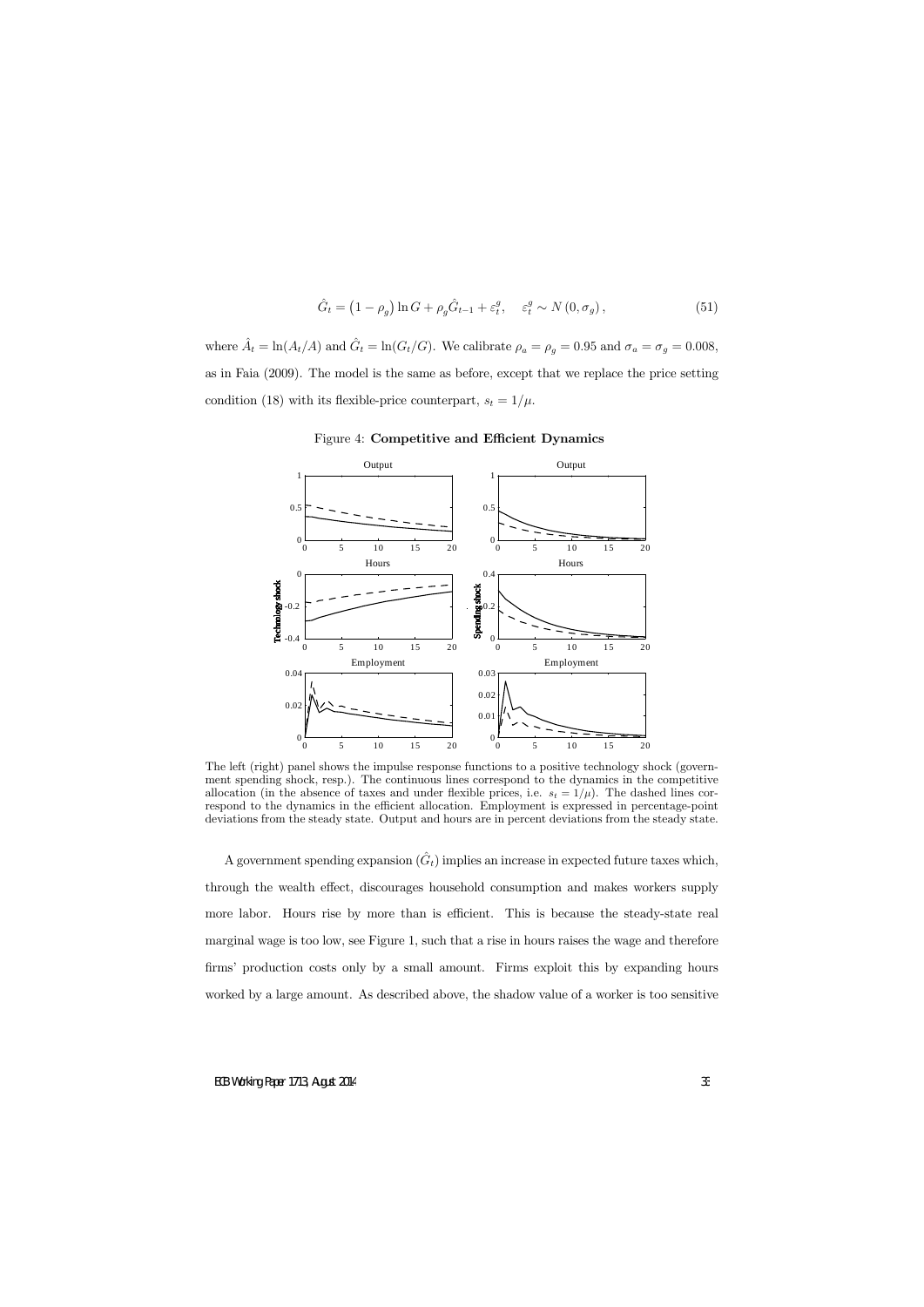$$\hat{G}_t = \left(1 - \rho_g\right) \ln G + \rho_g \hat{G}_{t-1} + \varepsilon_t^g, \quad \varepsilon_t^g \sim N\left(0, \sigma_g\right), \tag{51}$$

where $\hat{A}_t = \ln(A_t/A)$ and $\hat{G}_t = \ln(G_t/G)$. We calibrate $\rho_a = \rho_g = 0.95$ and $\sigma_a = \sigma_g = 0.008$, as in Faia (2009). The model is the same as before, except that we replace the price setting condition (18) with its flexible-price counterpart, $s_t = 1/\mu$.

Figure 4: **Competitive and Efficient Dynamics**

The left (right) panel shows the impulse response functions to a positive technology shock (government spending shock, resp.). The continuous lines correspond to the dynamics in the competitive allocation (in the absence of taxes and under flexible prices, i.e. $s_t = 1/\mu$). The dashed lines correspond to the dynamics in the efficient allocation. Employment is expressed in percentage-point deviations from the steady state. Output and hours are in percent deviations from the steady state.

A government spending expansion ($\hat{G}_t$) implies an increase in expected future taxes which, through the wealth effect, discourages household consumption and makes workers supply more labor. Hours rise by more than is efficient. This is because the steady-state real marginal wage is too low, see Figure 1, such that a rise in hours raises the wage and therefore firms' production costs only by a small amount. Firms exploit this by expanding hours worked by a large amount. As described above, the shadow value of a worker is too sensitive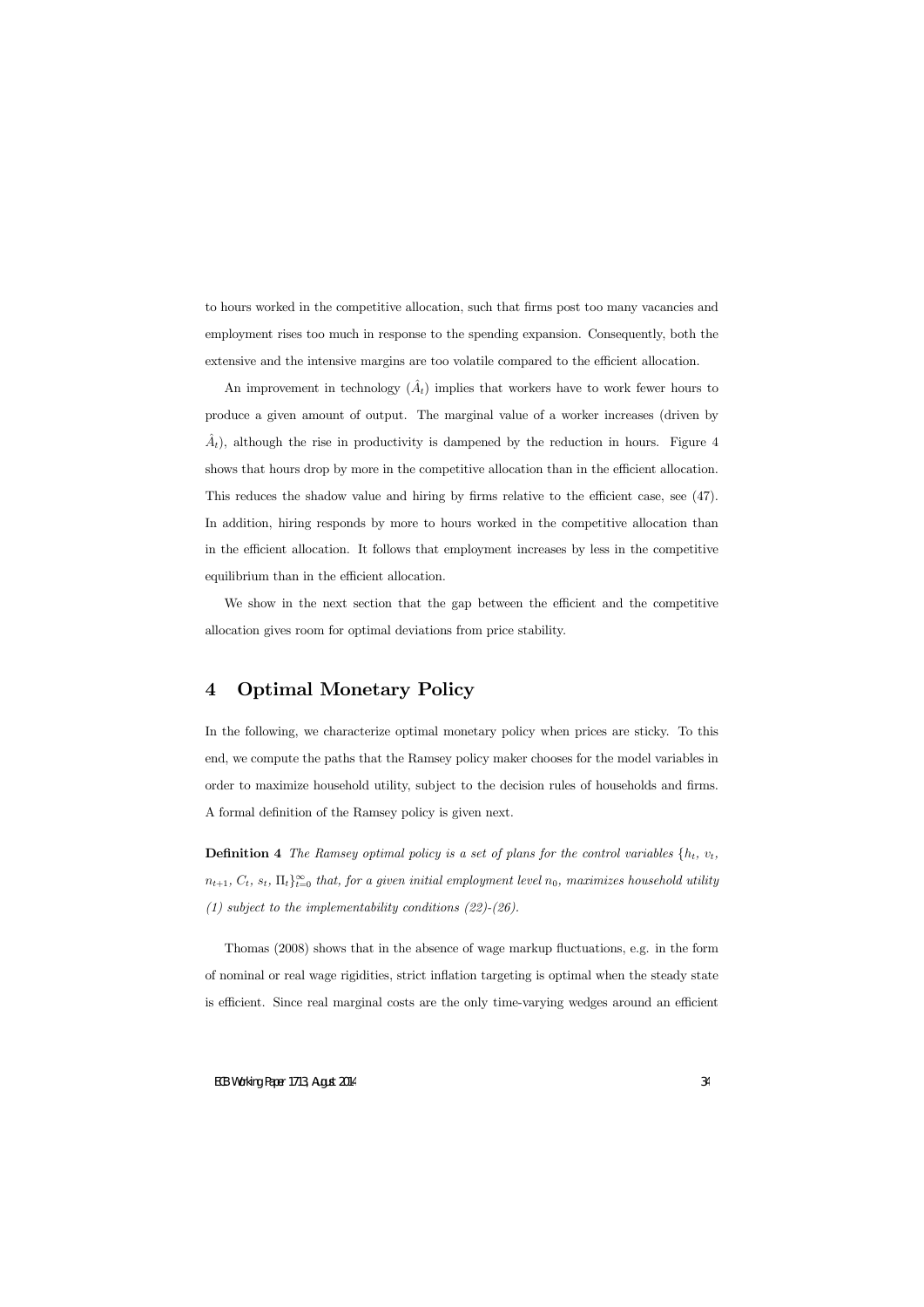to hours worked in the competitive allocation, such that firms post too many vacancies and employment rises too much in response to the spending expansion. Consequently, both the extensive and the intensive margins are too volatile compared to the efficient allocation.

An improvement in technology ($\hat{A}_t$) implies that workers have to work fewer hours to produce a given amount of output. The marginal value of a worker increases (driven by $\hat{A}_t$), although the rise in productivity is dampened by the reduction in hours. Figure 4 shows that hours drop by more in the competitive allocation than in the efficient allocation. This reduces the shadow value and hiring by firms relative to the efficient case, see (47). In addition, hiring responds by more to hours worked in the competitive allocation than in the efficient allocation. It follows that employment increases by less in the competitive equilibrium than in the efficient allocation.

We show in the next section that the gap between the efficient and the competitive allocation gives room for optimal deviations from price stability.

# 4 Optimal Monetary Policy

In the following, we characterize optimal monetary policy when prices are sticky. To this end, we compute the paths that the Ramsey policy maker chooses for the model variables in order to maximize household utility, subject to the decision rules of households and firms. A formal definition of the Ramsey policy is given next.

**Definition 4** *The Ramsey optimal policy is a set of plans for the control variables* $\{h_t,\ v_t,\ n_{t+1},\ C_t,\ s_t,\ \Pi_t\}_{t=0}^{\infty}$ *that, for a given initial employment level* $n_0$*, maximizes household utility (1) subject to the implementability conditions (22)-(26).*

Thomas (2008) shows that in the absence of wage markup fluctuations, e.g. in the form of nominal or real wage rigidities, strict inflation targeting is optimal when the steady state is efficient. Since real marginal costs are the only time-varying wedges around an efficient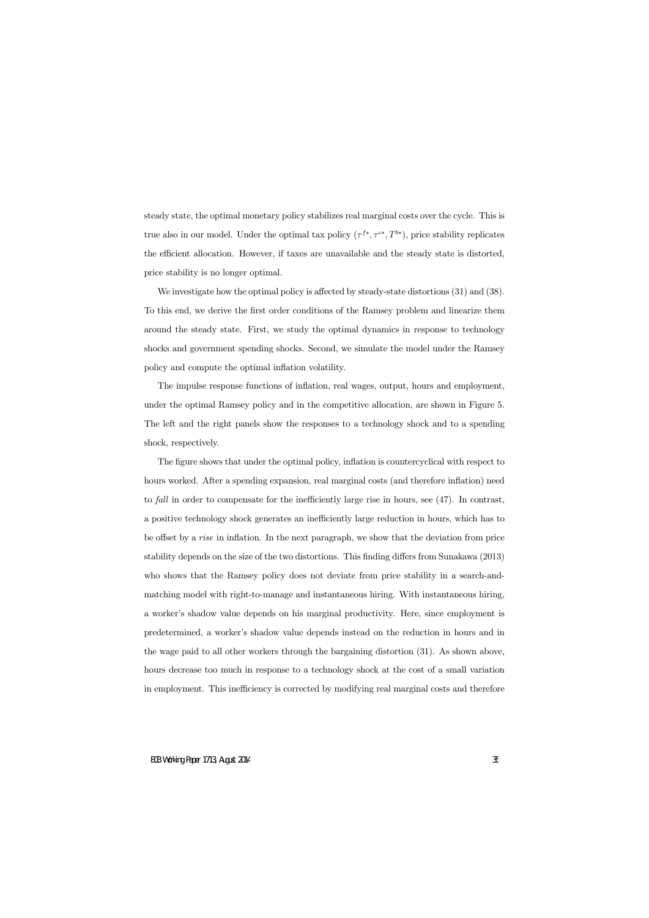steady state, the optimal monetary policy stabilizes real marginal costs over the cycle. This is true also in our model. Under the optimal tax policy $(\tau^{f*}, \tau^{c*}, T^{b*})$, price stability replicates the efficient allocation. However, if taxes are unavailable and the steady state is distorted, price stability is no longer optimal.

We investigate how the optimal policy is affected by steady-state distortions (31) and (38). To this end, we derive the first order conditions of the Ramsey problem and linearize them around the steady state. First, we study the optimal dynamics in response to technology shocks and government spending shocks. Second, we simulate the model under the Ramsey policy and compute the optimal inflation volatility.

The impulse response functions of inflation, real wages, output, hours and employment, under the optimal Ramsey policy and in the competitive allocation, are shown in Figure 5. The left and the right panels show the responses to a technology shock and to a spending shock, respectively.

The figure shows that under the optimal policy, inflation is countercyclical with respect to hours worked. After a spending expansion, real marginal costs (and therefore inflation) need to *fall* in order to compensate for the inefficiently large rise in hours, see (47). In contrast, a positive technology shock generates an inefficiently large reduction in hours, which has to be offset by a *rise* in inflation. In the next paragraph, we show that the deviation from price stability depends on the size of the two distortions. This finding differs from Sunakawa (2013) who shows that the Ramsey policy does not deviate from price stability in a search-and-matching model with right-to-manage and instantaneous hiring. With instantaneous hiring, a worker's shadow value depends on his marginal productivity. Here, since employment is predetermined, a worker's shadow value depends instead on the reduction in hours and in the wage paid to all other workers through the bargaining distortion (31). As shown above, hours decrease too much in response to a technology shock at the cost of a small variation in employment. This inefficiency is corrected by modifying real marginal costs and therefore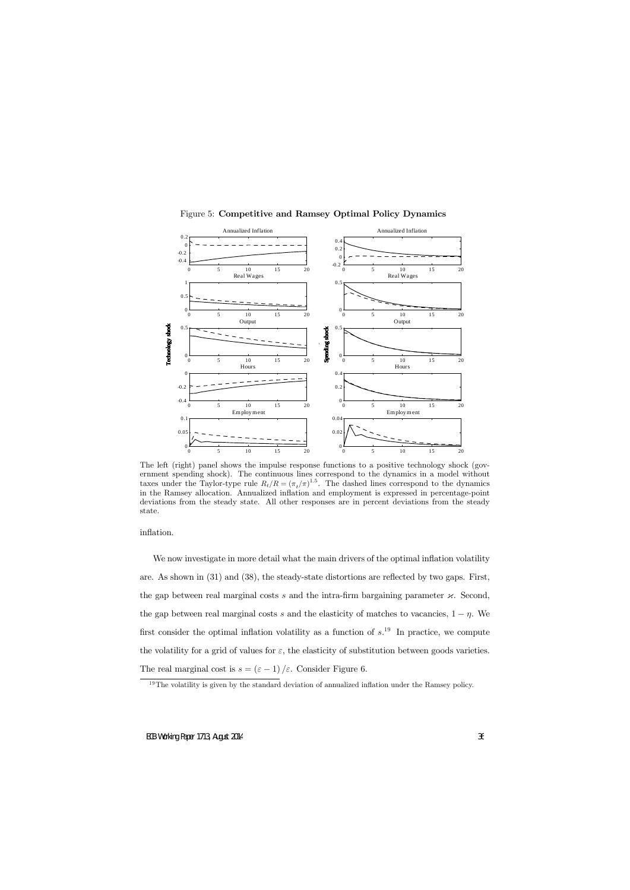Figure 5: **Competitive and Ramsey Optimal Policy Dynamics**

The left (right) panel shows the impulse response functions to a positive technology shock (government spending shock). The continuous lines correspond to the dynamics in a model without taxes under the Taylor-type rule $R_t/R = (\pi_t/\pi)^{1.5}$. The dashed lines correspond to the dynamics in the Ramsey allocation. Annualized inflation and employment is expressed in percentage-point deviations from the steady state. All other responses are in percent deviations from the steady state.

inflation.

We now investigate in more detail what the main drivers of the optimal inflation volatility are. As shown in (31) and (38), the steady-state distortions are reflected by two gaps. First, the gap between real marginal costs $s$ and the intra-firm bargaining parameter $\varkappa$. Second, the gap between real marginal costs $s$ and the elasticity of matches to vacancies, $1 - \eta$. We first consider the optimal inflation volatility as a function of $s$.[19] In practice, we compute the volatility for a grid of values for $\varepsilon$, the elasticity of substitution between goods varieties. The real marginal cost is $s = (\varepsilon - 1)/\varepsilon$. Consider Figure 6.

[19] The volatility is given by the standard deviation of annualized inflation under the Ramsey policy.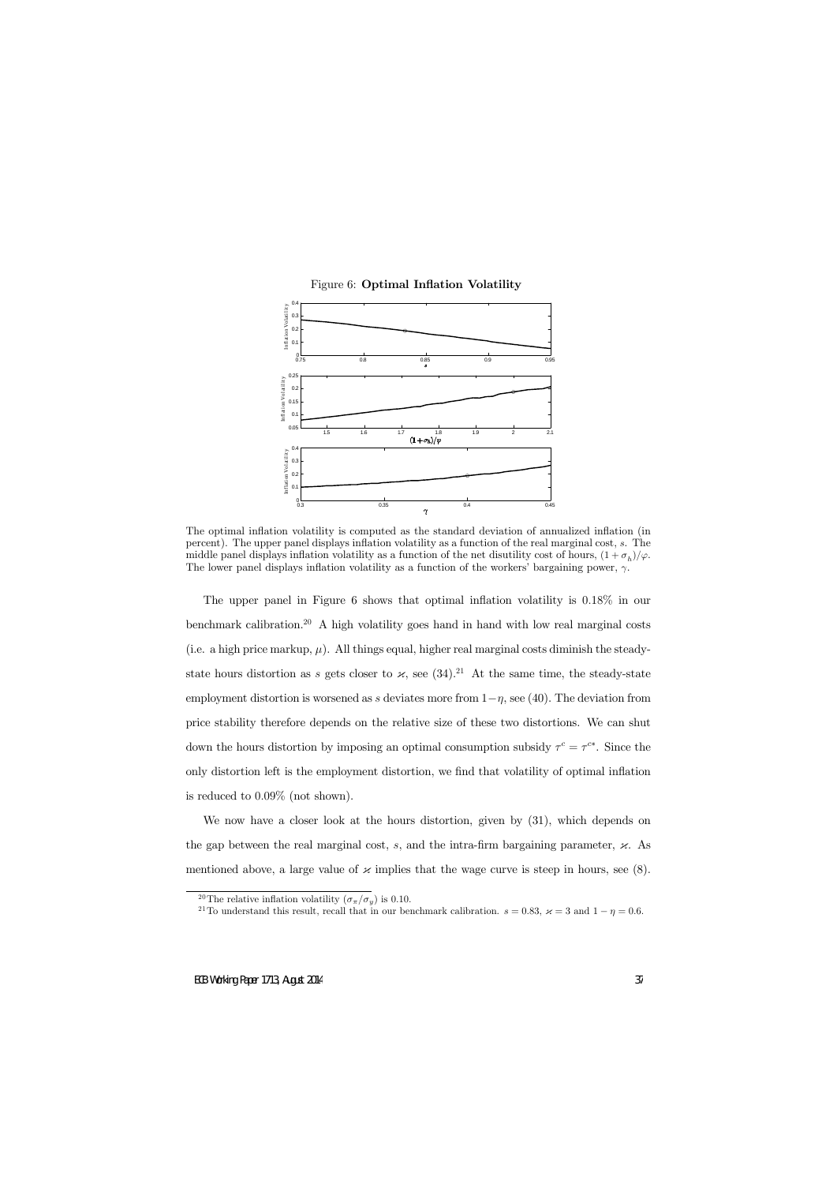Figure 6: **Optimal Inflation Volatility**

The optimal inflation volatility is computed as the standard deviation of annualized inflation (in percent). The upper panel displays inflation volatility as a function of the real marginal cost, $s$. The middle panel displays inflation volatility as a function of the net disutility cost of hours, $(1+\sigma_h)/\varphi$. The lower panel displays inflation volatility as a function of the workers' bargaining power, $\gamma$.

The upper panel in Figure 6 shows that optimal inflation volatility is 0.18% in our benchmark calibration.[20] A high volatility goes hand in hand with low real marginal costs (i.e. a high price markup, $\mu$). All things equal, higher real marginal costs diminish the steady-state hours distortion as $s$ gets closer to $\varkappa$, see (34).[21] At the same time, the steady-state employment distortion is worsened as $s$ deviates more from $1-\eta$, see (40). The deviation from price stability therefore depends on the relative size of these two distortions. We can shut down the hours distortion by imposing an optimal consumption subsidy $\tau^c = \tau^{c*}$. Since the only distortion left is the employment distortion, we find that volatility of optimal inflation is reduced to 0.09% (not shown).

We now have a closer look at the hours distortion, given by (31), which depends on the gap between the real marginal cost, $s$, and the intra-firm bargaining parameter, $\varkappa$. As mentioned above, a large value of $\varkappa$ implies that the wage curve is steep in hours, see (8).

[20] The relative inflation volatility $(\sigma_\pi/\sigma_y)$ is 0.10.

[21] To understand this result, recall that in our benchmark calibration. $s = 0.83$, $\varkappa = 3$ and $1-\eta = 0.6$.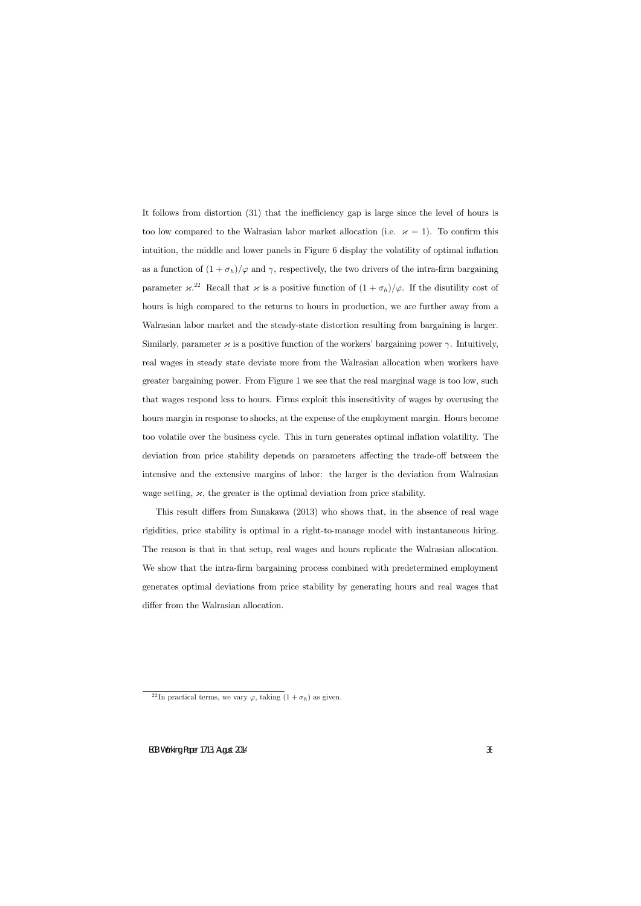It follows from distortion (31) that the inefficiency gap is large since the level of hours is too low compared to the Walrasian labor market allocation (i.e. $\varkappa = 1$). To confirm this intuition, the middle and lower panels in Figure 6 display the volatility of optimal inflation as a function of $(1+\sigma_h)/\varphi$ and $\gamma$, respectively, the two drivers of the intra-firm bargaining parameter $\varkappa$.[22] Recall that $\varkappa$ is a positive function of $(1+\sigma_h)/\varphi$. If the disutility cost of hours is high compared to the returns to hours in production, we are further away from a Walrasian labor market and the steady-state distortion resulting from bargaining is larger. Similarly, parameter $\varkappa$ is a positive function of the workers' bargaining power $\gamma$. Intuitively, real wages in steady state deviate more from the Walrasian allocation when workers have greater bargaining power. From Figure 1 we see that the real marginal wage is too low, such that wages respond less to hours. Firms exploit this insensitivity of wages by overusing the hours margin in response to shocks, at the expense of the employment margin. Hours become too volatile over the business cycle. This in turn generates optimal inflation volatility. The deviation from price stability depends on parameters affecting the trade-off between the intensive and the extensive margins of labor: the larger is the deviation from Walrasian wage setting, $\varkappa$, the greater is the optimal deviation from price stability.

This result differs from Sunakawa (2013) who shows that, in the absence of real wage rigidities, price stability is optimal in a right-to-manage model with instantaneous hiring. The reason is that in that setup, real wages and hours replicate the Walrasian allocation. We show that the intra-firm bargaining process combined with predetermined employment generates optimal deviations from price stability by generating hours and real wages that differ from the Walrasian allocation.

[22] In practical terms, we vary $\varphi$, taking $(1+\sigma_h)$ as given.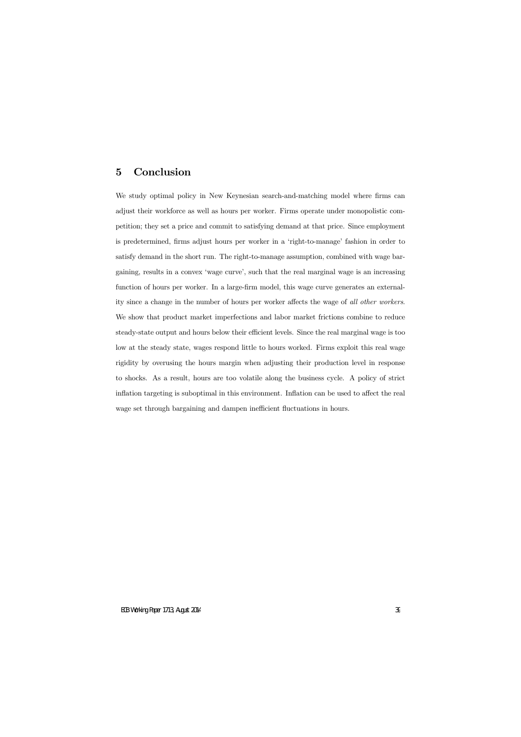## 5 Conclusion

We study optimal policy in New Keynesian search-and-matching model where firms can adjust their workforce as well as hours per worker. Firms operate under monopolistic competition; they set a price and commit to satisfying demand at that price. Since employment is predetermined, firms adjust hours per worker in a 'right-to-manage' fashion in order to satisfy demand in the short run. The right-to-manage assumption, combined with wage bargaining, results in a convex 'wage curve', such that the real marginal wage is an increasing function of hours per worker. In a large-firm model, this wage curve generates an externality since a change in the number of hours per worker affects the wage of *all other workers*. We show that product market imperfections and labor market frictions combine to reduce steady-state output and hours below their efficient levels. Since the real marginal wage is too low at the steady state, wages respond little to hours worked. Firms exploit this real wage rigidity by overusing the hours margin when adjusting their production level in response to shocks. As a result, hours are too volatile along the business cycle. A policy of strict inflation targeting is suboptimal in this environment. Inflation can be used to affect the real wage set through bargaining and dampen inefficient fluctuations in hours.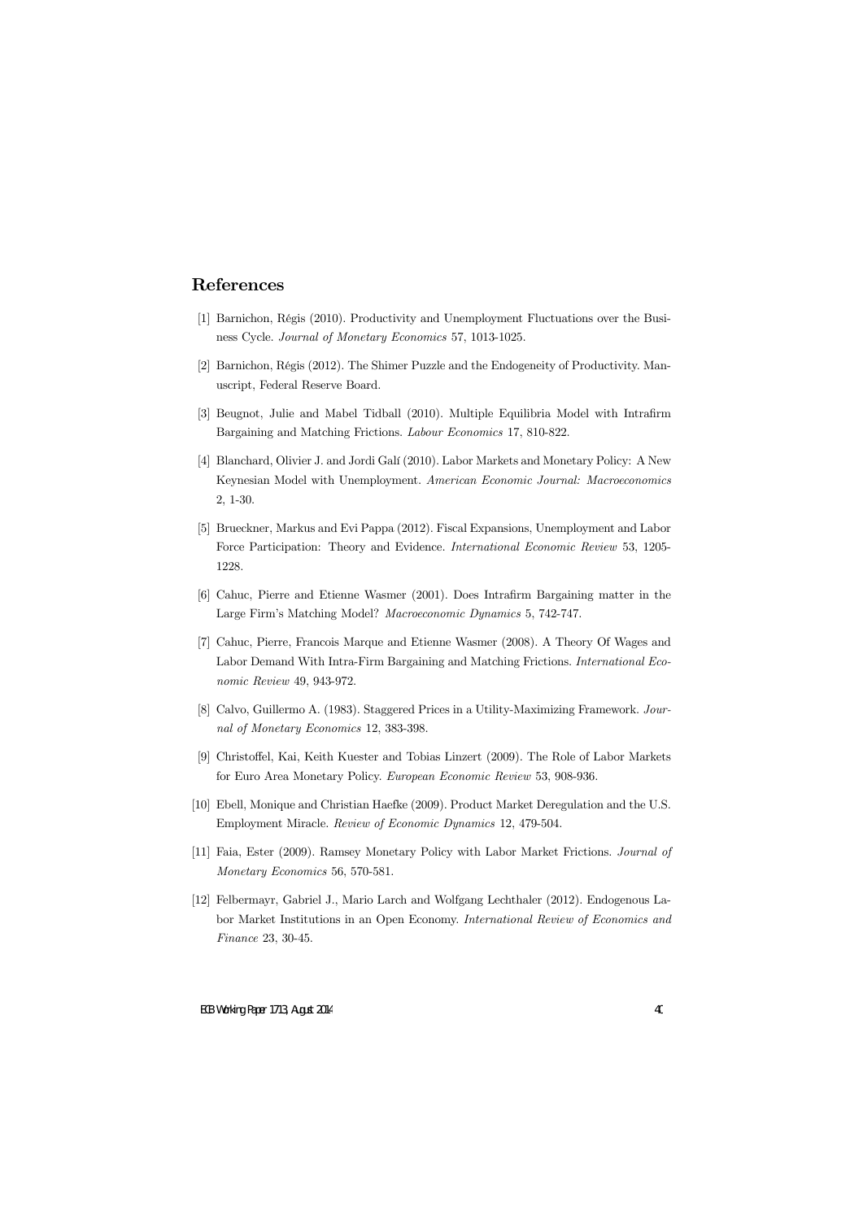# References

[1] Barnichon, Régis (2010). Productivity and Unemployment Fluctuations over the Business Cycle. *Journal of Monetary Economics* 57, 1013-1025.

[2] Barnichon, Régis (2012). The Shimer Puzzle and the Endogeneity of Productivity. Manuscript, Federal Reserve Board.

[3] Beugnot, Julie and Mabel Tidball (2010). Multiple Equilibria Model with Intrafirm Bargaining and Matching Frictions. *Labour Economics* 17, 810-822.

[4] Blanchard, Olivier J. and Jordi Galí (2010). Labor Markets and Monetary Policy: A New Keynesian Model with Unemployment. *American Economic Journal: Macroeconomics* 2, 1-30.

[5] Brueckner, Markus and Evi Pappa (2012). Fiscal Expansions, Unemployment and Labor Force Participation: Theory and Evidence. *International Economic Review* 53, 1205-1228.

[6] Cahuc, Pierre and Etienne Wasmer (2001). Does Intrafirm Bargaining matter in the Large Firm's Matching Model? *Macroeconomic Dynamics* 5, 742-747.

[7] Cahuc, Pierre, Francois Marque and Etienne Wasmer (2008). A Theory Of Wages and Labor Demand With Intra-Firm Bargaining and Matching Frictions. *International Economic Review* 49, 943-972.

[8] Calvo, Guillermo A. (1983). Staggered Prices in a Utility-Maximizing Framework. *Journal of Monetary Economics* 12, 383-398.

[9] Christoffel, Kai, Keith Kuester and Tobias Linzert (2009). The Role of Labor Markets for Euro Area Monetary Policy. *European Economic Review* 53, 908-936.

[10] Ebell, Monique and Christian Haefke (2009). Product Market Deregulation and the U.S. Employment Miracle. *Review of Economic Dynamics* 12, 479-504.

[11] Faia, Ester (2009). Ramsey Monetary Policy with Labor Market Frictions. *Journal of Monetary Economics* 56, 570-581.

[12] Felbermayr, Gabriel J., Mario Larch and Wolfgang Lechthaler (2012). Endogenous Labor Market Institutions in an Open Economy. *International Review of Economics and Finance* 23, 30-45.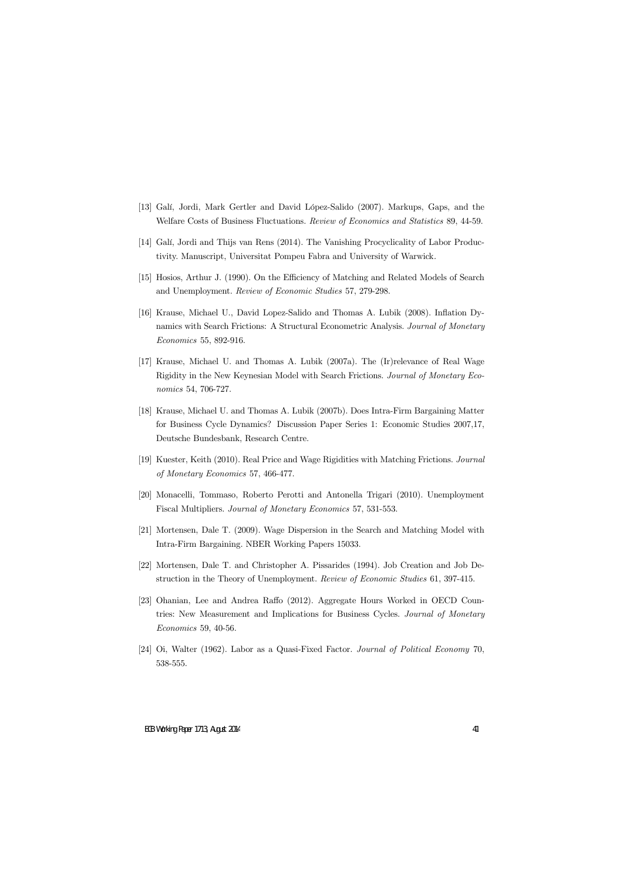[13] Galí, Jordi, Mark Gertler and David López-Salido (2007). Markups, Gaps, and the Welfare Costs of Business Fluctuations. *Review of Economics and Statistics* 89, 44-59.

[14] Galí, Jordi and Thijs van Rens (2014). The Vanishing Procyclicality of Labor Productivity. Manuscript, Universitat Pompeu Fabra and University of Warwick.

[15] Hosios, Arthur J. (1990). On the Efficiency of Matching and Related Models of Search and Unemployment. *Review of Economic Studies* 57, 279-298.

[16] Krause, Michael U., David Lopez-Salido and Thomas A. Lubik (2008). Inflation Dynamics with Search Frictions: A Structural Econometric Analysis. *Journal of Monetary Economics* 55, 892-916.

[17] Krause, Michael U. and Thomas A. Lubik (2007a). The (Ir)relevance of Real Wage Rigidity in the New Keynesian Model with Search Frictions. *Journal of Monetary Economics* 54, 706-727.

[18] Krause, Michael U. and Thomas A. Lubik (2007b). Does Intra-Firm Bargaining Matter for Business Cycle Dynamics? Discussion Paper Series 1: Economic Studies 2007,17, Deutsche Bundesbank, Research Centre.

[19] Kuester, Keith (2010). Real Price and Wage Rigidities with Matching Frictions. *Journal of Monetary Economics* 57, 466-477.

[20] Monacelli, Tommaso, Roberto Perotti and Antonella Trigari (2010). Unemployment Fiscal Multipliers. *Journal of Monetary Economics* 57, 531-553.

[21] Mortensen, Dale T. (2009). Wage Dispersion in the Search and Matching Model with Intra-Firm Bargaining. NBER Working Papers 15033.

[22] Mortensen, Dale T. and Christopher A. Pissarides (1994). Job Creation and Job Destruction in the Theory of Unemployment. *Review of Economic Studies* 61, 397-415.

[23] Ohanian, Lee and Andrea Raffo (2012). Aggregate Hours Worked in OECD Countries: New Measurement and Implications for Business Cycles. *Journal of Monetary Economics* 59, 40-56.

[24] Oi, Walter (1962). Labor as a Quasi-Fixed Factor. *Journal of Political Economy* 70, 538-555.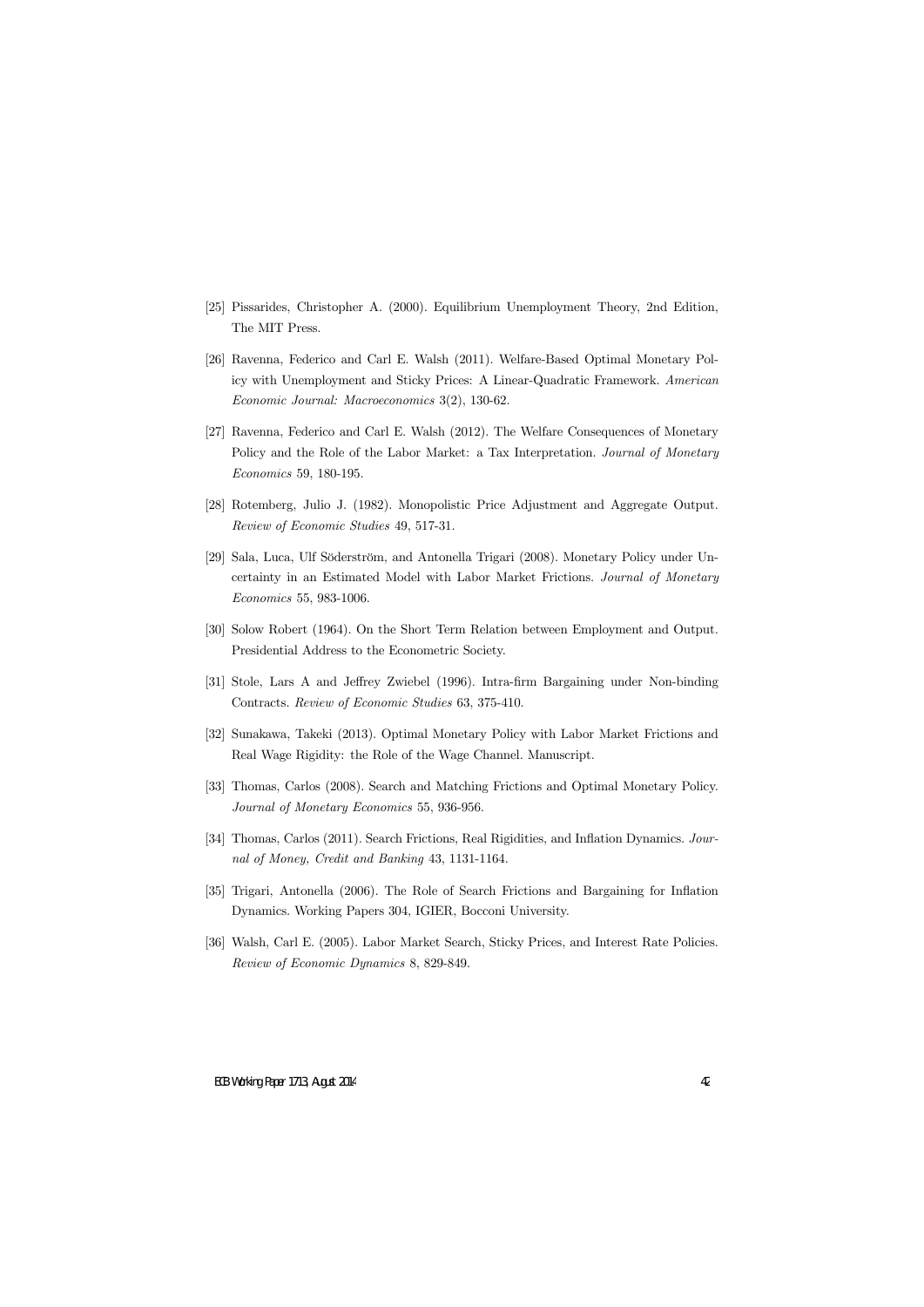[25] Pissarides, Christopher A. (2000). Equilibrium Unemployment Theory, 2nd Edition, The MIT Press.

[26] Ravenna, Federico and Carl E. Walsh (2011). Welfare-Based Optimal Monetary Policy with Unemployment and Sticky Prices: A Linear-Quadratic Framework. *American Economic Journal: Macroeconomics* 3(2), 130-62.

[27] Ravenna, Federico and Carl E. Walsh (2012). The Welfare Consequences of Monetary Policy and the Role of the Labor Market: a Tax Interpretation. *Journal of Monetary Economics* 59, 180-195.

[28] Rotemberg, Julio J. (1982). Monopolistic Price Adjustment and Aggregate Output. *Review of Economic Studies* 49, 517-31.

[29] Sala, Luca, Ulf Söderström, and Antonella Trigari (2008). Monetary Policy under Uncertainty in an Estimated Model with Labor Market Frictions. *Journal of Monetary Economics* 55, 983-1006.

[30] Solow Robert (1964). On the Short Term Relation between Employment and Output. Presidential Address to the Econometric Society.

[31] Stole, Lars A and Jeffrey Zwiebel (1996). Intra-firm Bargaining under Non-binding Contracts. *Review of Economic Studies* 63, 375-410.

[32] Sunakawa, Takeki (2013). Optimal Monetary Policy with Labor Market Frictions and Real Wage Rigidity: the Role of the Wage Channel. Manuscript.

[33] Thomas, Carlos (2008). Search and Matching Frictions and Optimal Monetary Policy. *Journal of Monetary Economics* 55, 936-956.

[34] Thomas, Carlos (2011). Search Frictions, Real Rigidities, and Inflation Dynamics. *Journal of Money, Credit and Banking* 43, 1131-1164.

[35] Trigari, Antonella (2006). The Role of Search Frictions and Bargaining for Inflation Dynamics. Working Papers 304, IGIER, Bocconi University.

[36] Walsh, Carl E. (2005). Labor Market Search, Sticky Prices, and Interest Rate Policies. *Review of Economic Dynamics* 8, 829-849.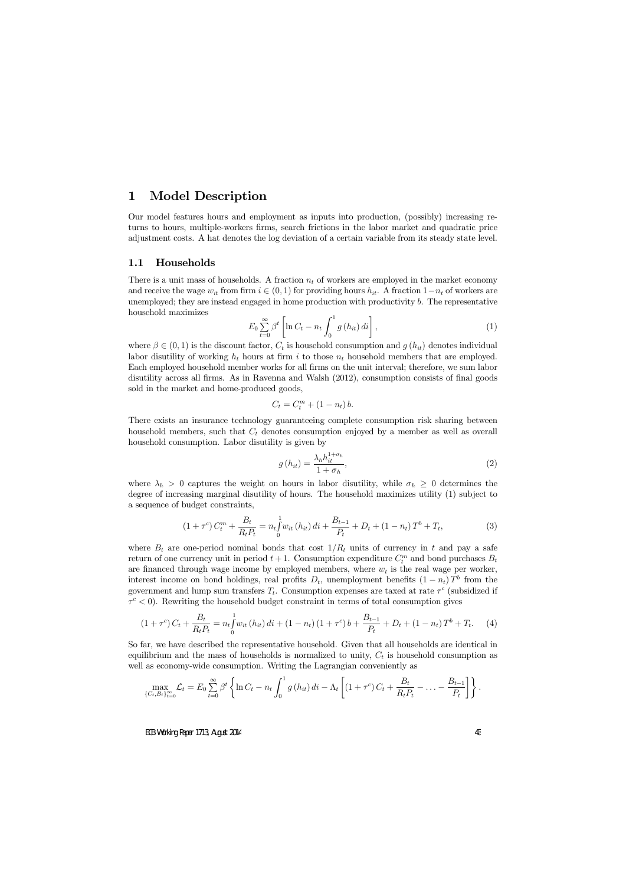# 1 Model Description

Our model features hours and employment as inputs into production, (possibly) increasing returns to hours, multiple-workers firms, search frictions in the labor market and quadratic price adjustment costs. A hat denotes the log deviation of a certain variable from its steady state level.

## 1.1 Households

There is a unit mass of households. A fraction $n_t$ of workers are employed in the market economy and receive the wage $w_{it}$ from firm $i \in (0,1)$ for providing hours $h_{it}$. A fraction $1-n_t$ of workers are unemployed; they are instead engaged in home production with productivity $b$. The representative household maximizes

$$E_0 \sum_{t=0}^{\infty} \beta^t \left[ \ln C_t - n_t \int_0^1 g(h_{it})\, di \right], \tag{1}$$

where $\beta \in (0,1)$ is the discount factor, $C_t$ is household consumption and $g(h_{it})$ denotes individual labor disutility of working $h_t$ hours at firm $i$ to those $n_t$ household members that are employed. Each employed household member works for all firms on the unit interval; therefore, we sum labor disutility across all firms. As in Ravenna and Walsh (2012), consumption consists of final goods sold in the market and home-produced goods,

$$C_t = C_t^m + (1-n_t)\, b.$$

There exists an insurance technology guaranteeing complete consumption risk sharing between household members, such that $C_t$ denotes consumption enjoyed by a member as well as overall household consumption. Labor disutility is given by

$$g(h_{it}) = \frac{\lambda_h h_{it}^{1+\sigma_h}}{1+\sigma_h}, \tag{2}$$

where $\lambda_h > 0$ captures the weight on hours in labor disutility, while $\sigma_h \geq 0$ determines the degree of increasing marginal disutility of hours. The household maximizes utility (1) subject to a sequence of budget constraints,

$$(1+\tau^c)\, C_t^m + \frac{B_t}{R_t P_t} = n_t \int_0^1 w_{it}(h_{it})\, di + \frac{B_{t-1}}{P_t} + D_t + (1-n_t)\, T^b + T_t, \tag{3}$$

where $B_t$ are one-period nominal bonds that cost $1/R_t$ units of currency in $t$ and pay a safe return of one currency unit in period $t+1$. Consumption expenditure $C_t^m$ and bond purchases $B_t$ are financed through wage income by employed members, where $w_t$ is the real wage per worker, interest income on bond holdings, real profits $D_t$, unemployment benefits $(1-n_t)\, T^b$ from the government and lump sum transfers $T_t$. Consumption expenses are taxed at rate $\tau^c$ (subsidized if $\tau^c < 0$). Rewriting the household budget constraint in terms of total consumption gives

$$(1+\tau^c)\, C_t + \frac{B_t}{R_t P_t} = n_t \int_0^1 w_{it}(h_{it})\, di + (1-n_t)(1+\tau^c)\, b + \frac{B_{t-1}}{P_t} + D_t + (1-n_t)\, T^b + T_t. \tag{4}$$

So far, we have described the representative household. Given that all households are identical in equilibrium and the mass of households is normalized to unity, $C_t$ is household consumption as well as economy-wide consumption. Writing the Lagrangian conveniently as

$$\max_{\{C_t, B_t\}_{t=0}^{\infty}} \mathcal{L}_t = E_0 \sum_{t=0}^{\infty} \beta^t \left\{ \ln C_t - n_t \int_0^1 g(h_{it})\, di - \Lambda_t \left[ (1+\tau^c)\, C_t + \frac{B_t}{R_t P_t} - \ldots - \frac{B_{t-1}}{P_t} \right] \right\}.$$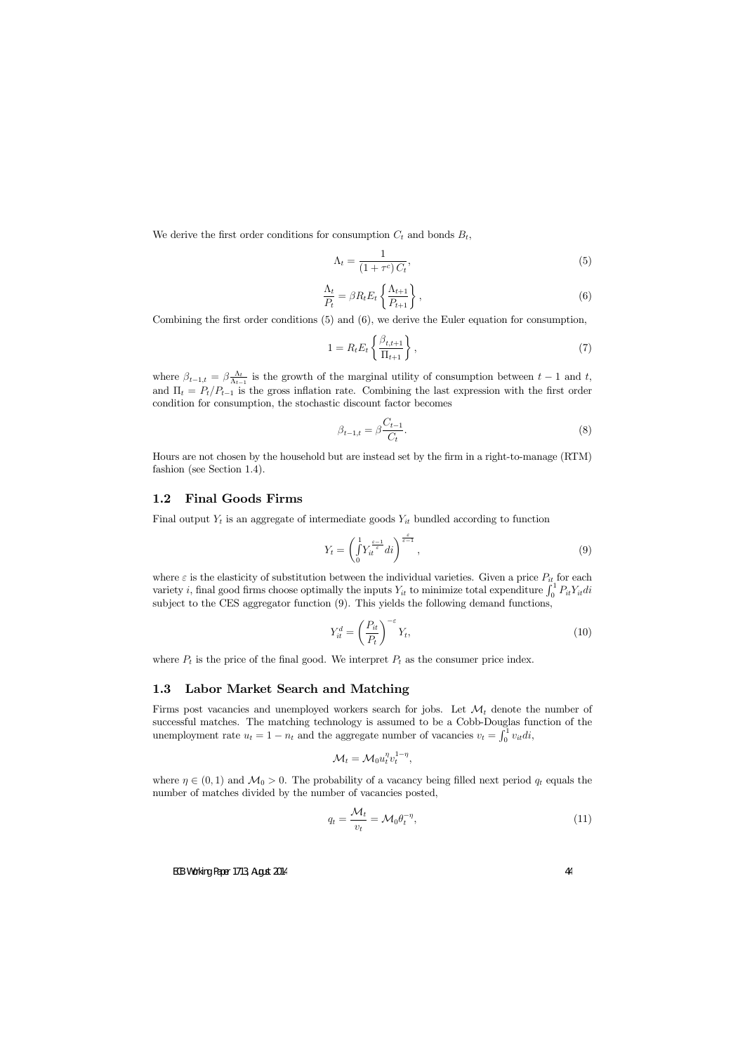We derive the first order conditions for consumption $C_t$ and bonds $B_t$,

$$\Lambda_t = \frac{1}{(1+\tau^c) C_t}, \tag{5}$$

$$\frac{\Lambda_t}{P_t} = \beta R_t E_t \left\{ \frac{\Lambda_{t+1}}{P_{t+1}} \right\}, \tag{6}$$

Combining the first order conditions (5) and (6), we derive the Euler equation for consumption,

$$1 = R_t E_t \left\{ \frac{\beta_{t,t+1}}{\Pi_{t+1}} \right\}, \tag{7}$$

where $\beta_{t-1,t} = \beta \frac{\Lambda_t}{\Lambda_{t-1}}$ is the growth of the marginal utility of consumption between $t-1$ and $t$, and $\Pi_t = P_t / P_{t-1}$ is the gross inflation rate. Combining the last expression with the first order condition for consumption, the stochastic discount factor becomes

$$\beta_{t-1,t} = \beta \frac{C_{t-1}}{C_t}. \tag{8}$$

Hours are not chosen by the household but are instead set by the firm in a right-to-manage (RTM) fashion (see Section 1.4).

## 1.2 Final Goods Firms

Final output $Y_t$ is an aggregate of intermediate goods $Y_{it}$ bundled according to function

$$Y_t = \left( \int_0^1 Y_{it}^{\frac{\varepsilon-1}{\varepsilon}} di \right)^{\frac{\varepsilon}{\varepsilon-1}}, \tag{9}$$

where $\varepsilon$ is the elasticity of substitution between the individual varieties. Given a price $P_{it}$ for each variety $i$, final good firms choose optimally the inputs $Y_{it}$ to minimize total expenditure $\int_0^1 P_{it} Y_{it} di$ subject to the CES aggregator function (9). This yields the following demand functions,

$$Y_{it}^d = \left( \frac{P_{it}}{P_t} \right)^{-\varepsilon} Y_t, \tag{10}$$

where $P_t$ is the price of the final good. We interpret $P_t$ as the consumer price index.

## 1.3 Labor Market Search and Matching

Firms post vacancies and unemployed workers search for jobs. Let $\mathcal{M}_t$ denote the number of successful matches. The matching technology is assumed to be a Cobb-Douglas function of the unemployment rate $u_t = 1 - n_t$ and the aggregate number of vacancies $v_t = \int_0^1 v_{it} di$,

$$\mathcal{M}_t = \mathcal{M}_0 u_t^{\eta} v_t^{1-\eta},$$

where $\eta \in (0,1)$ and $\mathcal{M}_0 > 0$. The probability of a vacancy being filled next period $q_t$ equals the number of matches divided by the number of vacancies posted,

$$q_t = \frac{\mathcal{M}_t}{v_t} = \mathcal{M}_0 \theta_t^{-\eta}, \tag{11}$$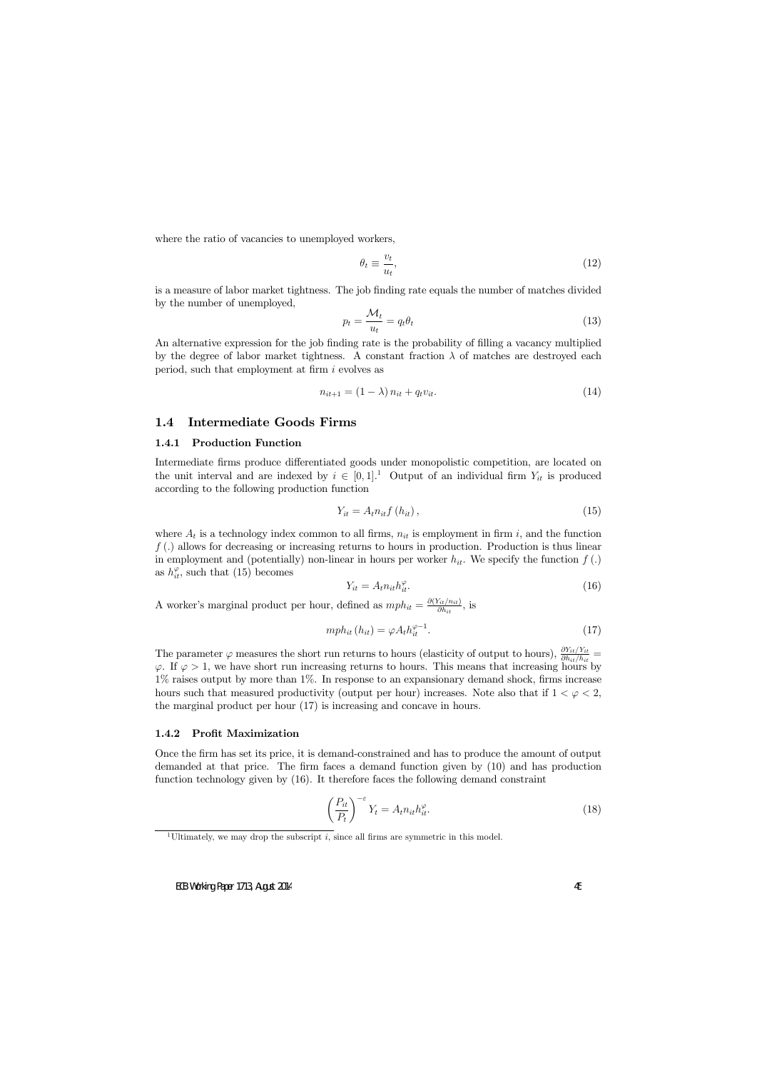where the ratio of vacancies to unemployed workers,

$$\theta_t \equiv \frac{v_t}{u_t}, \tag{12}$$

is a measure of labor market tightness. The job finding rate equals the number of matches divided by the number of unemployed,

$$p_t = \frac{\mathcal{M}_t}{u_t} = q_t \theta_t \tag{13}$$

An alternative expression for the job finding rate is the probability of filling a vacancy multiplied by the degree of labor market tightness. A constant fraction $\lambda$ of matches are destroyed each period, such that employment at firm $i$ evolves as

$$n_{it+1} = (1 - \lambda) n_{it} + q_t v_{it}. \tag{14}$$

## 1.4 Intermediate Goods Firms

### 1.4.1 Production Function

Intermediate firms produce differentiated goods under monopolistic competition, are located on the unit interval and are indexed by $i \in [0, 1]$.[1] Output of an individual firm $Y_{it}$ is produced according to the following production function

$$Y_{it} = A_t n_{it} f(h_{it}), \tag{15}$$

where $A_t$ is a technology index common to all firms, $n_{it}$ is employment in firm $i$, and the function $f(.)$ allows for decreasing or increasing returns to hours in production. Production is thus linear in employment and (potentially) non-linear in hours per worker $h_{it}$. We specify the function $f(.)$ as $h_{it}^{\varphi}$, such that (15) becomes

$$Y_{it} = A_t n_{it} h_{it}^{\varphi}. \tag{16}$$

A worker's marginal product per hour, defined as $mph_{it} = \frac{\partial(Y_{it}/n_{it})}{\partial h_{it}}$, is

$$mph_{it}(h_{it}) = \varphi A_t h_{it}^{\varphi - 1}. \tag{17}$$

The parameter $\varphi$ measures the short run returns to hours (elasticity of output to hours), $\frac{\partial Y_{it}/Y_{it}}{\partial h_{it}/h_{it}} = \varphi$. If $\varphi > 1$, we have short run increasing returns to hours. This means that increasing hours by 1% raises output by more than 1%. In response to an expansionary demand shock, firms increase hours such that measured productivity (output per hour) increases. Note also that if $1 < \varphi < 2$, the marginal product per hour (17) is increasing and concave in hours.

### 1.4.2 Profit Maximization

Once the firm has set its price, it is demand-constrained and has to produce the amount of output demanded at that price. The firm faces a demand function given by (10) and has production function technology given by (16). It therefore faces the following demand constraint

$$\left(\frac{P_{it}}{P_t}\right)^{-\varepsilon} Y_t = A_t n_{it} h_{it}^{\varphi}. \tag{18}$$

[1] Ultimately, we may drop the subscript $i$, since all firms are symmetric in this model.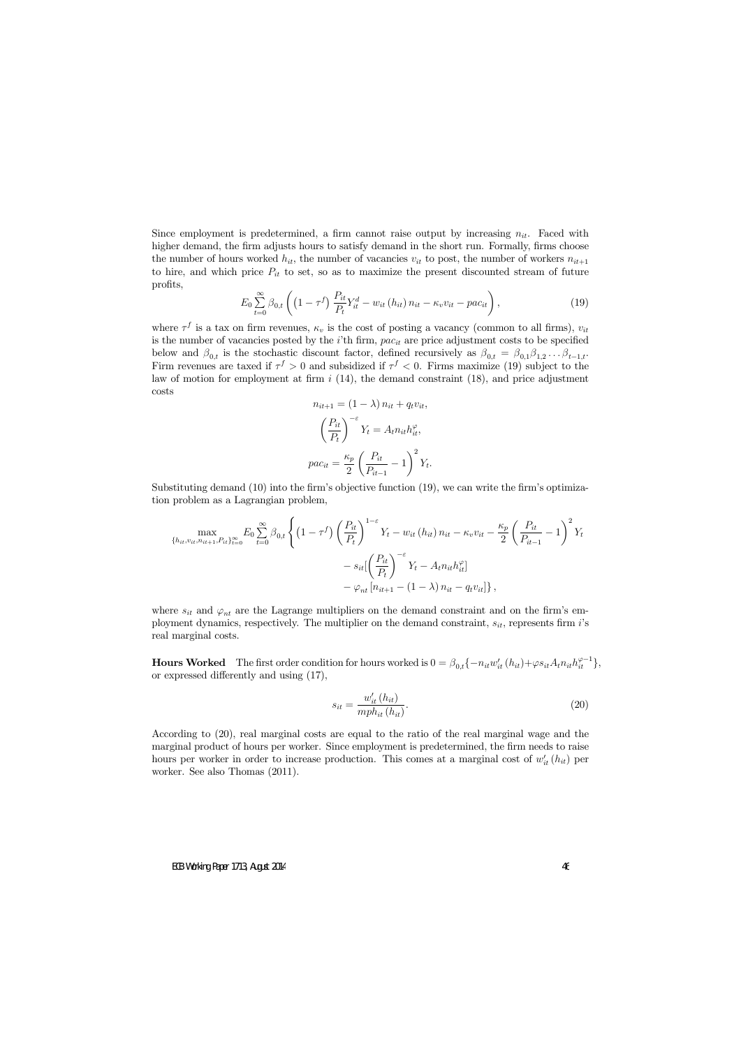Since employment is predetermined, a firm cannot raise output by increasing $n_{it}$. Faced with higher demand, the firm adjusts hours to satisfy demand in the short run. Formally, firms choose the number of hours worked $h_{it}$, the number of vacancies $v_{it}$ to post, the number of workers $n_{it+1}$ to hire, and which price $P_{it}$ to set, so as to maximize the present discounted stream of future profits,

$$E_0 \sum_{t=0}^{\infty} \beta_{0,t} \left( \left(1 - \tau^f\right) \frac{P_{it}}{P_t} Y_{it}^d - w_{it}\left(h_{it}\right) n_{it} - \kappa_v v_{it} - pac_{it} \right), \tag{19}$$

where $\tau^f$ is a tax on firm revenues, $\kappa_v$ is the cost of posting a vacancy (common to all firms), $v_{it}$ is the number of vacancies posted by the $i$'th firm, $pac_{it}$ are price adjustment costs to be specified below and $\beta_{0,t}$ is the stochastic discount factor, defined recursively as $\beta_{0,t} = \beta_{0,1}\beta_{1,2}\ldots\beta_{t-1,t}$. Firm revenues are taxed if $\tau^f > 0$ and subsidized if $\tau^f < 0$. Firms maximize (19) subject to the law of motion for employment at firm $i$ (14), the demand constraint (18), and price adjustment costs

$$n_{it+1} = (1-\lambda) n_{it} + q_t v_{it},$$

$$\left(\frac{P_{it}}{P_t}\right)^{-\varepsilon} Y_t = A_t n_{it} h_{it}^{\varphi},$$

$$pac_{it} = \frac{\kappa_p}{2}\left(\frac{P_{it}}{P_{it-1}} - 1\right)^2 Y_t.$$

Substituting demand (10) into the firm's objective function (19), we can write the firm's optimization problem as a Lagrangian problem,

$$\begin{aligned}
\max_{\{h_{it}, v_{it}, n_{it+1}, P_{it}\}_{t=0}^{\infty}} E_0 \sum_{t=0}^{\infty} \beta_{0,t} \Bigg\{ & \left(1-\tau^f\right)\left(\frac{P_{it}}{P_t}\right)^{1-\varepsilon} Y_t - w_{it}\left(h_{it}\right) n_{it} - \kappa_v v_{it} - \frac{\kappa_p}{2}\left(\frac{P_{it}}{P_{it-1}} - 1\right)^2 Y_t \\
& - s_{it}\left[\left(\frac{P_{it}}{P_t}\right)^{-\varepsilon} Y_t - A_t n_{it} h_{it}^{\varphi}\right] \\
& - \varphi_{nt}\left[n_{it+1} - (1-\lambda) n_{it} - q_t v_{it}\right] \Bigg\},
\end{aligned}$$

where $s_{it}$ and $\varphi_{nt}$ are the Lagrange multipliers on the demand constraint and on the firm's employment dynamics, respectively. The multiplier on the demand constraint, $s_{it}$, represents firm $i$'s real marginal costs.

**Hours Worked** The first order condition for hours worked is $0 = \beta_{0,t}\{-n_{it} w_{it}'\left(h_{it}\right) + \varphi s_{it} A_t n_{it} h_{it}^{\varphi-1}\}$, or expressed differently and using (17),

$$s_{it} = \frac{w_{it}'\left(h_{it}\right)}{mph_{it}\left(h_{it}\right)}. \tag{20}$$

According to (20), real marginal costs are equal to the ratio of the real marginal wage and the marginal product of hours per worker. Since employment is predetermined, the firm needs to raise hours per worker in order to increase production. This comes at a marginal cost of $w_{it}'\left(h_{it}\right)$ per worker. See also Thomas (2011).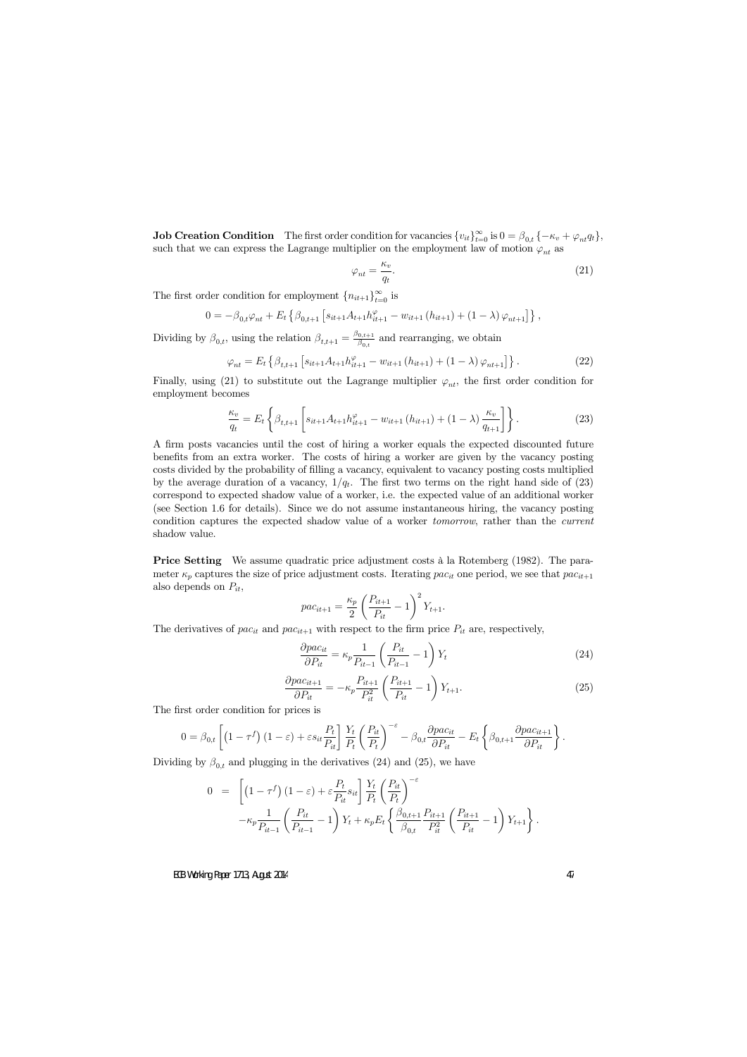**Job Creation Condition** The first order condition for vacancies $\{v_{it}\}_{t=0}^{\infty}$ is $0 = \beta_{0,t}\{-\kappa_v + \varphi_{nt} q_t\}$, such that we can express the Lagrange multiplier on the employment law of motion $\varphi_{nt}$ as

$$\varphi_{nt} = \frac{\kappa_v}{q_t}. \tag{21}$$

The first order condition for employment $\{n_{it+1}\}_{t=0}^{\infty}$ is

$$0 = -\beta_{0,t}\varphi_{nt} + E_t\left\{\beta_{0,t+1}\left[s_{it+1}A_{t+1}h_{it+1}^{\varphi} - w_{it+1}(h_{it+1}) + (1-\lambda)\varphi_{nt+1}\right]\right\},$$

Dividing by $\beta_{0,t}$, using the relation $\beta_{t,t+1} = \frac{\beta_{0,t+1}}{\beta_{0,t}}$ and rearranging, we obtain

$$\varphi_{nt} = E_t\left\{\beta_{t,t+1}\left[s_{it+1}A_{t+1}h_{it+1}^{\varphi} - w_{it+1}(h_{it+1}) + (1-\lambda)\varphi_{nt+1}\right]\right\}. \tag{22}$$

Finally, using (21) to substitute out the Lagrange multiplier $\varphi_{nt}$, the first order condition for employment becomes

$$\frac{\kappa_v}{q_t} = E_t\left\{\beta_{t,t+1}\left[s_{it+1}A_{t+1}h_{it+1}^{\varphi} - w_{it+1}(h_{it+1}) + (1-\lambda)\frac{\kappa_v}{q_{t+1}}\right]\right\}. \tag{23}$$

A firm posts vacancies until the cost of hiring a worker equals the expected discounted future benefits from an extra worker. The costs of hiring a worker are given by the vacancy posting costs divided by the probability of filling a vacancy, equivalent to vacancy posting costs multiplied by the average duration of a vacancy, $1/q_t$. The first two terms on the right hand side of (23) correspond to expected shadow value of a worker, i.e. the expected value of an additional worker (see Section 1.6 for details). Since we do not assume instantaneous hiring, the vacancy posting condition captures the expected shadow value of a worker *tomorrow*, rather than the *current* shadow value.

**Price Setting** We assume quadratic price adjustment costs à la Rotemberg (1982). The parameter $\kappa_p$ captures the size of price adjustment costs. Iterating $pac_{it}$ one period, we see that $pac_{it+1}$ also depends on $P_{it}$,

$$pac_{it+1} = \frac{\kappa_p}{2}\left(\frac{P_{it+1}}{P_{it}} - 1\right)^2 Y_{t+1}.$$

The derivatives of $pac_{it}$ and $pac_{it+1}$ with respect to the firm price $P_{it}$ are, respectively,

$$\frac{\partial pac_{it}}{\partial P_{it}} = \kappa_p \frac{1}{P_{it-1}}\left(\frac{P_{it}}{P_{it-1}} - 1\right)Y_t \tag{24}$$

$$\frac{\partial pac_{it+1}}{\partial P_{it}} = -\kappa_p \frac{P_{it+1}}{P_{it}^2}\left(\frac{P_{it+1}}{P_{it}} - 1\right)Y_{t+1}. \tag{25}$$

The first order condition for prices is

$$0 = \beta_{0,t}\left[\left(1-\tau^f\right)(1-\varepsilon) + \varepsilon s_{it}\frac{P_t}{P_{it}}\right]\frac{Y_t}{P_t}\left(\frac{P_{it}}{P_t}\right)^{-\varepsilon} - \beta_{0,t}\frac{\partial pac_{it}}{\partial P_{it}} - E_t\left\{\beta_{0,t+1}\frac{\partial pac_{it+1}}{\partial P_{it}}\right\}.$$

Dividing by $\beta_{0,t}$ and plugging in the derivatives (24) and (25), we have

$$\begin{aligned} 0 \;=\; & \left[\left(1-\tau^f\right)(1-\varepsilon) + \varepsilon\frac{P_t}{P_{it}}s_{it}\right]\frac{Y_t}{P_t}\left(\frac{P_{it}}{P_t}\right)^{-\varepsilon} \\ & -\kappa_p\frac{1}{P_{it-1}}\left(\frac{P_{it}}{P_{it-1}} - 1\right)Y_t + \kappa_p E_t\left\{\frac{\beta_{0,t+1}}{\beta_{0,t}}\frac{P_{it+1}}{P_{it}^2}\left(\frac{P_{it+1}}{P_{it}} - 1\right)Y_{t+1}\right\}. \end{aligned}$$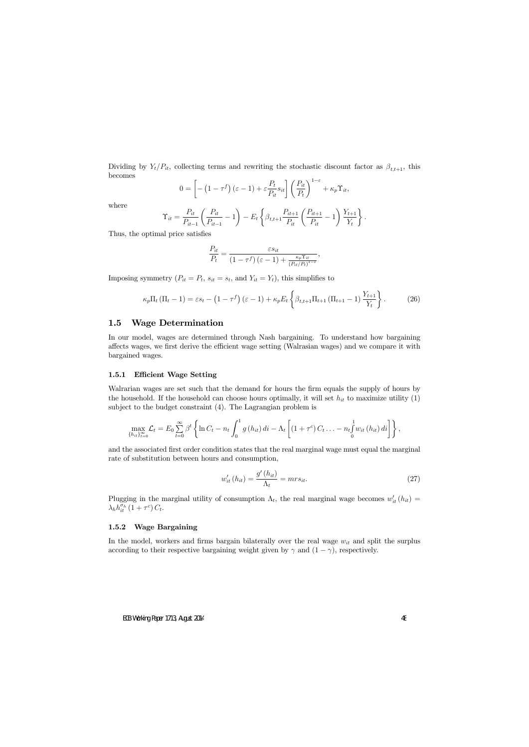Dividing by $Y_t/P_{it}$, collecting terms and rewriting the stochastic discount factor as $\beta_{t,t+1}$, this becomes

$$
0 = \left[ -\left(1-\tau^f\right)(\varepsilon - 1) + \varepsilon \frac{P_t}{P_{it}} s_{it} \right] \left( \frac{P_{it}}{P_t} \right)^{1-\varepsilon} + \kappa_p \Upsilon_{it},
$$

where

$$
\Upsilon_{it} = \frac{P_{it}}{P_{it-1}} \left( \frac{P_{it}}{P_{it-1}} - 1 \right) - E_t \left\{ \beta_{t,t+1} \frac{P_{it+1}}{P_{it}} \left( \frac{P_{it+1}}{P_{it}} - 1 \right) \frac{Y_{t+1}}{Y_t} \right\}.
$$

Thus, the optimal price satisfies

$$
\frac{P_{it}}{P_t} = \frac{\varepsilon s_{it}}{\left(1-\tau^f\right)(\varepsilon - 1) + \frac{\kappa_p \Upsilon_{it}}{\left(P_{it}/P_t\right)^{1-\varepsilon}}},
$$

Imposing symmetry ($P_{it} = P_t$, $s_{it} = s_t$, and $Y_{it} = Y_t$), this simplifies to

$$
\kappa_p \Pi_t \left(\Pi_t - 1\right) = \varepsilon s_t - \left(1-\tau^f\right)(\varepsilon - 1) + \kappa_p E_t \left\{ \beta_{t,t+1} \Pi_{t+1} \left(\Pi_{t+1} - 1\right) \frac{Y_{t+1}}{Y_t} \right\}. \tag{26}
$$

## 1.5 Wage Determination

In our model, wages are determined through Nash bargaining. To understand how bargaining affects wages, we first derive the efficient wage setting (Walrasian wages) and we compare it with bargained wages.

### 1.5.1 Efficient Wage Setting

Walrarian wages are set such that the demand for hours the firm equals the supply of hours by the household. If the household can choose hours optimally, it will set $h_{it}$ to maximize utility (1) subject to the budget constraint (4). The Lagrangian problem is

$$
\max_{\{h_{it}\}_{t=0}^{\infty}} \mathcal{L}_t = E_0 \sum_{t=0}^{\infty} \beta^t \left\{ \ln C_t - n_t \int_0^1 g\left(h_{it}\right) di - \Lambda_t \left[ \left(1+\tau^c\right) C_t \ldots - n_t \int_0^1 w_{it}\left(h_{it}\right) di \right] \right\},
$$

and the associated first order condition states that the real marginal wage must equal the marginal rate of substitution between hours and consumption,

$$
w_{it}'\left(h_{it}\right) = \frac{g'\left(h_{it}\right)}{\Lambda_t} = mrs_{it}. \tag{27}
$$

Plugging in the marginal utility of consumption $\Lambda_t$, the real marginal wage becomes $w_{it}'\left(h_{it}\right) = \lambda_h h_{it}^{\sigma_h} \left(1+\tau^c\right) C_t$.

### 1.5.2 Wage Bargaining

In the model, workers and firms bargain bilaterally over the real wage $w_{it}$ and split the surplus according to their respective bargaining weight given by $\gamma$ and $(1-\gamma)$, respectively.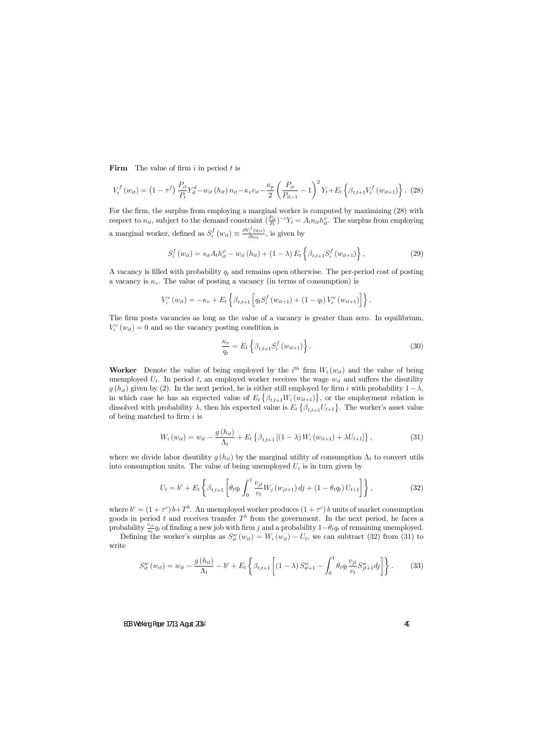**Firm** The value of firm $i$ in period $t$ is

$$V_i^f(w_{it}) = \left(1-\tau^f\right)\frac{P_{it}}{P_t}Y_{it}^d - w_{it}(h_{it})\,n_{it} - \kappa_v v_{it} - \frac{\kappa_p}{2}\left(\frac{P_{it}}{P_{it-1}}-1\right)^2 Y_t + E_t\left\{\beta_{t,t+1}V_i^f(w_{it+1})\right\}. \quad (28)$$

For the firm, the surplus from employing a marginal worker is computed by maximizing (28) with respect to $n_{it}$, subject to the demand constraint $(\frac{P_{it}}{P_t})^{-\varepsilon}Y_t = A_t n_{it} h_{it}^{\varphi}$. The surplus from employing a marginal worker, defined as $S_i^f(w_{it}) \equiv \frac{\partial V_i^f(w_{it})}{\partial n_{it}}$, is given by

$$S_i^f(w_{it}) = s_{it}A_t h_{it}^{\varphi} - w_{it}(h_{it}) + (1-\lambda)E_t\left\{\beta_{t,t+1}S_i^f(w_{it+1})\right\}, \quad (29)$$

A vacancy is filled with probability $q_t$ and remains open otherwise. The per-period cost of posting a vacancy is $\kappa_v$. The value of posting a vacancy (in terms of consumption) is

$$V_i^v(w_{it}) = -\kappa_v + E_t\left\{\beta_{t,t+1}\left[q_t S_i^f(w_{it+1}) + (1-q_t)V_i^v(w_{it+1})\right]\right\}.$$

The firm posts vacancies as long as the value of a vacancy is greater than zero. In equilibrium, $V_i^v(w_{it}) = 0$ and so the vacancy posting condition is

$$\frac{\kappa_v}{q_t} = E_t\left\{\beta_{t,t+1}S_i^f(w_{it+1})\right\}. \quad (30)$$

**Worker** Denote the value of being employed by the $i^{th}$ firm $W_i(w_{it})$ and the value of being unemployed $U_t$. In period $t$, an employed worker receives the wage $w_{it}$ and suffers the disutility $g(h_{it})$ given by (2). In the next period, he is either still employed by firm $i$ with probability $1-\lambda$, in which case he has an expected value of $E_t\left\{\beta_{t,t+1}W_i(w_{it+1})\right\}$, or the employment relation is dissolved with probability $\lambda$, then his expected value is $E_t\left\{\beta_{t,t+1}U_{t+1}\right\}$. The worker's asset value of being matched to firm $i$ is

$$W_i(w_{it}) = w_{it} - \frac{g(h_{it})}{\Lambda_t} + E_t\left\{\beta_{t,t+1}\left[(1-\lambda)W_i(w_{it+1}) + \lambda U_{t+1}\right]\right\}, \quad (31)$$

where we divide labor disutility $g(h_{it})$ by the marginal utility of consumption $\Lambda_t$ to convert utils into consumption units. The value of being unemployed $U_t$ is in turn given by

$$U_t = b^c + E_t\left\{\beta_{t,t+1}\left[\theta_t q_t \int_0^1 \frac{v_{jt}}{v_t}W_j(w_{jt+1})\,dj + (1-\theta_t q_t)U_{t+1}\right]\right\}, \quad (32)$$

where $b^c = (1+\tau^c)\,b + T^b$. An unemployed worker produces $(1+\tau^c)\,b$ units of market consumption goods in period $t$ and receives transfer $T^b$ from the government. In the next period, he faces a probability $\frac{v_{jt}}{u_t}q_t$ of finding a new job with firm $j$ and a probability $1-\theta_t q_t$ of remaining unemployed.

Defining the worker's surplus as $S_{it}^w(w_{it}) = W_i(w_{it}) - U_t$, we can subtract (32) from (31) to write

$$S_{it}^w(w_{it}) = w_{it} - \frac{g(h_{it})}{\Lambda_t} - b^c + E_t\left\{\beta_{t,t+1}\left[(1-\lambda)S_{it+1}^w - \int_0^1 \theta_t q_t \frac{v_{jt}}{v_t}S_{jt+1}^w\,dj\right]\right\}. \quad (33)$$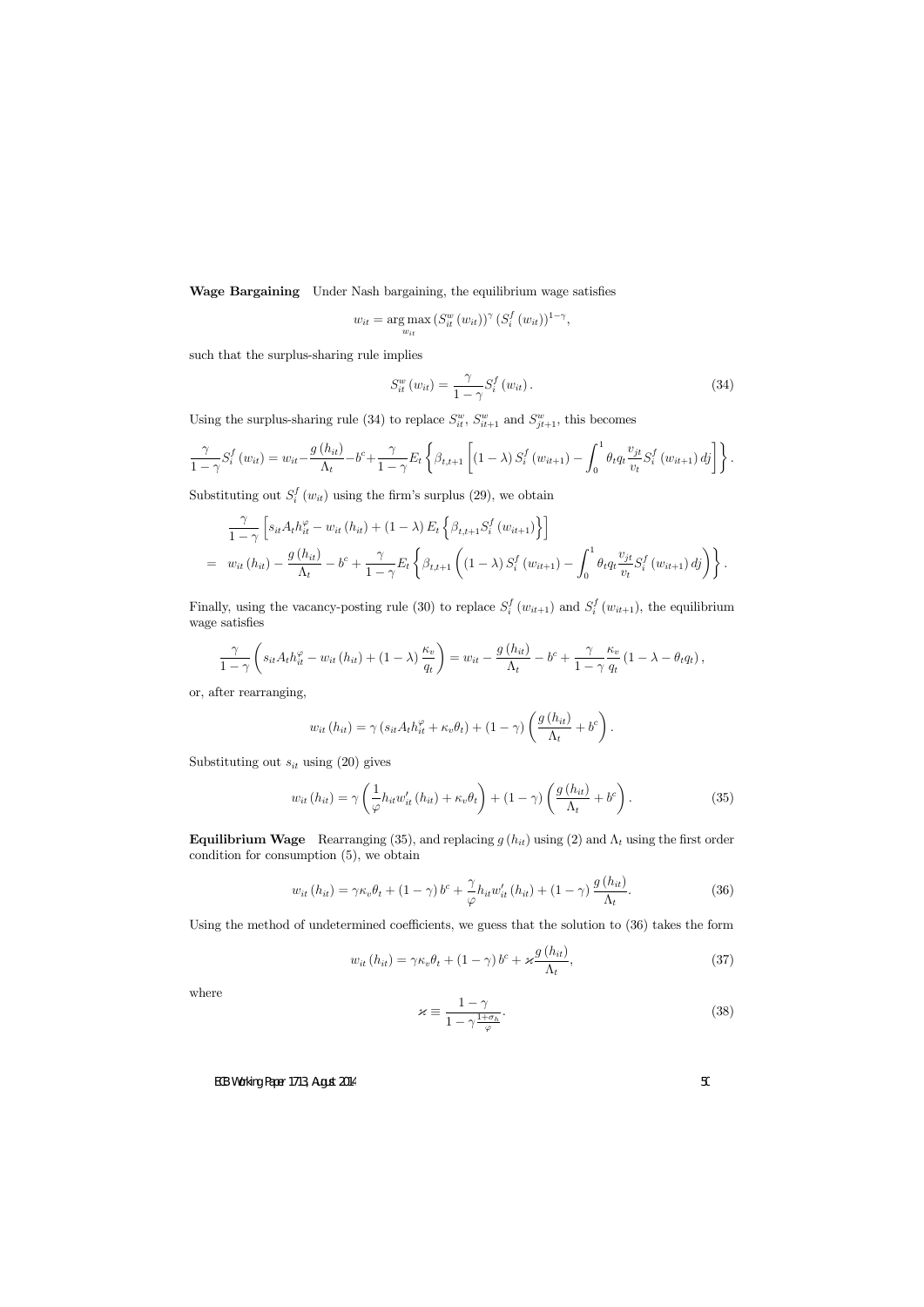**Wage Bargaining** Under Nash bargaining, the equilibrium wage satisfies

$$w_{it} = \arg\max_{w_{it}} \left(S^w_{it}\left(w_{it}\right)\right)^{\gamma} \left(S^f_i\left(w_{it}\right)\right)^{1-\gamma},$$

such that the surplus-sharing rule implies

$$S^w_{it}\left(w_{it}\right) = \frac{\gamma}{1-\gamma} S^f_i\left(w_{it}\right). \tag{34}$$

Using the surplus-sharing rule (34) to replace $S^w_{it}$, $S^w_{it+1}$ and $S^w_{jt+1}$, this becomes

$$\frac{\gamma}{1-\gamma} S^f_i\left(w_{it}\right) = w_{it} - \frac{g\left(h_{it}\right)}{\Lambda_t} - b^c + \frac{\gamma}{1-\gamma} E_t\left\{\beta_{t,t+1}\left[\left(1-\lambda\right) S^f_i\left(w_{it+1}\right) - \int_0^1 \theta_t q_t \frac{v_{jt}}{v_t} S^f_i\left(w_{it+1}\right) dj\right]\right\}.$$

Substituting out $S^f_i\left(w_{it}\right)$ using the firm's surplus (29), we obtain

$$\begin{aligned}
&\frac{\gamma}{1-\gamma}\left[s_{it} A_t h^{\varphi}_{it} - w_{it}\left(h_{it}\right) + \left(1-\lambda\right) E_t\left\{\beta_{t,t+1} S^f_i\left(w_{it+1}\right)\right\}\right] \\
= \; & w_{it}\left(h_{it}\right) - \frac{g\left(h_{it}\right)}{\Lambda_t} - b^c + \frac{\gamma}{1-\gamma} E_t\left\{\beta_{t,t+1}\left(\left(1-\lambda\right) S^f_i\left(w_{it+1}\right) - \int_0^1 \theta_t q_t \frac{v_{jt}}{v_t} S^f_i\left(w_{it+1}\right) dj\right)\right\}.
\end{aligned}$$

Finally, using the vacancy-posting rule (30) to replace $S^f_i\left(w_{it+1}\right)$ and $S^f_i\left(w_{it+1}\right)$, the equilibrium wage satisfies

$$\frac{\gamma}{1-\gamma}\left(s_{it} A_t h^{\varphi}_{it} - w_{it}\left(h_{it}\right) + \left(1-\lambda\right)\frac{\kappa_v}{q_t}\right) = w_{it} - \frac{g\left(h_{it}\right)}{\Lambda_t} - b^c + \frac{\gamma}{1-\gamma}\frac{\kappa_v}{q_t}\left(1-\lambda-\theta_t q_t\right),$$

or, after rearranging,

$$w_{it}\left(h_{it}\right) = \gamma\left(s_{it} A_t h^{\varphi}_{it} + \kappa_v \theta_t\right) + \left(1-\gamma\right)\left(\frac{g\left(h_{it}\right)}{\Lambda_t} + b^c\right).$$

Substituting out $s_{it}$ using (20) gives

$$w_{it}\left(h_{it}\right) = \gamma\left(\frac{1}{\varphi} h_{it} w'_{it}\left(h_{it}\right) + \kappa_v \theta_t\right) + \left(1-\gamma\right)\left(\frac{g\left(h_{it}\right)}{\Lambda_t} + b^c\right). \tag{35}$$

**Equilibrium Wage** Rearranging (35), and replacing $g\left(h_{it}\right)$ using (2) and $\Lambda_t$ using the first order condition for consumption (5), we obtain

$$w_{it}\left(h_{it}\right) = \gamma \kappa_v \theta_t + \left(1-\gamma\right) b^c + \frac{\gamma}{\varphi} h_{it} w'_{it}\left(h_{it}\right) + \left(1-\gamma\right)\frac{g\left(h_{it}\right)}{\Lambda_t}. \tag{36}$$

Using the method of undetermined coefficients, we guess that the solution to (36) takes the form

$$w_{it}\left(h_{it}\right) = \gamma \kappa_v \theta_t + \left(1-\gamma\right) b^c + \varkappa \frac{g\left(h_{it}\right)}{\Lambda_t}, \tag{37}$$

where

$$\varkappa \equiv \frac{1-\gamma}{1-\gamma\frac{1+\sigma_h}{\varphi}}. \tag{38}$$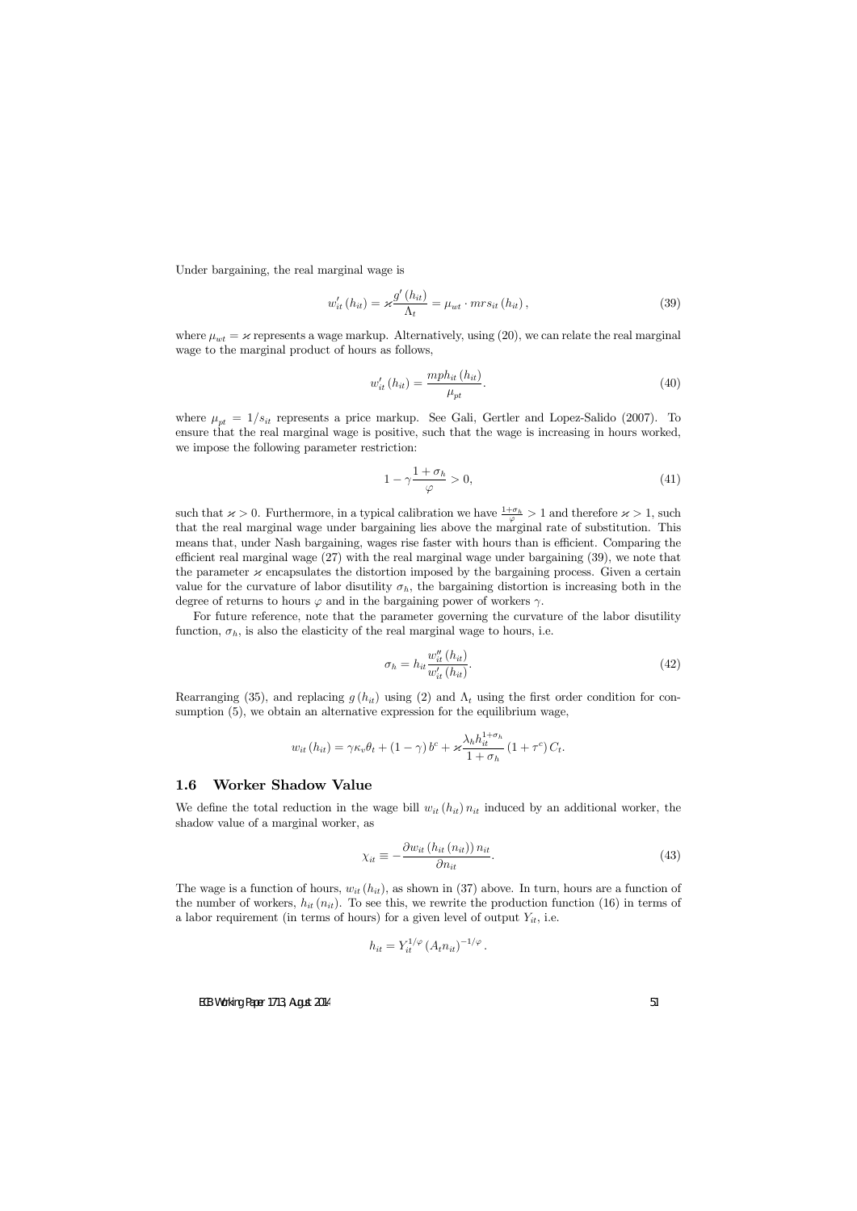Under bargaining, the real marginal wage is

$$w'_{it}(h_{it}) = \varkappa \frac{g'(h_{it})}{\Lambda_t} = \mu_{wt} \cdot mrs_{it}(h_{it}), \tag{39}$$

where $\mu_{wt} = \varkappa$ represents a wage markup. Alternatively, using (20), we can relate the real marginal wage to the marginal product of hours as follows,

$$w'_{it}(h_{it}) = \frac{mph_{it}(h_{it})}{\mu_{pt}}. \tag{40}$$

where $\mu_{pt} = 1/s_{it}$ represents a price markup. See Gali, Gertler and Lopez-Salido (2007). To ensure that the real marginal wage is positive, such that the wage is increasing in hours worked, we impose the following parameter restriction:

$$1 - \gamma \frac{1+\sigma_h}{\varphi} > 0, \tag{41}$$

such that $\varkappa > 0$. Furthermore, in a typical calibration we have $\frac{1+\sigma_h}{\varphi} > 1$ and therefore $\varkappa > 1$, such that the real marginal wage under bargaining lies above the marginal rate of substitution. This means that, under Nash bargaining, wages rise faster with hours than is efficient. Comparing the efficient real marginal wage (27) with the real marginal wage under bargaining (39), we note that the parameter $\varkappa$ encapsulates the distortion imposed by the bargaining process. Given a certain value for the curvature of labor disutility $\sigma_h$, the bargaining distortion is increasing both in the degree of returns to hours $\varphi$ and in the bargaining power of workers $\gamma$.

For future reference, note that the parameter governing the curvature of the labor disutility function, $\sigma_h$, is also the elasticity of the real marginal wage to hours, i.e.

$$\sigma_h = h_{it} \frac{w''_{it}(h_{it})}{w'_{it}(h_{it})}. \tag{42}$$

Rearranging (35), and replacing $g(h_{it})$ using (2) and $\Lambda_t$ using the first order condition for consumption (5), we obtain an alternative expression for the equilibrium wage,

$$w_{it}(h_{it}) = \gamma \kappa_v \theta_t + (1-\gamma) b^c + \varkappa \frac{\lambda_h h_{it}^{1+\sigma_h}}{1+\sigma_h} (1+\tau^c) C_t.$$

## 1.6 Worker Shadow Value

We define the total reduction in the wage bill $w_{it}(h_{it}) n_{it}$ induced by an additional worker, the shadow value of a marginal worker, as

$$\chi_{it} \equiv - \frac{\partial w_{it}(h_{it}(n_{it})) n_{it}}{\partial n_{it}}. \tag{43}$$

The wage is a function of hours, $w_{it}(h_{it})$, as shown in (37) above. In turn, hours are a function of the number of workers, $h_{it}(n_{it})$. To see this, we rewrite the production function (16) in terms of a labor requirement (in terms of hours) for a given level of output $Y_{it}$, i.e.

$$h_{it} = Y_{it}^{1/\varphi} (A_t n_{it})^{-1/\varphi}.$$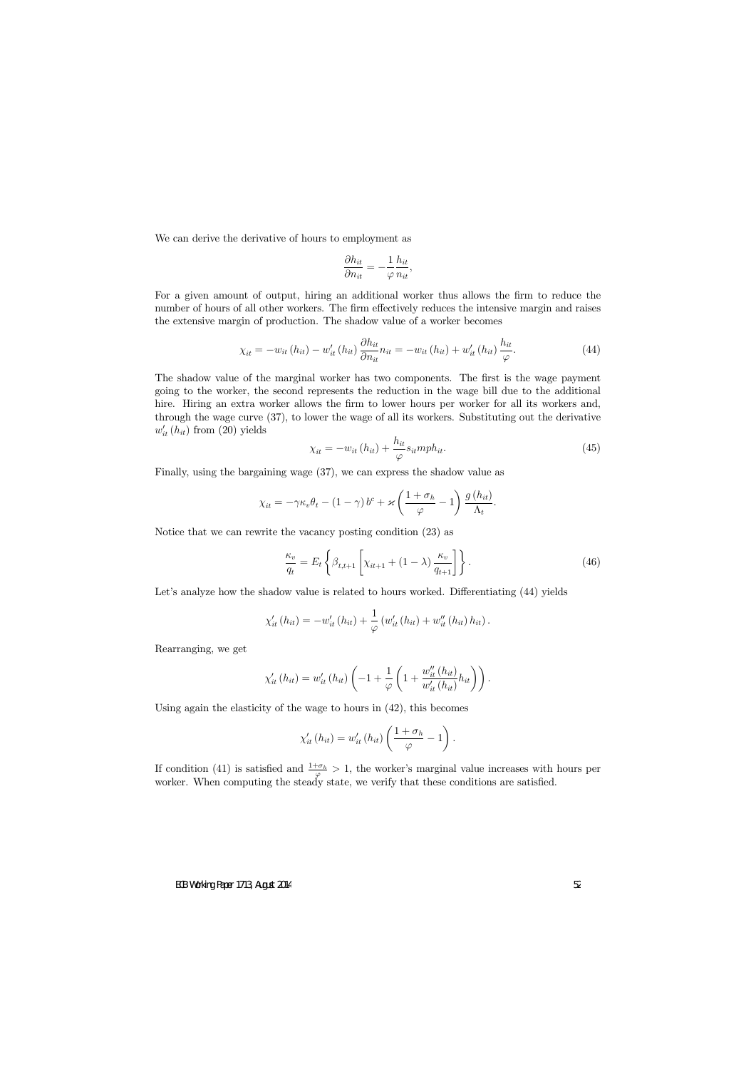We can derive the derivative of hours to employment as

$$\frac{\partial h_{it}}{\partial n_{it}} = -\frac{1}{\varphi}\frac{h_{it}}{n_{it}},$$

For a given amount of output, hiring an additional worker thus allows the firm to reduce the number of hours of all other workers. The firm effectively reduces the intensive margin and raises the extensive margin of production. The shadow value of a worker becomes

$$\chi_{it} = -w_{it}(h_{it}) - w'_{it}(h_{it})\frac{\partial h_{it}}{\partial n_{it}}n_{it} = -w_{it}(h_{it}) + w'_{it}(h_{it})\frac{h_{it}}{\varphi}. \tag{44}$$

The shadow value of the marginal worker has two components. The first is the wage payment going to the worker, the second represents the reduction in the wage bill due to the additional hire. Hiring an extra worker allows the firm to lower hours per worker for all its workers and, through the wage curve (37), to lower the wage of all its workers. Substituting out the derivative $w'_{it}(h_{it})$ from (20) yields

$$\chi_{it} = -w_{it}(h_{it}) + \frac{h_{it}}{\varphi}s_{it}mph_{it}. \tag{45}$$

Finally, using the bargaining wage (37), we can express the shadow value as

$$\chi_{it} = -\gamma\kappa_v\theta_t - (1-\gamma)b^c + \varkappa\left(\frac{1+\sigma_h}{\varphi} - 1\right)\frac{g(h_{it})}{\Lambda_t}.$$

Notice that we can rewrite the vacancy posting condition (23) as

$$\frac{\kappa_v}{q_t} = E_t\left\{\beta_{t,t+1}\left[\chi_{it+1} + (1-\lambda)\frac{\kappa_v}{q_{t+1}}\right]\right\}. \tag{46}$$

Let's analyze how the shadow value is related to hours worked. Differentiating (44) yields

$$\chi'_{it}(h_{it}) = -w'_{it}(h_{it}) + \frac{1}{\varphi}\left(w'_{it}(h_{it}) + w''_{it}(h_{it})h_{it}\right).$$

Rearranging, we get

$$\chi'_{it}(h_{it}) = w'_{it}(h_{it})\left(-1 + \frac{1}{\varphi}\left(1 + \frac{w''_{it}(h_{it})}{w'_{it}(h_{it})}h_{it}\right)\right).$$

Using again the elasticity of the wage to hours in (42), this becomes

$$\chi'_{it}(h_{it}) = w'_{it}(h_{it})\left(\frac{1+\sigma_h}{\varphi} - 1\right).$$

If condition (41) is satisfied and $\frac{1+\sigma_h}{\varphi} > 1$, the worker's marginal value increases with hours per worker. When computing the steady state, we verify that these conditions are satisfied.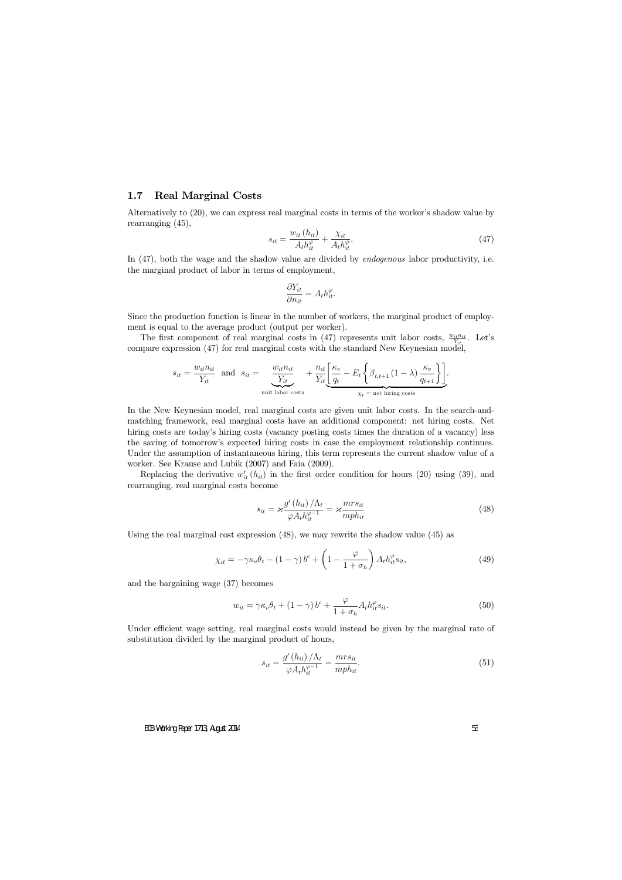### 1.7 Real Marginal Costs

Alternatively to (20), we can express real marginal costs in terms of the worker's shadow value by rearranging (45),

$$s_{it} = \frac{w_{it}(h_{it})}{A_t h_{it}^{\varphi}} + \frac{\chi_{it}}{A_t h_{it}^{\varphi}}. \tag{47}$$

In (47), both the wage and the shadow value are divided by *endogenous* labor productivity, i.e. the marginal product of labor in terms of employment,

$$\frac{\partial Y_{it}}{\partial n_{it}} = A_t h_{it}^{\varphi}.$$

Since the production function is linear in the number of workers, the marginal product of employment is equal to the average product (output per worker).

The first component of real marginal costs in (47) represents unit labor costs, $\frac{w_{it} n_{it}}{Y_{it}}$. Let's compare expression (47) for real marginal costs with the standard New Keynesian model,

$$s_{it} = \frac{w_{it} n_{it}}{Y_{it}} \text{ and } s_{it} = \underbrace{\frac{w_{it} n_{it}}{Y_{it}}}_{\text{unit labor costs}} + \frac{n_{it}}{Y_{it}} \underbrace{\left[ \frac{\kappa_v}{q_t} - E_t \left\{ \beta_{t,t+1} (1-\lambda) \frac{\kappa_v}{q_{t+1}} \right\} \right]}_{\chi_t \text{ = net hiring costs}}.$$

In the New Keynesian model, real marginal costs are given unit labor costs. In the search-and-matching framework, real marginal costs have an additional component: net hiring costs. Net hiring costs are today's hiring costs (vacancy posting costs times the duration of a vacancy) less the saving of tomorrow's expected hiring costs in case the employment relationship continues. Under the assumption of instantaneous hiring, this term represents the current shadow value of a worker. See Krause and Lubik (2007) and Faia (2009).

Replacing the derivative $w'_{it}(h_{it})$ in the first order condition for hours (20) using (39), and rearranging, real marginal costs become

$$s_{it} = \varkappa \frac{g'(h_{it})/\Lambda_t}{\varphi A_t h_{it}^{\varphi - 1}} = \varkappa \frac{mrs_{it}}{mph_{it}} \tag{48}$$

Using the real marginal cost expression (48), we may rewrite the shadow value (45) as

$$\chi_{it} = -\gamma \kappa_v \theta_t - (1-\gamma) b^c + \left(1 - \frac{\varphi}{1+\sigma_h}\right) A_t h_{it}^{\varphi} s_{it}, \tag{49}$$

and the bargaining wage (37) becomes

$$w_{it} = \gamma \kappa_v \theta_t + (1-\gamma) b^c + \frac{\varphi}{1+\sigma_h} A_t h_{it}^{\varphi} s_{it}. \tag{50}$$

Under efficient wage setting, real marginal costs would instead be given by the marginal rate of substitution divided by the marginal product of hours,

$$s_{it} = \frac{g'(h_{it})/\Lambda_t}{\varphi A_t h_{it}^{\varphi - 1}} = \frac{mrs_{it}}{mph_{it}}. \tag{51}$$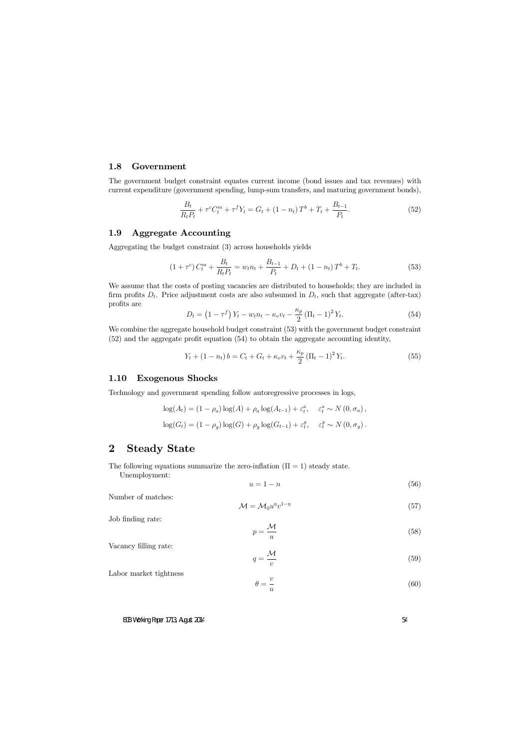### 1.8 Government

The government budget constraint equates current income (bond issues and tax revenues) with current expenditure (government spending, lump-sum transfers, and maturing government bonds),

$$\frac{B_t}{R_t P_t} + \tau^c C_t^m + \tau^f Y_t = G_t + (1 - n_t) T^b + T_t + \frac{B_{t-1}}{P_t}. \tag{52}$$

### 1.9 Aggregate Accounting

Aggregating the budget constraint (3) across households yields

$$(1 + \tau^c) C_t^m + \frac{B_t}{R_t P_t} = w_t n_t + \frac{B_{t-1}}{P_t} + D_t + (1 - n_t) T^b + T_t. \tag{53}$$

We assume that the costs of posting vacancies are distributed to households; they are included in firm profits $D_t$. Price adjustment costs are also subsumed in $D_t$, such that aggregate (after-tax) profits are

$$D_t = \left(1 - \tau^f\right) Y_t - w_t n_t - \kappa_v v_t - \frac{\kappa_p}{2} \left(\Pi_t - 1\right)^2 Y_t. \tag{54}$$

We combine the aggregate household budget constraint (53) with the government budget constraint (52) and the aggregate profit equation (54) to obtain the aggregate accounting identity,

$$Y_t + (1 - n_t) b = C_t + G_t + \kappa_v v_t + \frac{\kappa_p}{2} \left(\Pi_t - 1\right)^2 Y_t. \tag{55}$$

### 1.10 Exogenous Shocks

Technology and government spending follow autoregressive processes in logs,

$$\log(A_t) = (1 - \rho_a) \log(A) + \rho_a \log(A_{t-1}) + \varepsilon_t^a, \quad \varepsilon_t^a \sim N(0, \sigma_a),$$

$$\log(G_t) = (1 - \rho_g) \log(G) + \rho_g \log(G_{t-1}) + \varepsilon_t^g, \quad \varepsilon_t^g \sim N(0, \sigma_g).$$

## 2 Steady State

The following equations summarize the zero-inflation ($\Pi = 1$) steady state.

Unemployment:

$$u = 1 - n \tag{56}$$

Number of matches:

$$\mathcal{M} = \mathcal{M}_0 u^\eta v^{1-\eta} \tag{57}$$

Job finding rate:

$$p = \frac{\mathcal{M}}{u} \tag{58}$$

Vacancy filling rate:

$$q = \frac{\mathcal{M}}{v} \tag{59}$$

Labor market tightness

$$\theta = \frac{v}{u} \tag{60}$$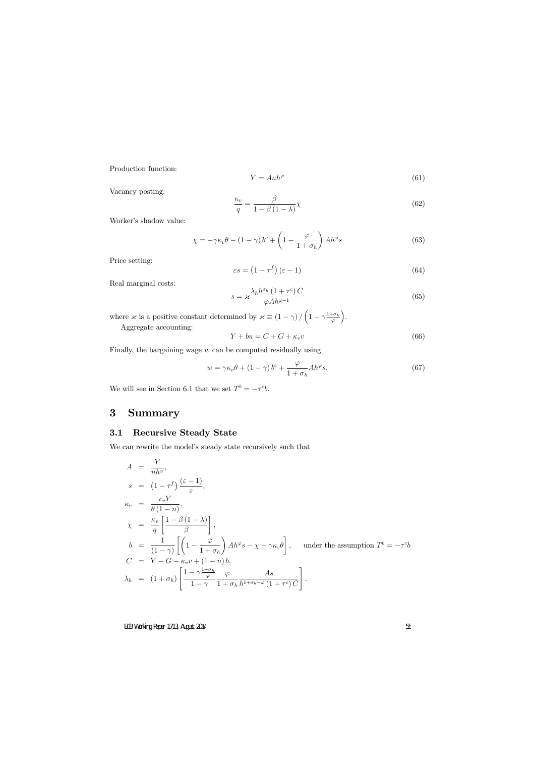Production function:

$$Y = Anh^{\varphi} \tag{61}$$

Vacancy posting:

$$\frac{\kappa_v}{q} = \frac{\beta}{1 - \beta(1 - \lambda)}\chi \tag{62}$$

Worker's shadow value:

$$\chi = -\gamma\kappa_v\theta - (1 - \gamma) b^c + \left(1 - \frac{\varphi}{1 + \sigma_h}\right) Ah^{\varphi} s \tag{63}$$

Price setting:

$$\varepsilon s = \left(1 - \tau^f\right)(\varepsilon - 1) \tag{64}$$

Real marginal costs:

$$s = \varkappa \frac{\lambda_h h^{\sigma_h} (1 + \tau^c) C}{\varphi A h^{\varphi - 1}} \tag{65}$$

where $\varkappa$ is a positive constant determined by $\varkappa \equiv (1 - \gamma) / \left(1 - \gamma\frac{1+\sigma_h}{\varphi}\right)$.

Aggregate accounting:

$$Y + bu = C + G + \kappa_v v \tag{66}$$

Finally, the bargaining wage $w$ can be computed residually using

$$w = \gamma\kappa_v\theta + (1 - \gamma) b^c + \frac{\varphi}{1 + \sigma_h} Ah^{\varphi} s. \tag{67}$$

We will see in Section 6.1 that we set $T^b = -\tau^c b$.

# 3 Summary

## 3.1 Recursive Steady State

We can rewrite the model's steady state recursively such that

$$\begin{aligned}
A &= \frac{Y}{nh^{\varphi}}, \\
s &= \left(1 - \tau^f\right)\frac{(\varepsilon - 1)}{\varepsilon}, \\
\kappa_v &= \frac{c_v Y}{\theta(1 - n)}, \\
\chi &= \frac{\kappa_v}{q}\left[\frac{1 - \beta(1 - \lambda)}{\beta}\right], \\
b &= \frac{1}{(1 - \gamma)}\left[\left(1 - \frac{\varphi}{1 + \sigma_h}\right) Ah^{\varphi} s - \chi - \gamma\kappa_v\theta\right], \qquad \text{under the assumption } T^b = -\tau^c b \\
C &= Y - G - \kappa_v v + (1 - n) b, \\
\lambda_h &= (1 + \sigma_h)\left[\frac{1 - \gamma\frac{1+\sigma_h}{\varphi}}{1 - \gamma}\frac{\varphi}{1 + \sigma_h}\frac{As}{h^{1+\sigma_h-\varphi}(1 + \tau^c) C}\right].
\end{aligned}$$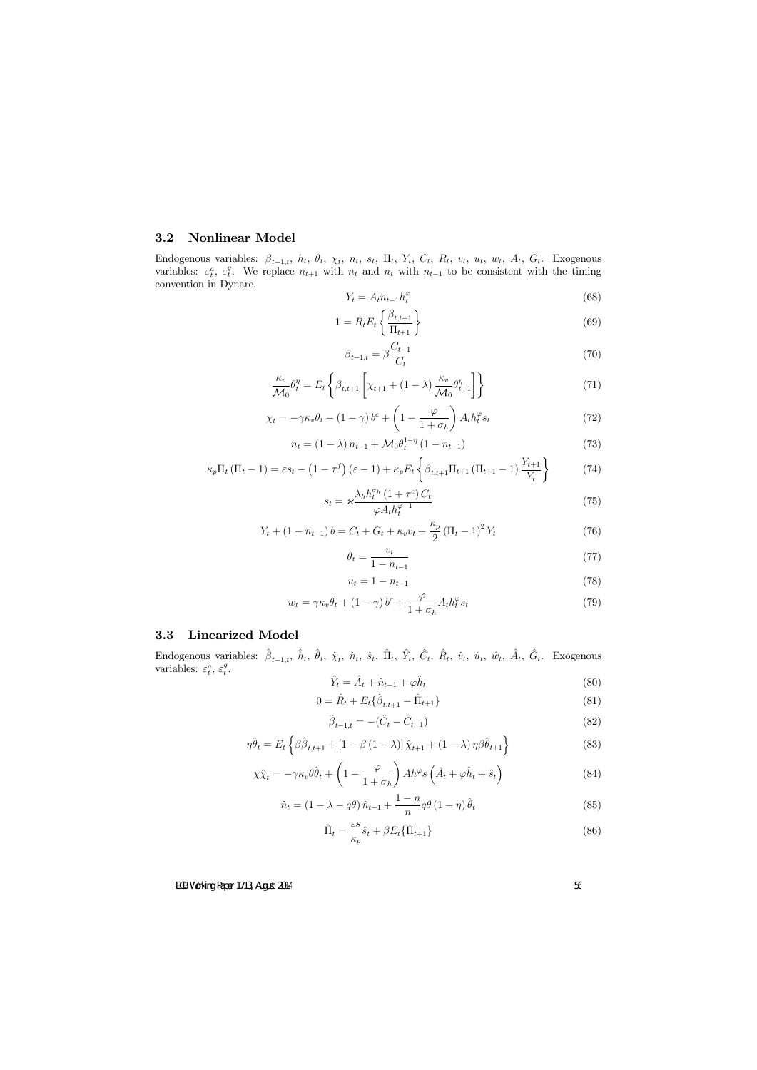### 3.2 Nonlinear Model

Endogenous variables: $\beta_{t-1,t}$, $h_t$, $\theta_t$, $\chi_t$, $n_t$, $s_t$, $\Pi_t$, $Y_t$, $C_t$, $R_t$, $v_t$, $u_t$, $w_t$, $A_t$, $G_t$. Exogenous variables: $\varepsilon_t^a$, $\varepsilon_t^g$. We replace $n_{t+1}$ with $n_t$ and $n_t$ with $n_{t-1}$ to be consistent with the timing convention in Dynare.

$$Y_t = A_t n_{t-1} h_t^{\varphi} \tag{68}$$

$$1 = R_t E_t \left\{ \frac{\beta_{t,t+1}}{\Pi_{t+1}} \right\} \tag{69}$$

$$\beta_{t-1,t} = \beta \frac{C_{t-1}}{C_t} \tag{70}$$

$$\frac{\kappa_v}{\mathcal{M}_0} \theta_t^{\eta} = E_t \left\{ \beta_{t,t+1} \left[ \chi_{t+1} + (1-\lambda) \frac{\kappa_v}{\mathcal{M}_0} \theta_{t+1}^{\eta} \right] \right\} \tag{71}$$

$$\chi_t = -\gamma \kappa_v \theta_t - (1-\gamma) b^c + \left( 1 - \frac{\varphi}{1+\sigma_h} \right) A_t h_t^{\varphi} s_t \tag{72}$$

$$n_t = (1-\lambda) n_{t-1} + \mathcal{M}_0 \theta_t^{1-\eta} (1 - n_{t-1}) \tag{73}$$

$$\kappa_p \Pi_t (\Pi_t - 1) = \varepsilon s_t - \left(1 - \tau^f\right)(\varepsilon - 1) + \kappa_p E_t \left\{ \beta_{t,t+1} \Pi_{t+1} (\Pi_{t+1} - 1) \frac{Y_{t+1}}{Y_t} \right\} \tag{74}$$

$$s_t = \varkappa \frac{\lambda_h h_t^{\sigma_h} (1+\tau^c) C_t}{\varphi A_t h_t^{\varphi-1}} \tag{75}$$

$$Y_t + (1 - n_{t-1}) b = C_t + G_t + \kappa_v v_t + \frac{\kappa_p}{2} (\Pi_t - 1)^2 Y_t \tag{76}$$

$$\theta_t = \frac{v_t}{1 - n_{t-1}} \tag{77}$$

$$u_t = 1 - n_{t-1} \tag{78}$$

$$w_t = \gamma \kappa_v \theta_t + (1-\gamma) b^c + \frac{\varphi}{1+\sigma_h} A_t h_t^{\varphi} s_t \tag{79}$$

### 3.3 Linearized Model

Endogenous variables: $\hat{\beta}_{t-1,t}$, $\hat{h}_t$, $\hat{\theta}_t$, $\hat{\chi}_t$, $\hat{n}_t$, $\hat{s}_t$, $\hat{\Pi}_t$, $\hat{Y}_t$, $\hat{C}_t$, $\hat{R}_t$, $\hat{v}_t$, $\hat{u}_t$, $\hat{w}_t$, $\hat{A}_t$, $\hat{G}_t$. Exogenous variables: $\varepsilon_t^a$, $\varepsilon_t^g$.

$$\hat{Y}_t = \hat{A}_t + \hat{n}_{t-1} + \varphi \hat{h}_t \tag{80}$$

$$0 = \hat{R}_t + E_t \{ \hat{\beta}_{t,t+1} - \hat{\Pi}_{t+1} \} \tag{81}$$

$$\hat{\beta}_{t-1,t} = -(\hat{C}_t - \hat{C}_{t-1}) \tag{82}$$

$$\eta \hat{\theta}_t = E_t \left\{ \beta \hat{\beta}_{t,t+1} + [1 - \beta(1-\lambda)] \hat{\chi}_{t+1} + (1-\lambda) \eta \beta \hat{\theta}_{t+1} \right\} \tag{83}$$

$$\chi \hat{\chi}_t = -\gamma \kappa_v \theta \hat{\theta}_t + \left( 1 - \frac{\varphi}{1+\sigma_h} \right) A h^{\varphi} s \left( \hat{A}_t + \varphi \hat{h}_t + \hat{s}_t \right) \tag{84}$$

$$\hat{n}_t = (1 - \lambda - q\theta) \hat{n}_{t-1} + \frac{1-n}{n} q\theta (1-\eta) \hat{\theta}_t \tag{85}$$

$$\hat{\Pi}_t = \frac{\varepsilon s}{\kappa_p} \hat{s}_t + \beta E_t \{ \hat{\Pi}_{t+1} \} \tag{86}$$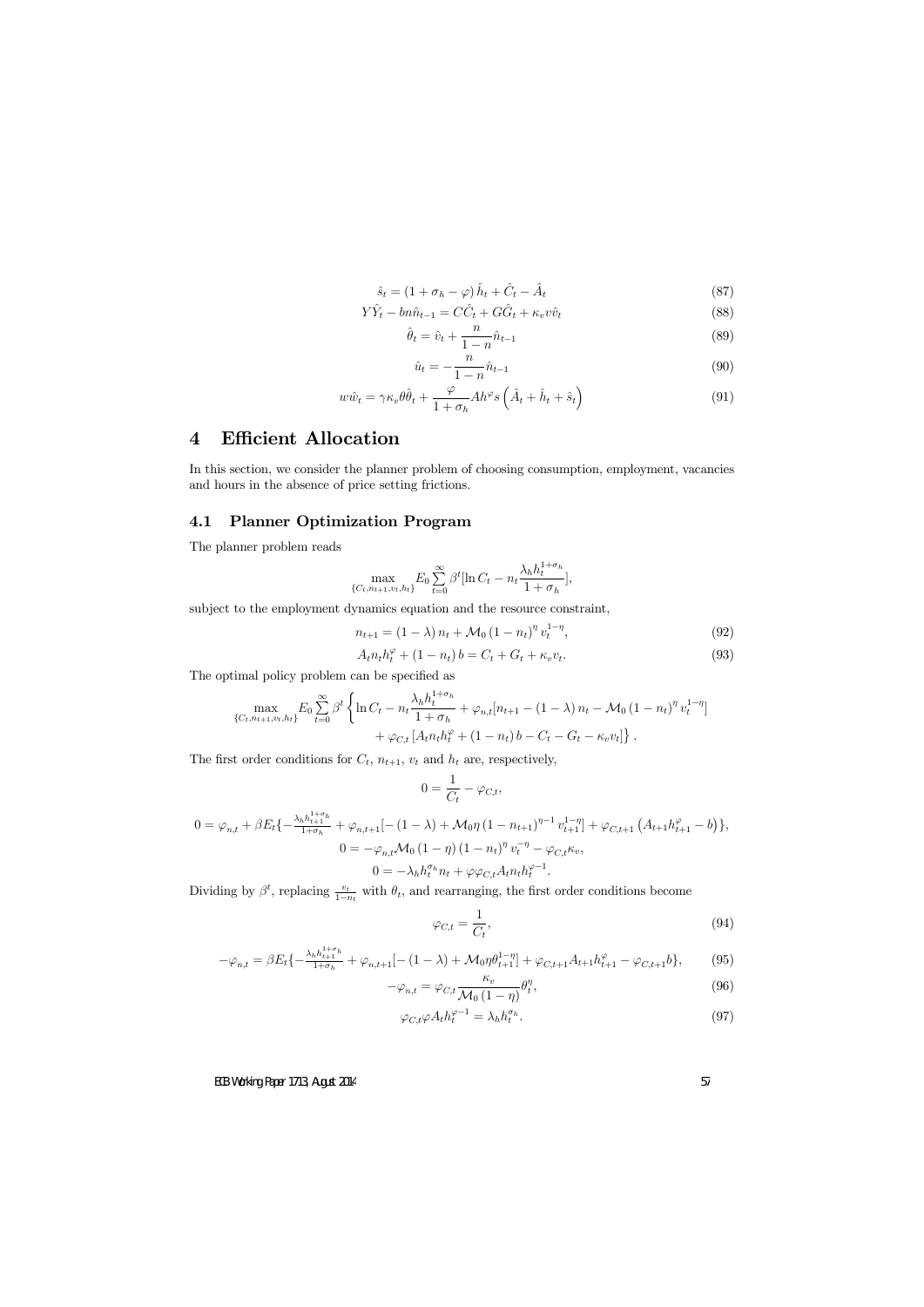$$\hat{s}_t = (1 + \sigma_h - \varphi)\, \hat{h}_t + \hat{C}_t - \hat{A}_t \tag{87}$$

$$Y\hat{Y}_t - bn\hat{n}_{t-1} = C\hat{C}_t + G\hat{G}_t + \kappa_v v \hat{v}_t \tag{88}$$

$$\hat{\theta}_t = \hat{v}_t + \frac{n}{1-n}\hat{n}_{t-1} \tag{89}$$

$$\hat{u}_t = -\frac{n}{1-n}\hat{n}_{t-1} \tag{90}$$

$$w\hat{w}_t = \gamma \kappa_v \theta \hat{\theta}_t + \frac{\varphi}{1+\sigma_h} A h^{\varphi} s \left(\hat{A}_t + \hat{h}_t + \hat{s}_t\right) \tag{91}$$

# 4 Efficient Allocation

In this section, we consider the planner problem of choosing consumption, employment, vacancies and hours in the absence of price setting frictions.

## 4.1 Planner Optimization Program

The planner problem reads

$$\max_{\{C_t, n_{t+1}, v_t, h_t\}} E_0 \sum_{t=0}^{\infty} \beta^t [\ln C_t - n_t \frac{\lambda_h h_t^{1+\sigma_h}}{1+\sigma_h}],$$

subject to the employment dynamics equation and the resource constraint,

$$n_{t+1} = (1-\lambda)\, n_t + \mathcal{M}_0 (1-n_t)^{\eta} v_t^{1-\eta}, \tag{92}$$

$$A_t n_t h_t^{\varphi} + (1-n_t)\, b = C_t + G_t + \kappa_v v_t. \tag{93}$$

The optimal policy problem can be specified as

$$\max_{\{C_t, n_{t+1}, v_t, h_t\}} E_0 \sum_{t=0}^{\infty} \beta^t \left\{ \ln C_t - n_t \frac{\lambda_h h_t^{1+\sigma_h}}{1+\sigma_h} + \varphi_{n,t}[n_{t+1} - (1-\lambda)\, n_t - \mathcal{M}_0 (1-n_t)^{\eta} v_t^{1-\eta}] + \varphi_{C,t}\left[A_t n_t h_t^{\varphi} + (1-n_t)\, b - C_t - G_t - \kappa_v v_t\right] \right\}.$$

The first order conditions for $C_t$, $n_{t+1}$, $v_t$ and $h_t$ are, respectively,

$$0 = \frac{1}{C_t} - \varphi_{C,t},$$

$$0 = \varphi_{n,t} + \beta E_t \{ -\tfrac{\lambda_h h_{t+1}^{1+\sigma_h}}{1+\sigma_h} + \varphi_{n,t+1}[-(1-\lambda) + \mathcal{M}_0 \eta (1-n_{t+1})^{\eta-1} v_{t+1}^{1-\eta}] + \varphi_{C,t+1}\left(A_{t+1} h_{t+1}^{\varphi} - b\right)\},$$

$$0 = -\varphi_{n,t} \mathcal{M}_0 (1-\eta)(1-n_t)^{\eta} v_t^{-\eta} - \varphi_{C,t}\kappa_v,$$

$$0 = -\lambda_h h_t^{\sigma_h} n_t + \varphi \varphi_{C,t} A_t n_t h_t^{\varphi-1}.$$

Dividing by $\beta^t$, replacing $\frac{v_t}{1-n_t}$ with $\theta_t$, and rearranging, the first order conditions become

$$\varphi_{C,t} = \frac{1}{C_t}, \tag{94}$$

$$-\varphi_{n,t} = \beta E_t \{ -\tfrac{\lambda_h h_{t+1}^{1+\sigma_h}}{1+\sigma_h} + \varphi_{n,t+1}[-(1-\lambda) + \mathcal{M}_0 \eta \theta_{t+1}^{1-\eta}] + \varphi_{C,t+1} A_{t+1} h_{t+1}^{\varphi} - \varphi_{C,t+1} b\}, \tag{95}$$

$$-\varphi_{n,t} = \varphi_{C,t} \frac{\kappa_v}{\mathcal{M}_0 (1-\eta)} \theta_t^{\eta}, \tag{96}$$

$$\varphi_{C,t} \varphi A_t h_t^{\varphi-1} = \lambda_h h_t^{\sigma_h}. \tag{97}$$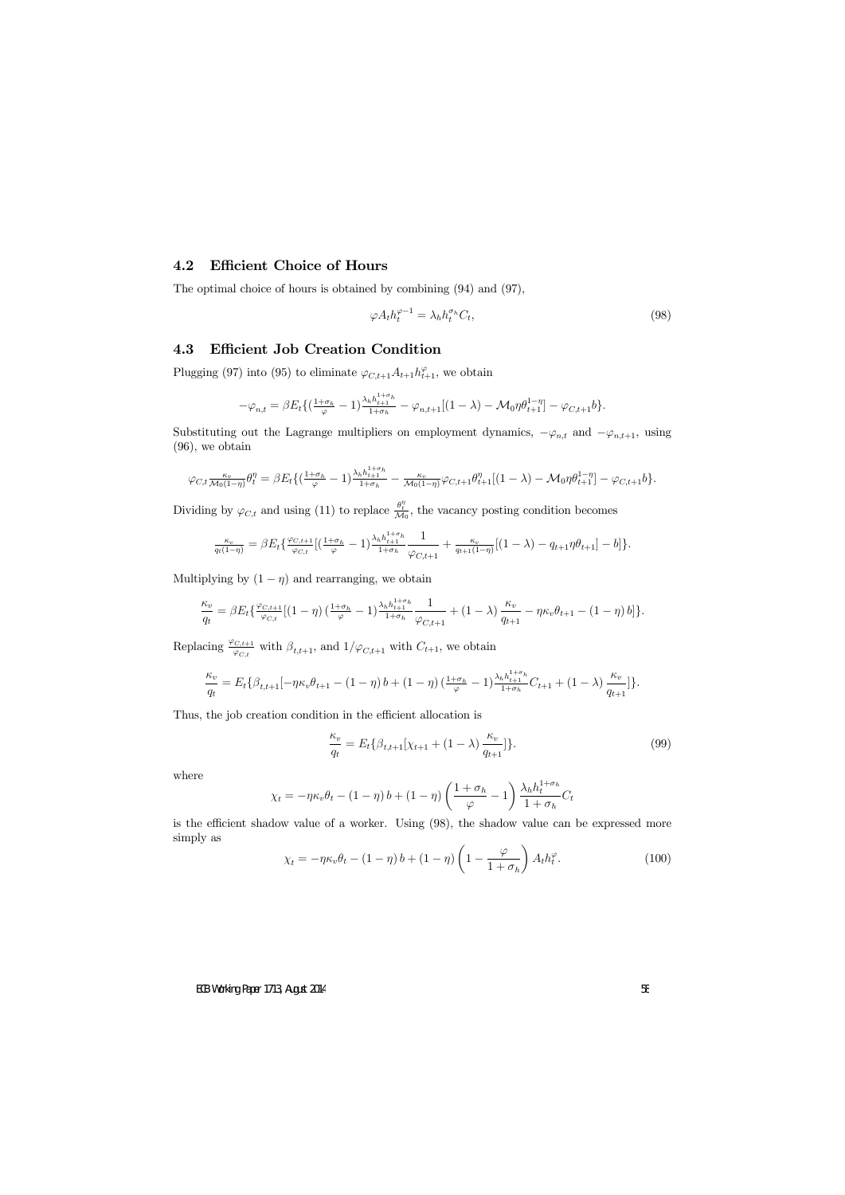### 4.2 Efficient Choice of Hours

The optimal choice of hours is obtained by combining (94) and (97),

$$\varphi A_t h_t^{\varphi-1} = \lambda_h h_t^{\sigma_h} C_t, \tag{98}$$

### 4.3 Efficient Job Creation Condition

Plugging (97) into (95) to eliminate $\varphi_{C,t+1} A_{t+1} h_{t+1}^{\varphi}$, we obtain

$$-\varphi_{n,t} = \beta E_t \{ (\tfrac{1+\sigma_h}{\varphi} - 1) \tfrac{\lambda_h h_{t+1}^{1+\sigma_h}}{1+\sigma_h} - \varphi_{n,t+1} [(1-\lambda) - \mathcal{M}_0 \eta \theta_{t+1}^{1-\eta}] - \varphi_{C,t+1} b \}.$$

Substituting out the Lagrange multipliers on employment dynamics, $-\varphi_{n,t}$ and $-\varphi_{n,t+1}$, using (96), we obtain

$$\varphi_{C,t} \tfrac{\kappa_v}{\mathcal{M}_0 (1-\eta)} \theta_t^{\eta} = \beta E_t \{ (\tfrac{1+\sigma_h}{\varphi} - 1) \tfrac{\lambda_h h_{t+1}^{1+\sigma_h}}{1+\sigma_h} - \tfrac{\kappa_v}{\mathcal{M}_0 (1-\eta)} \varphi_{C,t+1} \theta_{t+1}^{\eta} [(1-\lambda) - \mathcal{M}_0 \eta \theta_{t+1}^{1-\eta}] - \varphi_{C,t+1} b \}.$$

Dividing by $\varphi_{C,t}$ and using (11) to replace $\frac{\theta_t^{\eta}}{\mathcal{M}_0}$, the vacancy posting condition becomes

$$\tfrac{\kappa_v}{q_t (1-\eta)} = \beta E_t \{ \tfrac{\varphi_{C,t+1}}{\varphi_{C,t}} [ (\tfrac{1+\sigma_h}{\varphi} - 1) \tfrac{\lambda_h h_{t+1}^{1+\sigma_h}}{1+\sigma_h} \frac{1}{\varphi_{C,t+1}} + \tfrac{\kappa_v}{q_{t+1} (1-\eta)} [(1-\lambda) - q_{t+1} \eta \theta_{t+1}] - b ] \}.$$

Multiplying by $(1-\eta)$ and rearranging, we obtain

$$\frac{\kappa_v}{q_t} = \beta E_t \{ \tfrac{\varphi_{C,t+1}}{\varphi_{C,t}} [ (1-\eta) (\tfrac{1+\sigma_h}{\varphi} - 1) \tfrac{\lambda_h h_{t+1}^{1+\sigma_h}}{1+\sigma_h} \frac{1}{\varphi_{C,t+1}} + (1-\lambda) \frac{\kappa_v}{q_{t+1}} - \eta \kappa_v \theta_{t+1} - (1-\eta) b ] \}.$$

Replacing $\frac{\varphi_{C,t+1}}{\varphi_{C,t}}$ with $\beta_{t,t+1}$, and $1/\varphi_{C,t+1}$ with $C_{t+1}$, we obtain

$$\frac{\kappa_v}{q_t} = E_t \{ \beta_{t,t+1} [ -\eta \kappa_v \theta_{t+1} - (1-\eta) b + (1-\eta) (\tfrac{1+\sigma_h}{\varphi} - 1) \tfrac{\lambda_h h_{t+1}^{1+\sigma_h}}{1+\sigma_h} C_{t+1} + (1-\lambda) \frac{\kappa_v}{q_{t+1}} ] \}.$$

Thus, the job creation condition in the efficient allocation is

$$\frac{\kappa_v}{q_t} = E_t \{ \beta_{t,t+1} [ \chi_{t+1} + (1-\lambda) \frac{\kappa_v}{q_{t+1}} ] \}. \tag{99}$$

where

$$\chi_t = -\eta \kappa_v \theta_t - (1-\eta) b + (1-\eta) \left( \frac{1+\sigma_h}{\varphi} - 1 \right) \frac{\lambda_h h_t^{1+\sigma_h}}{1+\sigma_h} C_t$$

is the efficient shadow value of a worker. Using (98), the shadow value can be expressed more simply as

$$\chi_t = -\eta \kappa_v \theta_t - (1-\eta) b + (1-\eta) \left( 1 - \frac{\varphi}{1+\sigma_h} \right) A_t h_t^{\varphi}. \tag{100}$$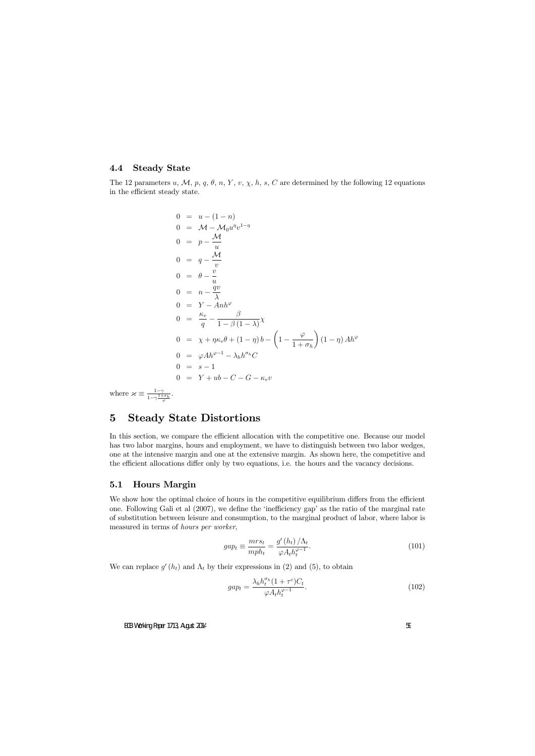### 4.4 Steady State

The 12 parameters $u$, $\mathcal{M}$, $p$, $q$, $\theta$, $n$, $Y$, $v$, $\chi$, $h$, $s$, $C$ are determined by the following 12 equations in the efficient steady state.

$$
\begin{aligned}
0 &= u - (1-n) \\
0 &= \mathcal{M} - \mathcal{M}_0 u^{\eta} v^{1-\eta} \\
0 &= p - \frac{\mathcal{M}}{u} \\
0 &= q - \frac{\mathcal{M}}{v} \\
0 &= \theta - \frac{v}{u} \\
0 &= n - \frac{qv}{\lambda} \\
0 &= Y - Anh^{\varphi} \\
0 &= \frac{\kappa_v}{q} - \frac{\beta}{1-\beta(1-\lambda)}\chi \\
0 &= \chi + \eta\kappa_v\theta + (1-\eta)\, b - \left(1 - \frac{\varphi}{1+\sigma_h}\right)(1-\eta)\, Ah^{\varphi} \\
0 &= \varphi A h^{\varphi-1} - \lambda_h h^{\sigma_h} C \\
0 &= s - 1 \\
0 &= Y + ub - C - G - \kappa_v v
\end{aligned}
$$

where $\varkappa \equiv \frac{1-\gamma}{1-\gamma\frac{1+\sigma_h}{\varphi}}$.

## 5 Steady State Distortions

In this section, we compare the efficient allocation with the competitive one. Because our model has two labor margins, hours and employment, we have to distinguish between two labor wedges, one at the intensive margin and one at the extensive margin. As shown here, the competitive and the efficient allocations differ only by two equations, i.e. the hours and the vacancy decisions.

### 5.1 Hours Margin

We show how the optimal choice of hours in the competitive equilibrium differs from the efficient one. Following Gali et al (2007), we define the 'inefficiency gap' as the ratio of the marginal rate of substitution between leisure and consumption, to the marginal product of labor, where labor is measured in terms of *hours per worker*,

$$
gap_t \equiv \frac{mrs_t}{mph_t} = \frac{g'(h_t)/\Lambda_t}{\varphi A_t h_t^{\varphi-1}}. \tag{101}
$$

We can replace $g'(h_t)$ and $\Lambda_t$ by their expressions in (2) and (5), to obtain

$$
gap_t = \frac{\lambda_h h_t^{\sigma_h}(1+\tau^c)C_t}{\varphi A_t h_t^{\varphi-1}}. \tag{102}
$$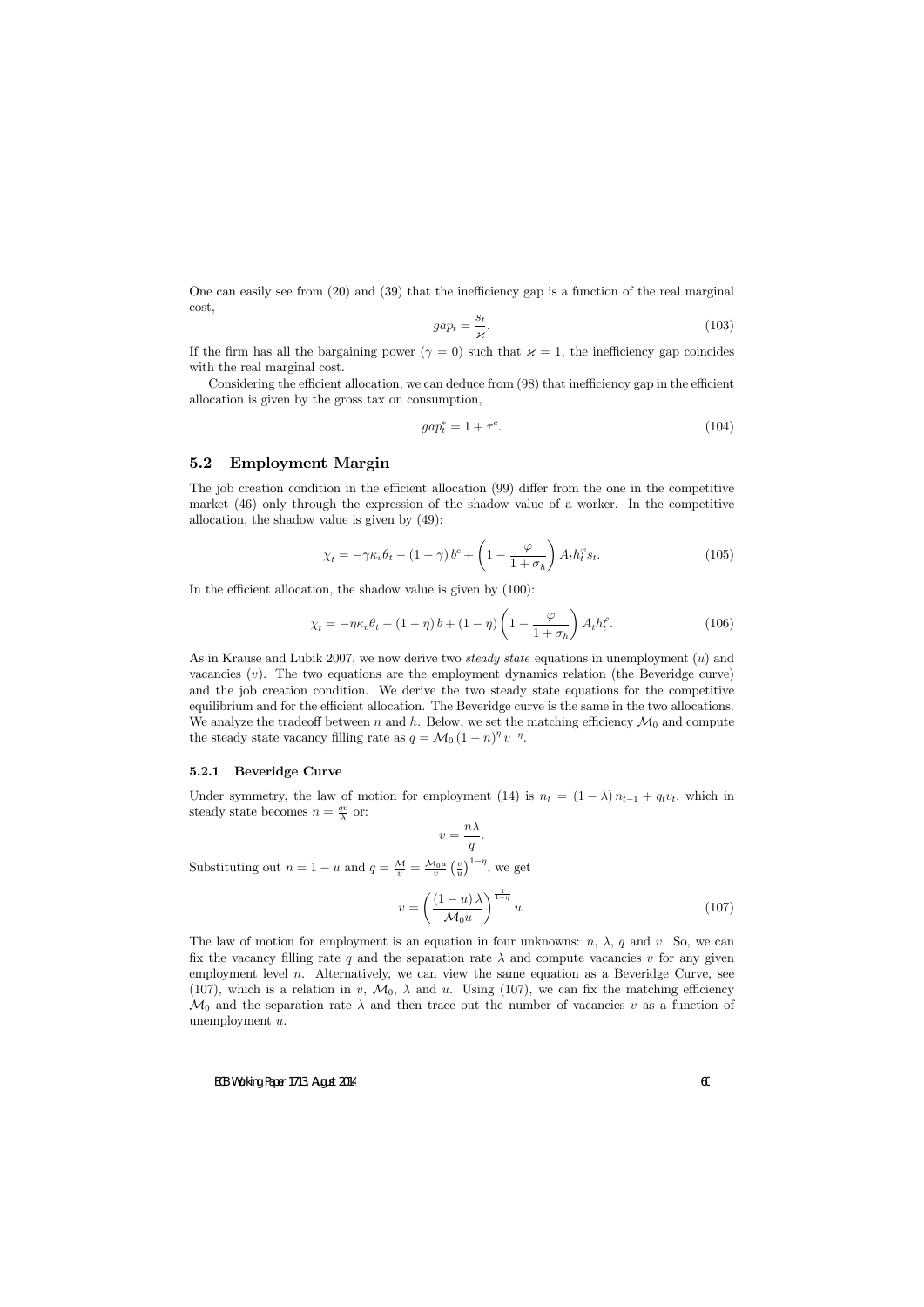One can easily see from (20) and (39) that the inefficiency gap is a function of the real marginal cost,

$$gap_t = \frac{s_t}{\varkappa}. \tag{103}$$

If the firm has all the bargaining power ($\gamma = 0$) such that $\varkappa = 1$, the inefficiency gap coincides with the real marginal cost.

Considering the efficient allocation, we can deduce from (98) that inefficiency gap in the efficient allocation is given by the gross tax on consumption,

$$gap_t^* = 1 + \tau^c. \tag{104}$$

## 5.2 Employment Margin

The job creation condition in the efficient allocation (99) differ from the one in the competitive market (46) only through the expression of the shadow value of a worker. In the competitive allocation, the shadow value is given by (49):

$$\chi_t = -\gamma \kappa_v \theta_t - (1-\gamma) b^c + \left(1 - \frac{\varphi}{1+\sigma_h}\right) A_t h_t^{\varphi} s_t. \tag{105}$$

In the efficient allocation, the shadow value is given by (100):

$$\chi_t = -\eta \kappa_v \theta_t - (1-\eta) b + (1-\eta)\left(1 - \frac{\varphi}{1+\sigma_h}\right) A_t h_t^{\varphi}. \tag{106}$$

As in Krause and Lubik 2007, we now derive two *steady state* equations in unemployment ($u$) and vacancies ($v$). The two equations are the employment dynamics relation (the Beveridge curve) and the job creation condition. We derive the two steady state equations for the competitive equilibrium and for the efficient allocation. The Beveridge curve is the same in the two allocations. We analyze the tradeoff between $n$ and $h$. Below, we set the matching efficiency $\mathcal{M}_0$ and compute the steady state vacancy filling rate as $q = \mathcal{M}_0 (1-n)^{\eta} v^{-\eta}$.

### 5.2.1 Beveridge Curve

Under symmetry, the law of motion for employment (14) is $n_t = (1-\lambda) n_{t-1} + q_t v_t$, which in steady state becomes $n = \frac{qv}{\lambda}$ or:

$$v = \frac{n\lambda}{q}.$$

Substituting out $n = 1 - u$ and $q = \frac{\mathcal{M}}{v} = \frac{\mathcal{M}_0 u}{v}\left(\frac{v}{u}\right)^{1-\eta}$, we get

$$v = \left(\frac{(1-u)\lambda}{\mathcal{M}_0 u}\right)^{\frac{1}{1-\eta}} u. \tag{107}$$

The law of motion for employment is an equation in four unknowns: $n$, $\lambda$, $q$ and $v$. So, we can fix the vacancy filling rate $q$ and the separation rate $\lambda$ and compute vacancies $v$ for any given employment level $n$. Alternatively, we can view the same equation as a Beveridge Curve, see (107), which is a relation in $v$, $\mathcal{M}_0$, $\lambda$ and $u$. Using (107), we can fix the matching efficiency $\mathcal{M}_0$ and the separation rate $\lambda$ and then trace out the number of vacancies $v$ as a function of unemployment $u$.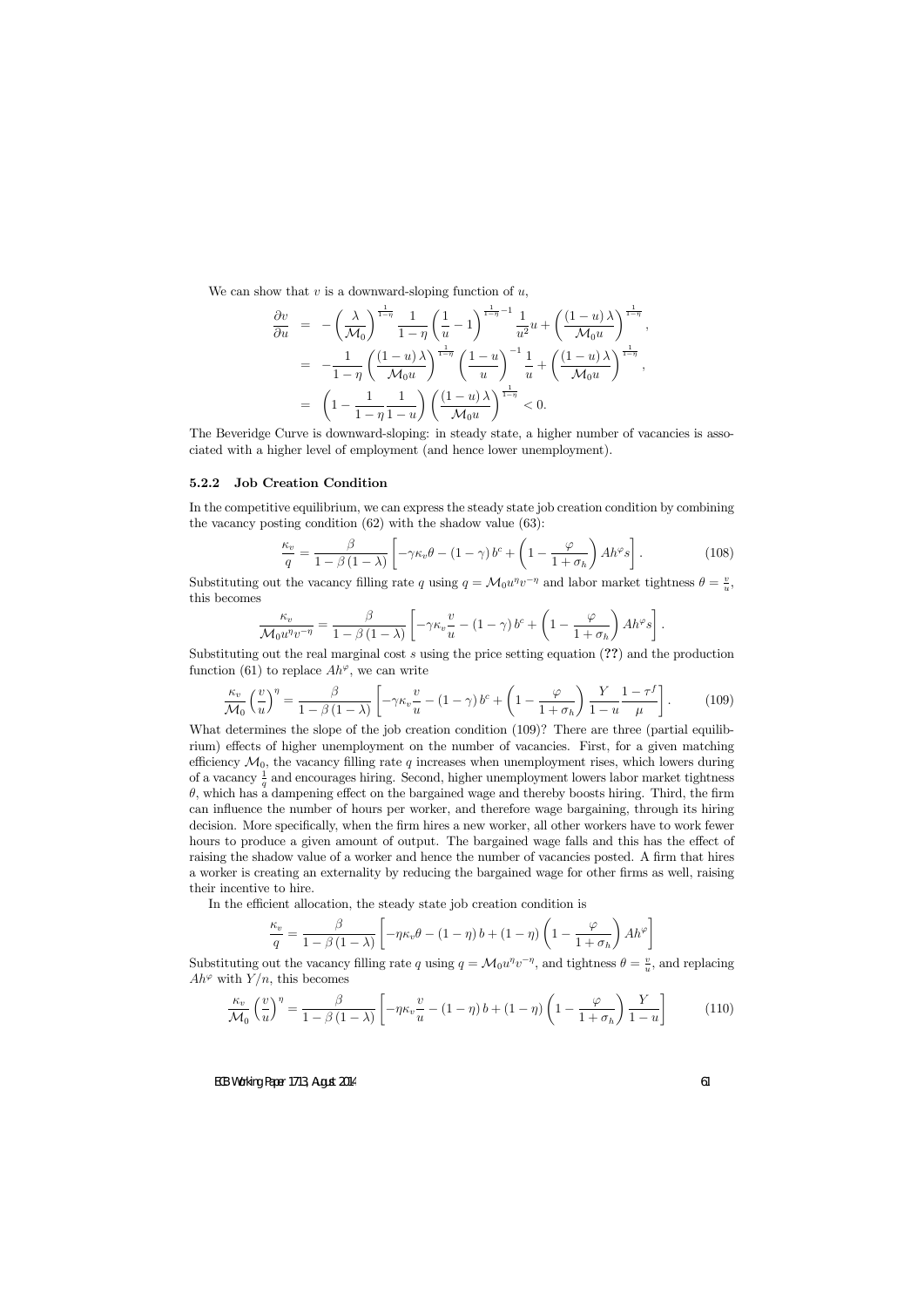We can show that $v$ is a downward-sloping function of $u$,

$$
\begin{aligned}
\frac{\partial v}{\partial u} &= -\left(\frac{\lambda}{\mathcal{M}_0}\right)^{\frac{1}{1-\eta}} \frac{1}{1-\eta}\left(\frac{1}{u}-1\right)^{\frac{1}{1-\eta}-1} \frac{1}{u^2} u + \left(\frac{(1-u)\lambda}{\mathcal{M}_0 u}\right)^{\frac{1}{1-\eta}}, \\
&= -\frac{1}{1-\eta}\left(\frac{(1-u)\lambda}{\mathcal{M}_0 u}\right)^{\frac{1}{1-\eta}} \left(\frac{1-u}{u}\right)^{-1} \frac{1}{u} + \left(\frac{(1-u)\lambda}{\mathcal{M}_0 u}\right)^{\frac{1}{1-\eta}}, \\
&= \left(1 - \frac{1}{1-\eta}\frac{1}{1-u}\right)\left(\frac{(1-u)\lambda}{\mathcal{M}_0 u}\right)^{\frac{1}{1-\eta}} < 0.
\end{aligned}
$$

The Beveridge Curve is downward-sloping: in steady state, a higher number of vacancies is associated with a higher level of employment (and hence lower unemployment).

### 5.2.2 Job Creation Condition

In the competitive equilibrium, we can express the steady state job creation condition by combining the vacancy posting condition (62) with the shadow value (63):

$$
\frac{\kappa_v}{q} = \frac{\beta}{1-\beta(1-\lambda)}\left[-\gamma\kappa_v\theta - (1-\gamma)b^c + \left(1 - \frac{\varphi}{1+\sigma_h}\right)Ah^{\varphi}s\right]. \tag{108}
$$

Substituting out the vacancy filling rate $q$ using $q = \mathcal{M}_0 u^{\eta} v^{-\eta}$ and labor market tightness $\theta = \frac{v}{u}$, this becomes

$$
\frac{\kappa_v}{\mathcal{M}_0 u^{\eta} v^{-\eta}} = \frac{\beta}{1-\beta(1-\lambda)}\left[-\gamma\kappa_v\frac{v}{u} - (1-\gamma)b^c + \left(1 - \frac{\varphi}{1+\sigma_h}\right)Ah^{\varphi}s\right].
$$

Substituting out the real marginal cost $s$ using the price setting equation (**??**) and the production function (61) to replace $Ah^{\varphi}$, we can write

$$
\frac{\kappa_v}{\mathcal{M}_0}\left(\frac{v}{u}\right)^{\eta} = \frac{\beta}{1-\beta(1-\lambda)}\left[-\gamma\kappa_v\frac{v}{u} - (1-\gamma)b^c + \left(1 - \frac{\varphi}{1+\sigma_h}\right)\frac{Y}{1-u}\frac{1-\tau^f}{\mu}\right]. \tag{109}
$$

What determines the slope of the job creation condition (109)? There are three (partial equilibrium) effects of higher unemployment on the number of vacancies. First, for a given matching efficiency $\mathcal{M}_0$, the vacancy filling rate $q$ increases when unemployment rises, which lowers during of a vacancy $\frac{1}{q}$ and encourages hiring. Second, higher unemployment lowers labor market tightness $\theta$, which has a dampening effect on the bargained wage and thereby boosts hiring. Third, the firm can influence the number of hours per worker, and therefore wage bargaining, through its hiring decision. More specifically, when the firm hires a new worker, all other workers have to work fewer hours to produce a given amount of output. The bargained wage falls and this has the effect of raising the shadow value of a worker and hence the number of vacancies posted. A firm that hires a worker is creating an externality by reducing the bargained wage for other firms as well, raising their incentive to hire.

In the efficient allocation, the steady state job creation condition is

$$
\frac{\kappa_v}{q} = \frac{\beta}{1-\beta(1-\lambda)}\left[-\eta\kappa_v\theta - (1-\eta)b + (1-\eta)\left(1 - \frac{\varphi}{1+\sigma_h}\right)Ah^{\varphi}\right]
$$

Substituting out the vacancy filling rate $q$ using $q = \mathcal{M}_0 u^{\eta} v^{-\eta}$, and tightness $\theta = \frac{v}{u}$, and replacing $Ah^{\varphi}$ with $Y/n$, this becomes

$$
\frac{\kappa_v}{\mathcal{M}_0}\left(\frac{v}{u}\right)^{\eta} = \frac{\beta}{1-\beta(1-\lambda)}\left[-\eta\kappa_v\frac{v}{u} - (1-\eta)b + (1-\eta)\left(1 - \frac{\varphi}{1+\sigma_h}\right)\frac{Y}{1-u}\right] \tag{110}
$$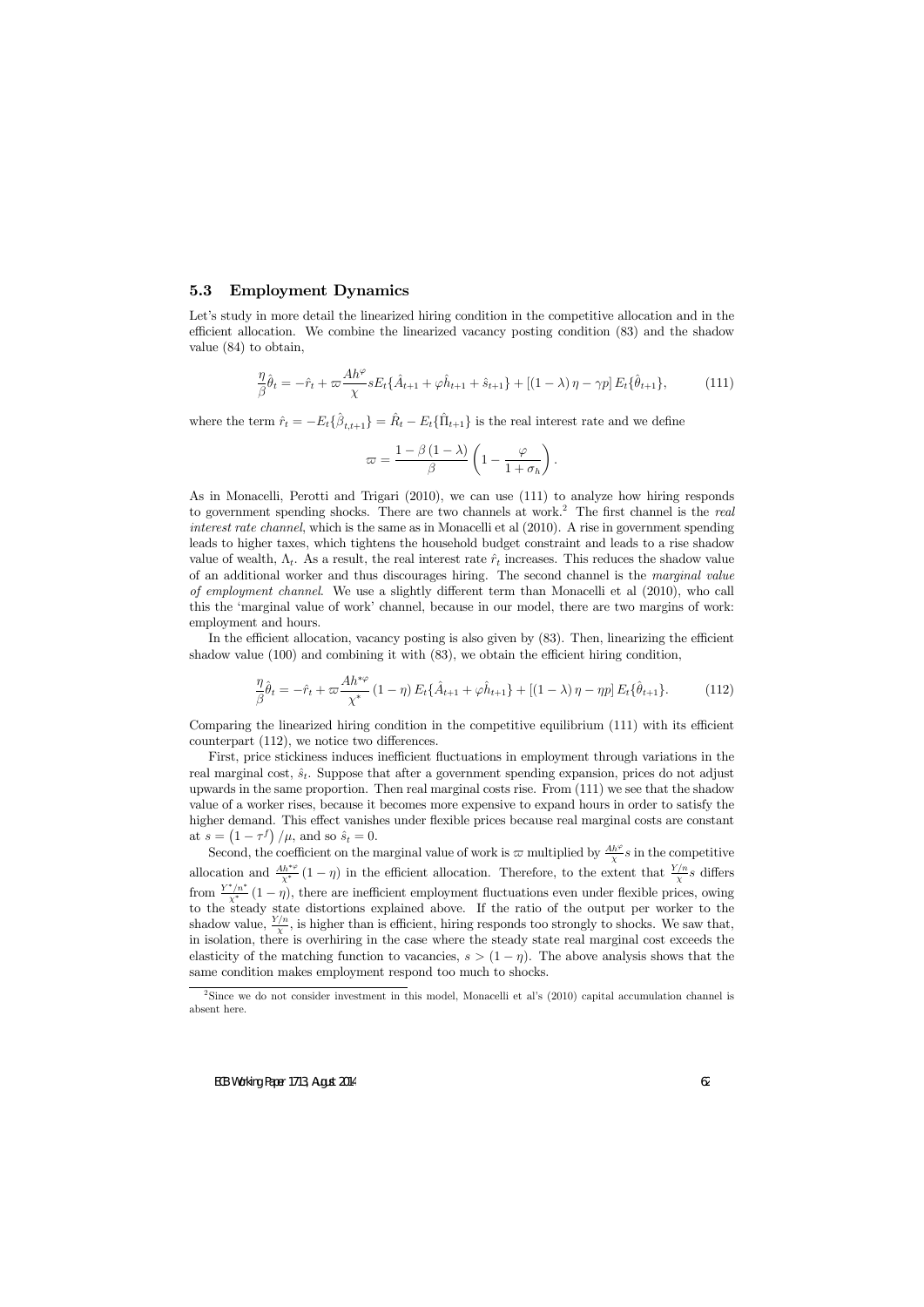### 5.3 Employment Dynamics

Let's study in more detail the linearized hiring condition in the competitive allocation and in the efficient allocation. We combine the linearized vacancy posting condition (83) and the shadow value (84) to obtain,

$$\frac{\eta}{\beta}\hat{\theta}_t = -\hat{r}_t + \varpi \frac{Ah^{\varphi}}{\chi} s E_t\{\hat{A}_{t+1} + \varphi \hat{h}_{t+1} + \hat{s}_{t+1}\} + [(1-\lambda)\eta - \gamma p] E_t\{\hat{\theta}_{t+1}\}, \tag{111}$$

where the term $\hat{r}_t = -E_t\{\hat{\beta}_{t,t+1}\} = \hat{R}_t - E_t\{\hat{\Pi}_{t+1}\}$ is the real interest rate and we define

$$\varpi = \frac{1-\beta(1-\lambda)}{\beta}\left(1 - \frac{\varphi}{1+\sigma_h}\right).$$

As in Monacelli, Perotti and Trigari (2010), we can use (111) to analyze how hiring responds to government spending shocks. There are two channels at work.[2] The first channel is the *real interest rate channel*, which is the same as in Monacelli et al (2010). A rise in government spending leads to higher taxes, which tightens the household budget constraint and leads to a rise shadow value of wealth, $\Lambda_t$. As a result, the real interest rate $\hat{r}_t$ increases. This reduces the shadow value of an additional worker and thus discourages hiring. The second channel is the *marginal value of employment channel*. We use a slightly different term than Monacelli et al (2010), who call this the 'marginal value of work' channel, because in our model, there are two margins of work: employment and hours.

In the efficient allocation, vacancy posting is also given by (83). Then, linearizing the efficient shadow value (100) and combining it with (83), we obtain the efficient hiring condition,

$$\frac{\eta}{\beta}\hat{\theta}_t = -\hat{r}_t + \varpi \frac{Ah^{*\varphi}}{\chi^*}(1-\eta) E_t\{\hat{A}_{t+1} + \varphi \hat{h}_{t+1}\} + [(1-\lambda)\eta - \eta p] E_t\{\hat{\theta}_{t+1}\}. \tag{112}$$

Comparing the linearized hiring condition in the competitive equilibrium (111) with its efficient counterpart (112), we notice two differences.

First, price stickiness induces inefficient fluctuations in employment through variations in the real marginal cost, $\hat{s}_t$. Suppose that after a government spending expansion, prices do not adjust upwards in the same proportion. Then real marginal costs rise. From (111) we see that the shadow value of a worker rises, because it becomes more expensive to expand hours in order to satisfy the higher demand. This effect vanishes under flexible prices because real marginal costs are constant at $s = (1-\tau^f)/\mu$, and so $\hat{s}_t = 0$.

Second, the coefficient on the marginal value of work is $\varpi$ multiplied by $\frac{Ah^{\varphi}}{\chi}s$ in the competitive allocation and $\frac{Ah^{*\varphi}}{\chi^*}(1-\eta)$ in the efficient allocation. Therefore, to the extent that $\frac{Y/n}{\chi}s$ differs from $\frac{Y^*/n^*}{\chi^*}(1-\eta)$, there are inefficient employment fluctuations even under flexible prices, owing to the steady state distortions explained above. If the ratio of the output per worker to the shadow value, $\frac{Y/n}{\chi}$, is higher than is efficient, hiring responds too strongly to shocks. We saw that, in isolation, there is overhiring in the case where the steady state real marginal cost exceeds the elasticity of the matching function to vacancies, $s > (1-\eta)$. The above analysis shows that the same condition makes employment respond too much to shocks.

[2] Since we do not consider investment in this model, Monacelli et al's (2010) capital accumulation channel is absent here.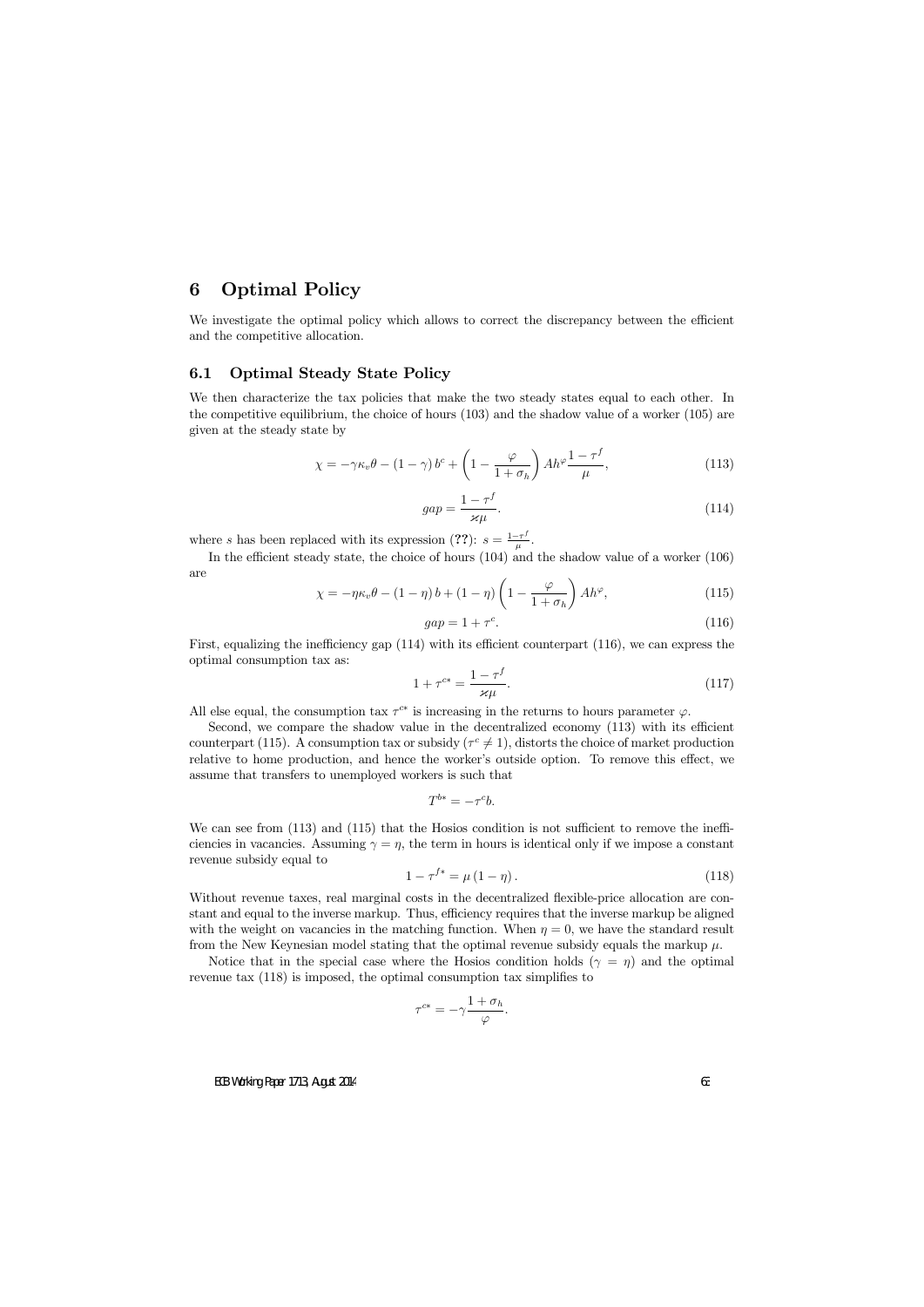## 6 Optimal Policy

We investigate the optimal policy which allows to correct the discrepancy between the efficient and the competitive allocation.

### 6.1 Optimal Steady State Policy

We then characterize the tax policies that make the two steady states equal to each other. In the competitive equilibrium, the choice of hours (103) and the shadow value of a worker (105) are given at the steady state by

$$\chi = -\gamma\kappa_v\theta - (1-\gamma)\,b^c + \left(1 - \frac{\varphi}{1+\sigma_h}\right)Ah^{\varphi}\frac{1-\tau^f}{\mu}, \tag{113}$$

$$gap = \frac{1-\tau^f}{\varkappa\mu}. \tag{114}$$

where $s$ has been replaced with its expression (**??**): $s = \frac{1-\tau^f}{\mu}$.

In the efficient steady state, the choice of hours (104) and the shadow value of a worker (106) are

$$\chi = -\eta\kappa_v\theta - (1-\eta)\,b + (1-\eta)\left(1 - \frac{\varphi}{1+\sigma_h}\right)Ah^{\varphi}, \tag{115}$$

$$gap = 1 + \tau^c. \tag{116}$$

First, equalizing the inefficiency gap (114) with its efficient counterpart (116), we can express the optimal consumption tax as:

$$1 + \tau^{c*} = \frac{1-\tau^f}{\varkappa\mu}. \tag{117}$$

All else equal, the consumption tax $\tau^{c*}$ is increasing in the returns to hours parameter $\varphi$.

Second, we compare the shadow value in the decentralized economy (113) with its efficient counterpart (115). A consumption tax or subsidy ($\tau^c \neq 1$), distorts the choice of market production relative to home production, and hence the worker's outside option. To remove this effect, we assume that transfers to unemployed workers is such that

$$T^{b*} = -\tau^c b.$$

We can see from (113) and (115) that the Hosios condition is not sufficient to remove the inefficiencies in vacancies. Assuming $\gamma = \eta$, the term in hours is identical only if we impose a constant revenue subsidy equal to

$$1 - \tau^{f*} = \mu\,(1-\eta). \tag{118}$$

Without revenue taxes, real marginal costs in the decentralized flexible-price allocation are constant and equal to the inverse markup. Thus, efficiency requires that the inverse markup be aligned with the weight on vacancies in the matching function. When $\eta = 0$, we have the standard result from the New Keynesian model stating that the optimal revenue subsidy equals the markup $\mu$.

Notice that in the special case where the Hosios condition holds ($\gamma = \eta$) and the optimal revenue tax (118) is imposed, the optimal consumption tax simplifies to

$$\tau^{c*} = -\gamma\frac{1+\sigma_h}{\varphi}.$$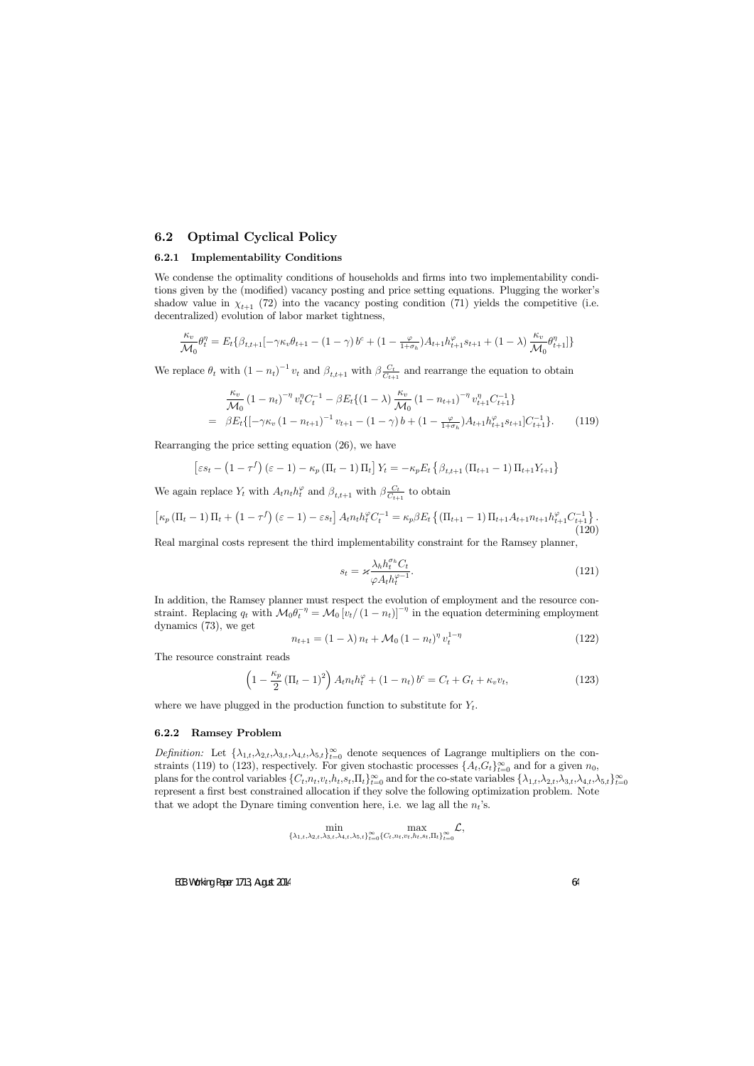## 6.2 Optimal Cyclical Policy

### 6.2.1 Implementability Conditions

We condense the optimality conditions of households and firms into two implementability conditions given by the (modified) vacancy posting and price setting equations. Plugging the worker's shadow value in $\chi_{t+1}$ (72) into the vacancy posting condition (71) yields the competitive (i.e. decentralized) evolution of labor market tightness,

$$\frac{\kappa_v}{\mathcal{M}_0}\theta_t^\eta = E_t\{\beta_{t,t+1}[-\gamma\kappa_v\theta_{t+1} - (1-\gamma)\, b^c + (1 - \tfrac{\varphi}{1+\sigma_h})A_{t+1}h_{t+1}^\varphi s_{t+1} + (1-\lambda)\,\frac{\kappa_v}{\mathcal{M}_0}\theta_{t+1}^\eta]\}$$

We replace $\theta_t$ with $(1-n_t)^{-1} v_t$ and $\beta_{t,t+1}$ with $\beta\frac{C_t}{C_{t+1}}$ and rearrange the equation to obtain

$$\begin{aligned}
&\frac{\kappa_v}{\mathcal{M}_0}(1-n_t)^{-\eta} v_t^\eta C_t^{-1} - \beta E_t\{(1-\lambda)\,\frac{\kappa_v}{\mathcal{M}_0}(1-n_{t+1})^{-\eta} v_{t+1}^\eta C_{t+1}^{-1}\} \\
= \ &\beta E_t\{[-\gamma\kappa_v (1-n_{t+1})^{-1} v_{t+1} - (1-\gamma)\, b + (1 - \tfrac{\varphi}{1+\sigma_h})A_{t+1}h_{t+1}^\varphi s_{t+1}]C_{t+1}^{-1}\}. \qquad (119)
\end{aligned}$$

Rearranging the price setting equation (26), we have

$$\left[\varepsilon s_t - \left(1-\tau^f\right)(\varepsilon - 1) - \kappa_p\left(\Pi_t - 1\right)\Pi_t\right] Y_t = -\kappa_p E_t\left\{\beta_{t,t+1}\left(\Pi_{t+1}-1\right)\Pi_{t+1}Y_{t+1}\right\}$$

We again replace $Y_t$ with $A_t n_t h_t^\varphi$ and $\beta_{t,t+1}$ with $\beta\frac{C_t}{C_{t+1}}$ to obtain

$$\left[\kappa_p\left(\Pi_t - 1\right)\Pi_t + \left(1-\tau^f\right)(\varepsilon - 1) - \varepsilon s_t\right] A_t n_t h_t^\varphi C_t^{-1} = \kappa_p \beta E_t\left\{\left(\Pi_{t+1}-1\right)\Pi_{t+1}A_{t+1}n_{t+1}h_{t+1}^\varphi C_{t+1}^{-1}\right\}. \qquad (120)$$

Real marginal costs represent the third implementability constraint for the Ramsey planner,

$$s_t = \varkappa\frac{\lambda_h h_t^{\sigma_h} C_t}{\varphi A_t h_t^{\varphi-1}}. \qquad (121)$$

In addition, the Ramsey planner must respect the evolution of employment and the resource constraint. Replacing $q_t$ with $\mathcal{M}_0\theta_t^{-\eta} = \mathcal{M}_0\left[v_t/\left(1-n_t\right)\right]^{-\eta}$ in the equation determining employment dynamics (73), we get

$$n_{t+1} = (1-\lambda)\, n_t + \mathcal{M}_0\left(1-n_t\right)^\eta v_t^{1-\eta} \qquad (122)$$

The resource constraint reads

$$\left(1 - \frac{\kappa_p}{2}\left(\Pi_t - 1\right)^2\right)A_t n_t h_t^\varphi + (1-n_t)\, b^c = C_t + G_t + \kappa_v v_t, \qquad (123)$$

where we have plugged in the production function to substitute for $Y_t$.

### 6.2.2 Ramsey Problem

*Definition:* Let $\{\lambda_{1,t},\lambda_{2,t},\lambda_{3,t},\lambda_{4,t},\lambda_{5,t}\}_{t=0}^\infty$ denote sequences of Lagrange multipliers on the constraints (119) to (123), respectively. For given stochastic processes $\{A_t,G_t\}_{t=0}^\infty$ and for a given $n_0$, plans for the control variables $\{C_t,n_t,v_t,h_t,s_t,\Pi_t\}_{t=0}^\infty$ and for the co-state variables $\{\lambda_{1,t},\lambda_{2,t},\lambda_{3,t},\lambda_{4,t},\lambda_{5,t}\}_{t=0}^\infty$ represent a first best constrained allocation if they solve the following optimization problem. Note that we adopt the Dynare timing convention here, i.e. we lag all the $n_t$'s.

$$\min_{\{\lambda_{1,t},\lambda_{2,t},\lambda_{3,t},\lambda_{4,t},\lambda_{5,t}\}_{t=0}^\infty}\ \max_{\{C_t,n_t,v_t,h_t,s_t,\Pi_t\}_{t=0}^\infty}\mathcal{L},$$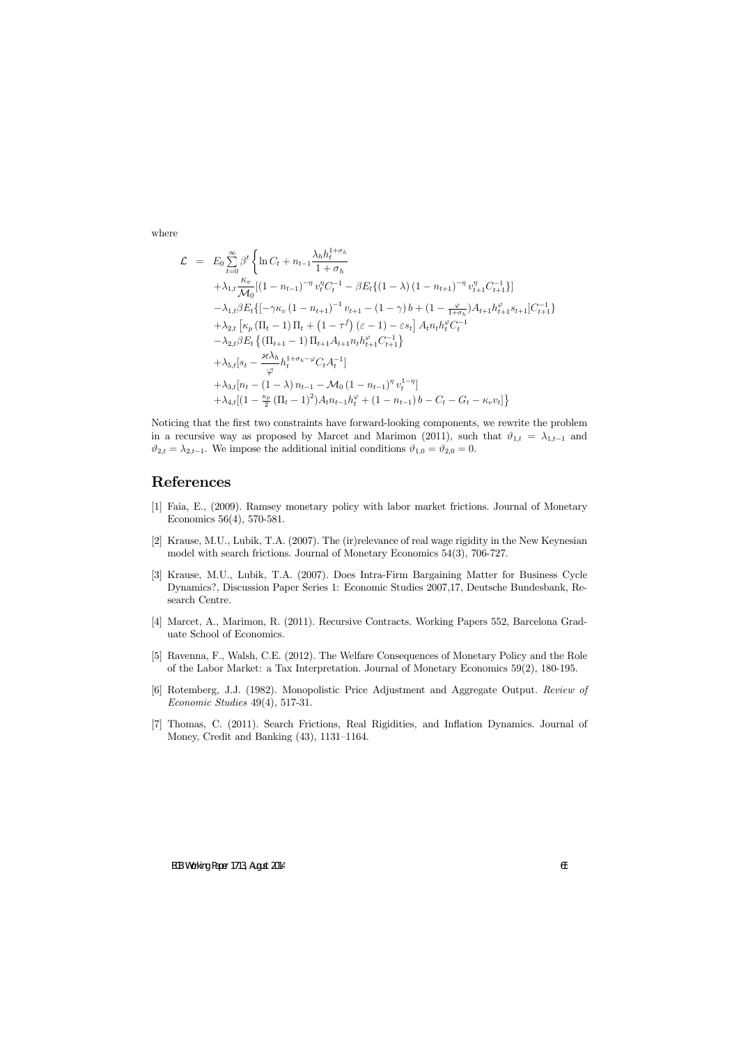where

$$
\begin{aligned}
\mathcal{L} &= E_0 \sum_{t=0}^{\infty} \beta^t \Bigg\{ \ln C_t + n_{t-1} \frac{\lambda_h h_t^{1+\sigma_h}}{1+\sigma_h} \\
&+ \lambda_{1,t} \frac{\kappa_v}{\mathcal{M}_0} [(1-n_{t-1})^{-\eta} v_t^{\eta} C_t^{-1} - \beta E_t\{(1-\lambda)(1-n_{t+1})^{-\eta} v_{t+1}^{\eta} C_{t+1}^{-1}\}] \\
&- \lambda_{1,t} \beta E_t\{[-\gamma \kappa_v (1-n_{t+1})^{-1} v_{t+1} - (1-\gamma) b + (1 - \tfrac{\varphi}{1+\sigma_h}) A_{t+1} h_{t+1}^{\varphi} s_{t+1}] C_{t+1}^{-1}\} \\
&+ \lambda_{2,t} \left[\kappa_p (\Pi_t - 1) \Pi_t + (1-\tau^f)(\varepsilon - 1) - \varepsilon s_t\right] A_t n_t h_t^{\varphi} C_t^{-1} \\
&- \lambda_{2,t} \beta E_t \left\{ (\Pi_{t+1} - 1) \Pi_{t+1} A_{t+1} n_t h_{t+1}^{\varphi} C_{t+1}^{-1} \right\} \\
&+ \lambda_{5,t} [s_t - \frac{\varkappa \lambda_h}{\varphi} h_t^{1+\sigma_h - \varphi} C_t A_t^{-1}] \\
&+ \lambda_{3,t} [n_t - (1-\lambda) n_{t-1} - \mathcal{M}_0 (1-n_{t-1})^{\eta} v_t^{1-\eta}] \\
&+ \lambda_{4,t} [(1 - \tfrac{\kappa_p}{2} (\Pi_t - 1)^2) A_t n_{t-1} h_t^{\varphi} + (1-n_{t-1}) b - C_t - G_t - \kappa_v v_t] \Bigg\}
\end{aligned}
$$

Noticing that the first two constraints have forward-looking components, we rewrite the problem in a recursive way as proposed by Marcet and Marimon (2011), such that $\vartheta_{1,t} = \lambda_{1,t-1}$ and $\vartheta_{2,t} = \lambda_{2,t-1}$. We impose the additional initial conditions $\vartheta_{1,0} = \vartheta_{2,0} = 0$.

# References

[1] Faia, E., (2009). Ramsey monetary policy with labor market frictions. Journal of Monetary Economics 56(4), 570-581.

[2] Krause, M.U., Lubik, T.A. (2007). The (ir)relevance of real wage rigidity in the New Keynesian model with search frictions. Journal of Monetary Economics 54(3), 706-727.

[3] Krause, M.U., Lubik, T.A. (2007). Does Intra-Firm Bargaining Matter for Business Cycle Dynamics?, Discussion Paper Series 1: Economic Studies 2007,17, Deutsche Bundesbank, Research Centre.

[4] Marcet, A., Marimon, R. (2011). Recursive Contracts. Working Papers 552, Barcelona Graduate School of Economics.

[5] Ravenna, F., Walsh, C.E. (2012). The Welfare Consequences of Monetary Policy and the Role of the Labor Market: a Tax Interpretation. Journal of Monetary Economics 59(2), 180-195.

[6] Rotemberg, J.J. (1982). Monopolistic Price Adjustment and Aggregate Output. *Review of Economic Studies* 49(4), 517-31.

[7] Thomas, C. (2011). Search Frictions, Real Rigidities, and Inflation Dynamics. Journal of Money, Credit and Banking (43), 1131–1164.